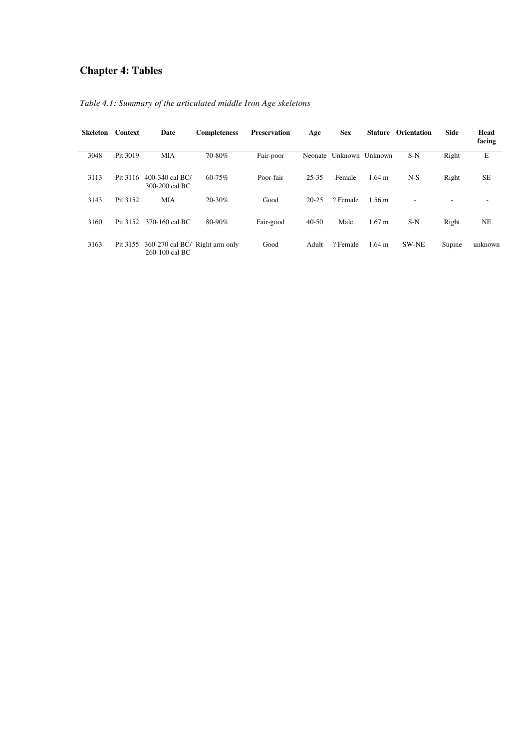# Chapter 4: Tables

*Table 4.1: Summary of the articulated middle Iron Age skeletons*

| Skeleton | Context | Date | Completeness | Preservation | Age | Sex | Stature | Orientation | Side | Head facing |
|---|---|---|---|---|---|---|---|---|---|---|
| 3048 | Pit 3019 | MIA | 70-80% | Fair-poor | Neonate | Unknown | Unknown | S-N | Right | E |
| 3113 | Pit 3116 | 400-340 cal BC/ 300-200 cal BC | 60-75% | Poor-fair | 25-35 | Female | 1.64 m | N-S | Right | SE |
| 3143 | Pit 3152 | MIA | 20-30% | Good | 20-25 | ? Female | 1.56 m | - | - | - |
| 3160 | Pit 3152 | 370-160 cal BC | 80-90% | Fair-good | 40-50 | Male | 1.67 m | S-N | Right | NE |
| 3163 | Pit 3155 | 360-270 cal BC/ 260-100 cal BC | Right arm only | Good | Adult | ? Female | 1.64 m | SW-NE | Supine | unknown |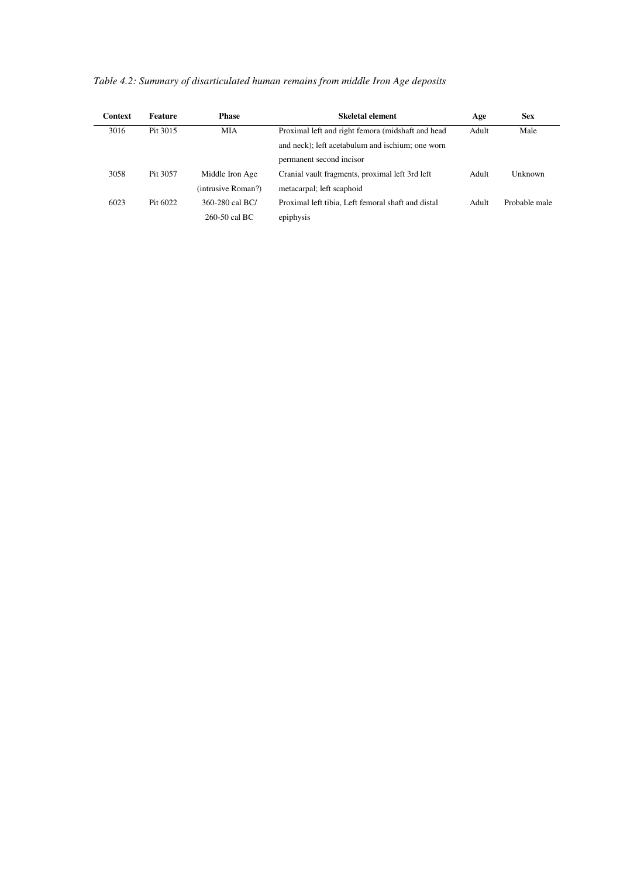*Table 4.2: Summary of disarticulated human remains from middle Iron Age deposits*

| Context | Feature | Phase | Skeletal element | Age | Sex |
|---|---|---|---|---|---|
| 3016 | Pit 3015 | MIA | Proximal left and right femora (midshaft and head and neck); left acetabulum and ischium; one worn permanent second incisor | Adult | Male |
| 3058 | Pit 3057 | Middle Iron Age (intrusive Roman?) | Cranial vault fragments, proximal left 3rd left metacarpal; left scaphoid | Adult | Unknown |
| 6023 | Pit 6022 | 360-280 cal BC/ 260-50 cal BC | Proximal left tibia, Left femoral shaft and distal epiphysis | Adult | Probable male |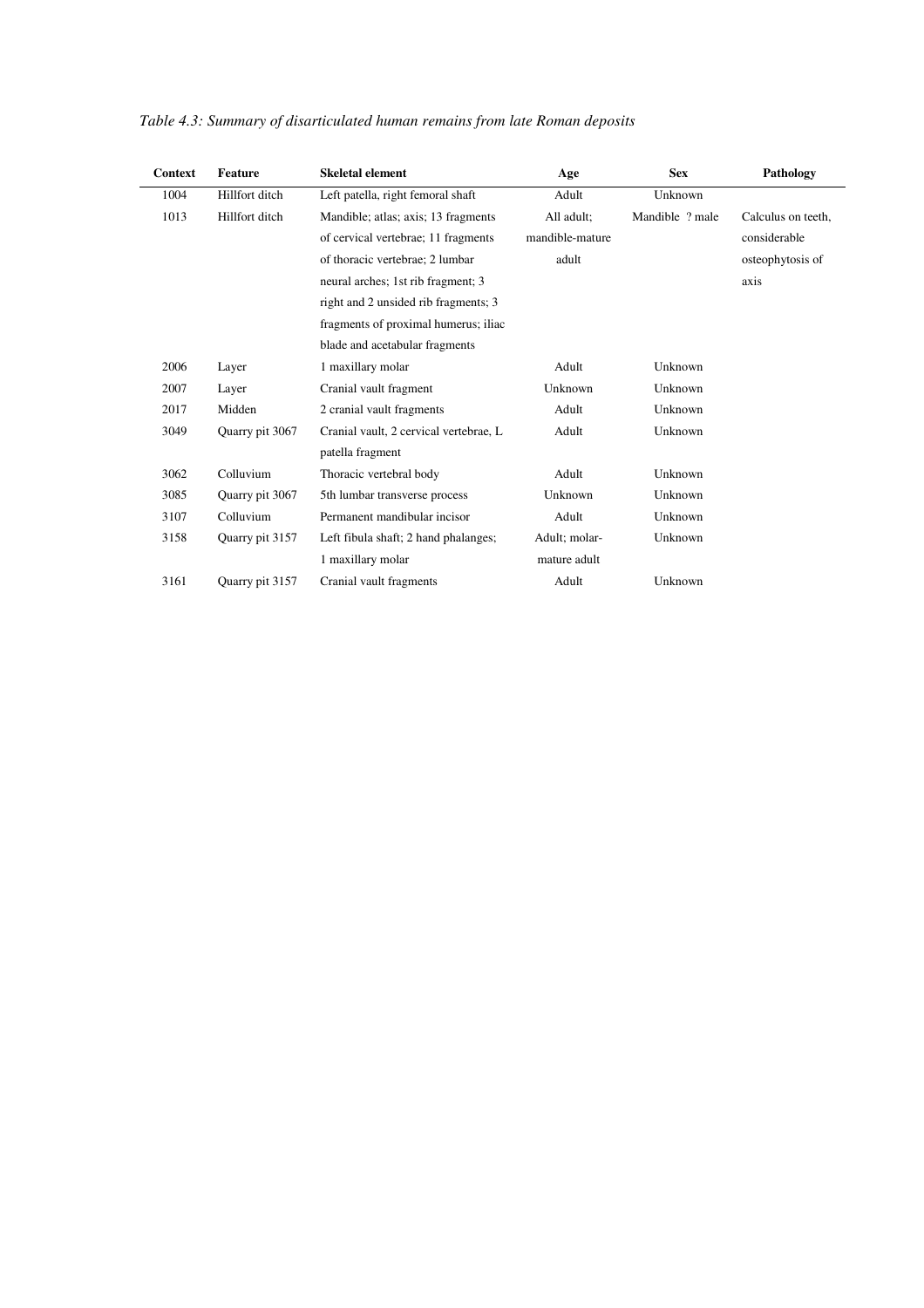*Table 4.3: Summary of disarticulated human remains from late Roman deposits*

| Context | Feature | Skeletal element | Age | Sex | Pathology |
|---|---|---|---|---|---|
| 1004 | Hillfort ditch | Left patella, right femoral shaft | Adult | Unknown | |
| 1013 | Hillfort ditch | Mandible; atlas; axis; 13 fragments of cervical vertebrae; 11 fragments of thoracic vertebrae; 2 lumbar neural arches; 1st rib fragment; 3 right and 2 unsided rib fragments; 3 fragments of proximal humerus; iliac blade and acetabular fragments | All adult; mandible-mature adult | Mandible ? male | Calculus on teeth, considerable osteophytosis of axis |
| 2006 | Layer | 1 maxillary molar | Adult | Unknown | |
| 2007 | Layer | Cranial vault fragment | Unknown | Unknown | |
| 2017 | Midden | 2 cranial vault fragments | Adult | Unknown | |
| 3049 | Quarry pit 3067 | Cranial vault, 2 cervical vertebrae, L patella fragment | Adult | Unknown | |
| 3062 | Colluvium | Thoracic vertebral body | Adult | Unknown | |
| 3085 | Quarry pit 3067 | 5th lumbar transverse process | Unknown | Unknown | |
| 3107 | Colluvium | Permanent mandibular incisor | Adult | Unknown | |
| 3158 | Quarry pit 3157 | Left fibula shaft; 2 hand phalanges; 1 maxillary molar | Adult; molar-mature adult | Unknown | |
| 3161 | Quarry pit 3157 | Cranial vault fragments | Adult | Unknown | |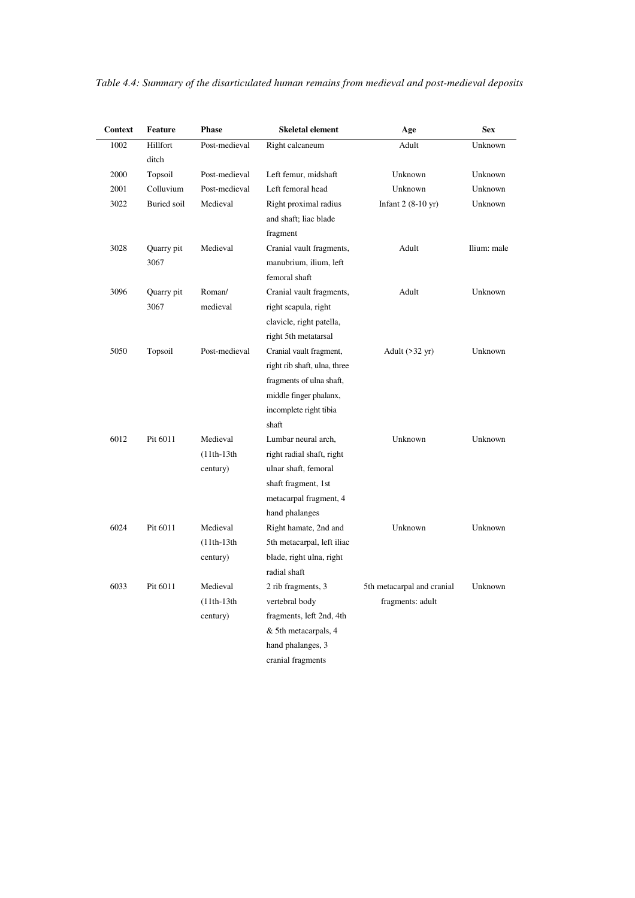*Table 4.4: Summary of the disarticulated human remains from medieval and post-medieval deposits*

| Context | Feature | Phase | Skeletal element | Age | Sex |
|---|---|---|---|---|---|
| 1002 | Hillfort ditch | Post-medieval | Right calcaneum | Adult | Unknown |
| 2000 | Topsoil | Post-medieval | Left femur, midshaft | Unknown | Unknown |
| 2001 | Colluvium | Post-medieval | Left femoral head | Unknown | Unknown |
| 3022 | Buried soil | Medieval | Right proximal radius and shaft; liac blade fragment | Infant 2 (8-10 yr) | Unknown |
| 3028 | Quarry pit 3067 | Medieval | Cranial vault fragments, manubrium, ilium, left femoral shaft | Adult | Ilium: male |
| 3096 | Quarry pit 3067 | Roman/ medieval | Cranial vault fragments, right scapula, right clavicle, right patella, right 5th metatarsal | Adult | Unknown |
| 5050 | Topsoil | Post-medieval | Cranial vault fragment, right rib shaft, ulna, three fragments of ulna shaft, middle finger phalanx, incomplete right tibia shaft | Adult (>32 yr) | Unknown |
| 6012 | Pit 6011 | Medieval (11th-13th century) | Lumbar neural arch, right radial shaft, right ulnar shaft, femoral shaft fragment, 1st metacarpal fragment, 4 hand phalanges | Unknown | Unknown |
| 6024 | Pit 6011 | Medieval (11th-13th century) | Right hamate, 2nd and 5th metacarpal, left iliac blade, right ulna, right radial shaft | Unknown | Unknown |
| 6033 | Pit 6011 | Medieval (11th-13th century) | 2 rib fragments, 3 vertebral body fragments, left 2nd, 4th & 5th metacarpals, 4 hand phalanges, 3 cranial fragments | 5th metacarpal and cranial fragments: adult | Unknown |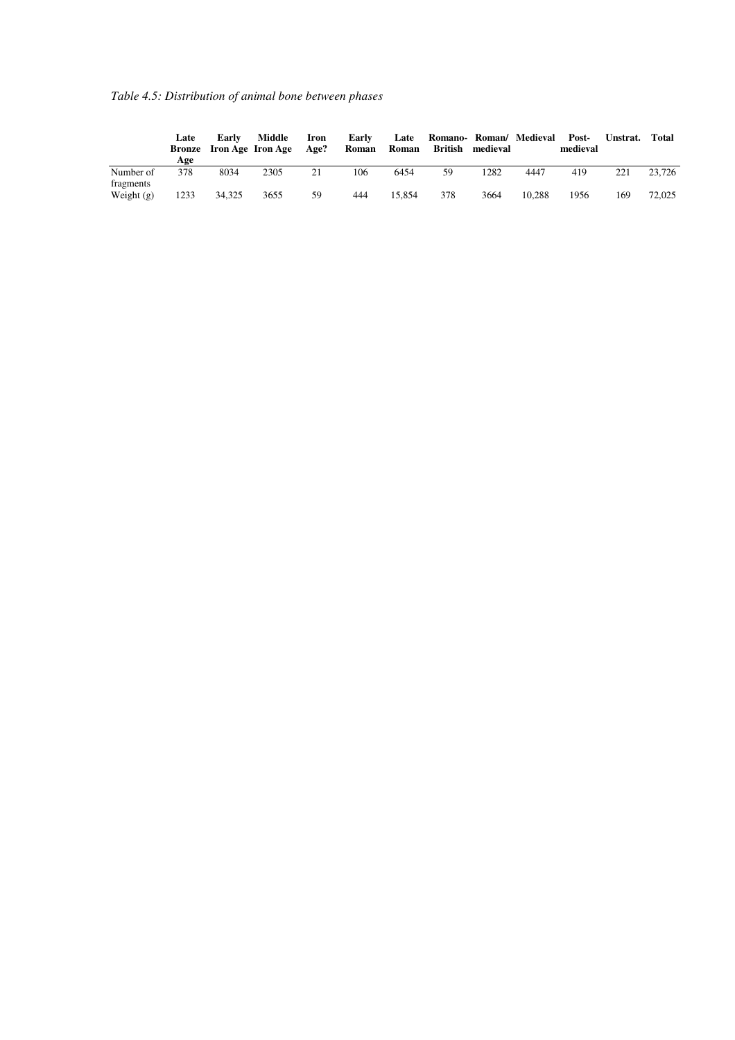*Table 4.5: Distribution of animal bone between phases*

| | Late Bronze Age | Early Iron Age | Middle Iron Age | Iron Age? | Early Roman | Late Roman | Romano-British | Roman/ medieval | Medieval | Post-medieval | Unstrat. | Total |
|---|---|---|---|---|---|---|---|---|---|---|---|---|
| Number of fragments | 378 | 8034 | 2305 | 21 | 106 | 6454 | 59 | 1282 | 4447 | 419 | 221 | 23,726 |
| Weight (g) | 1233 | 34,325 | 3655 | 59 | 444 | 15,854 | 378 | 3664 | 10,288 | 1956 | 169 | 72,025 |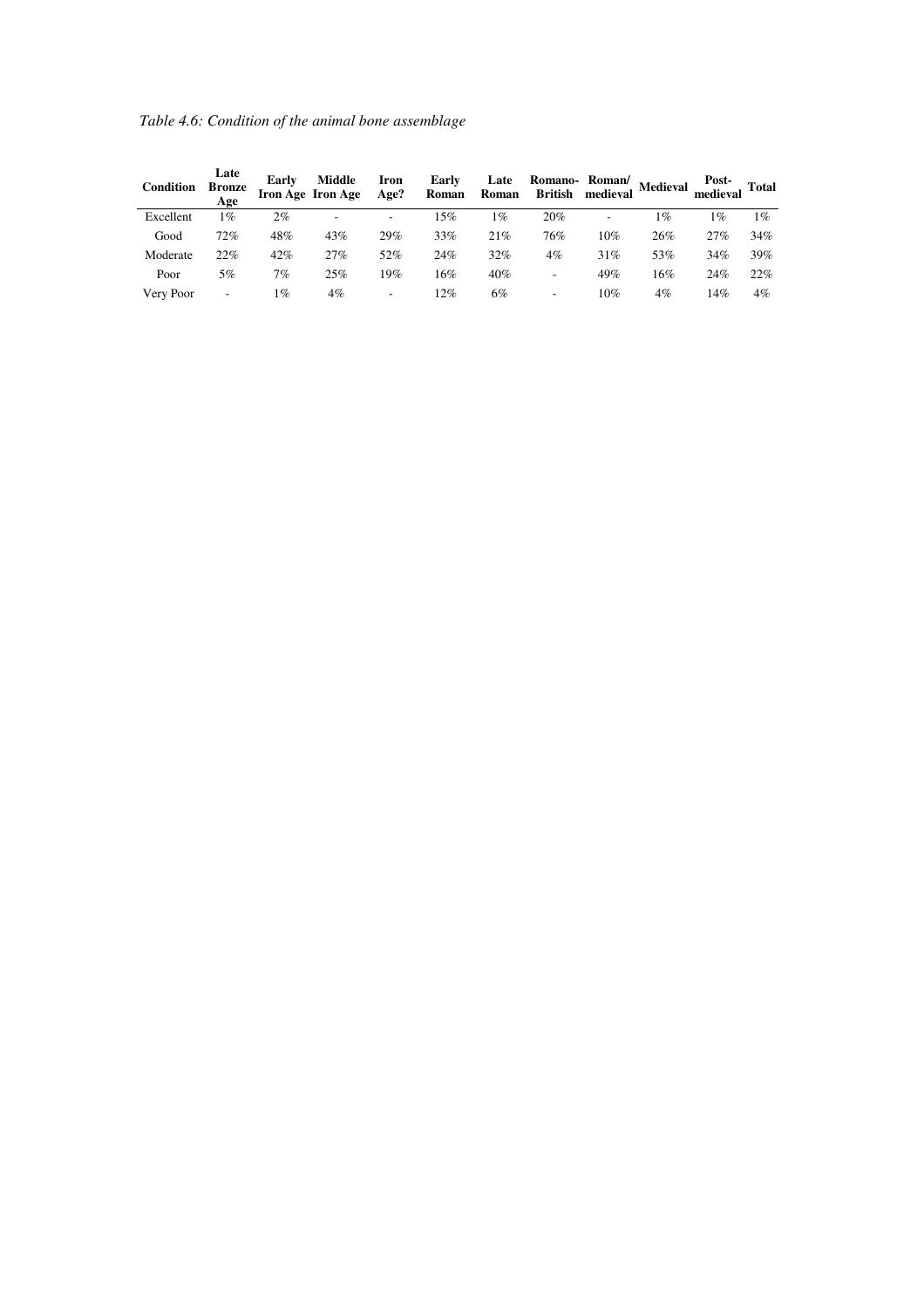*Table 4.6: Condition of the animal bone assemblage*

| Condition | Late Bronze Age | Early Iron Age | Middle Iron Age | Iron Age? | Early Roman | Late Roman | Romano-British | Roman/ medieval | Medieval | Post-medieval | Total |
|---|---|---|---|---|---|---|---|---|---|---|---|
| Excellent | 1% | 2% | - | - | 15% | 1% | 20% | - | 1% | 1% | 1% |
| Good | 72% | 48% | 43% | 29% | 33% | 21% | 76% | 10% | 26% | 27% | 34% |
| Moderate | 22% | 42% | 27% | 52% | 24% | 32% | 4% | 31% | 53% | 34% | 39% |
| Poor | 5% | 7% | 25% | 19% | 16% | 40% | - | 49% | 16% | 24% | 22% |
| Very Poor | - | 1% | 4% | - | 12% | 6% | - | 10% | 4% | 14% | 4% |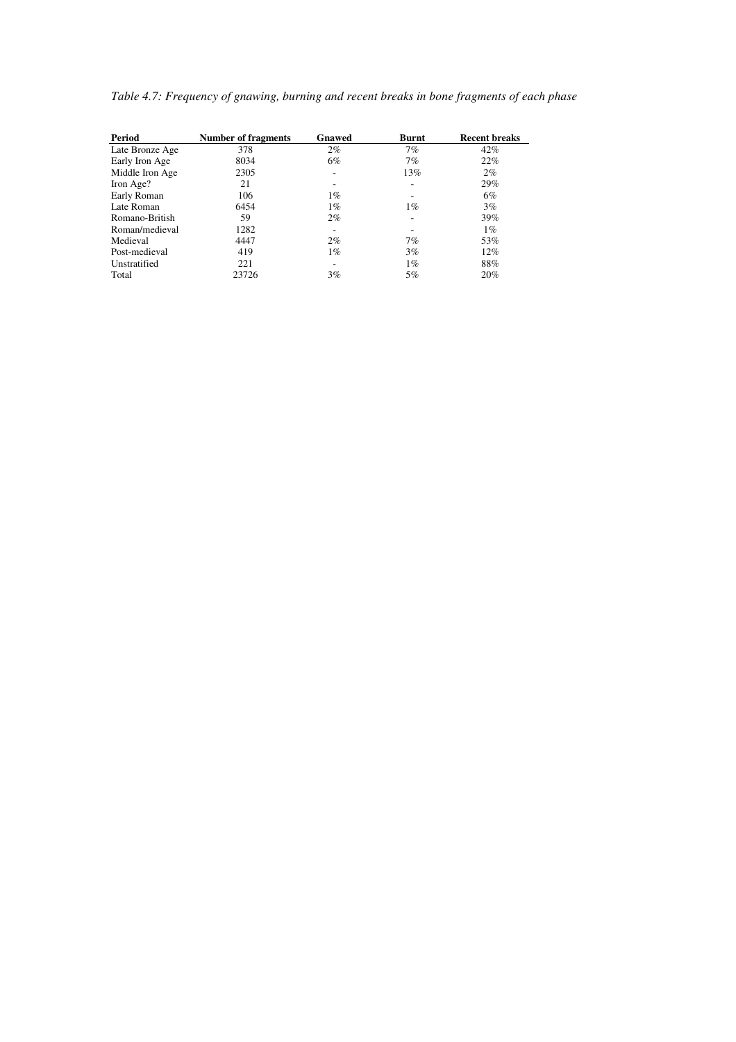*Table 4.7: Frequency of gnawing, burning and recent breaks in bone fragments of each phase*

| Period | Number of fragments | Gnawed | Burnt | Recent breaks |
|---|---|---|---|---|
| Late Bronze Age | 378 | 2% | 7% | 42% |
| Early Iron Age | 8034 | 6% | 7% | 22% |
| Middle Iron Age | 2305 | - | 13% | 2% |
| Iron Age? | 21 | - | - | 29% |
| Early Roman | 106 | 1% | - | 6% |
| Late Roman | 6454 | 1% | 1% | 3% |
| Romano-British | 59 | 2% | - | 39% |
| Roman/medieval | 1282 | - | - | 1% |
| Medieval | 4447 | 2% | 7% | 53% |
| Post-medieval | 419 | 1% | 3% | 12% |
| Unstratified | 221 | - | 1% | 88% |
| Total | 23726 | 3% | 5% | 20% |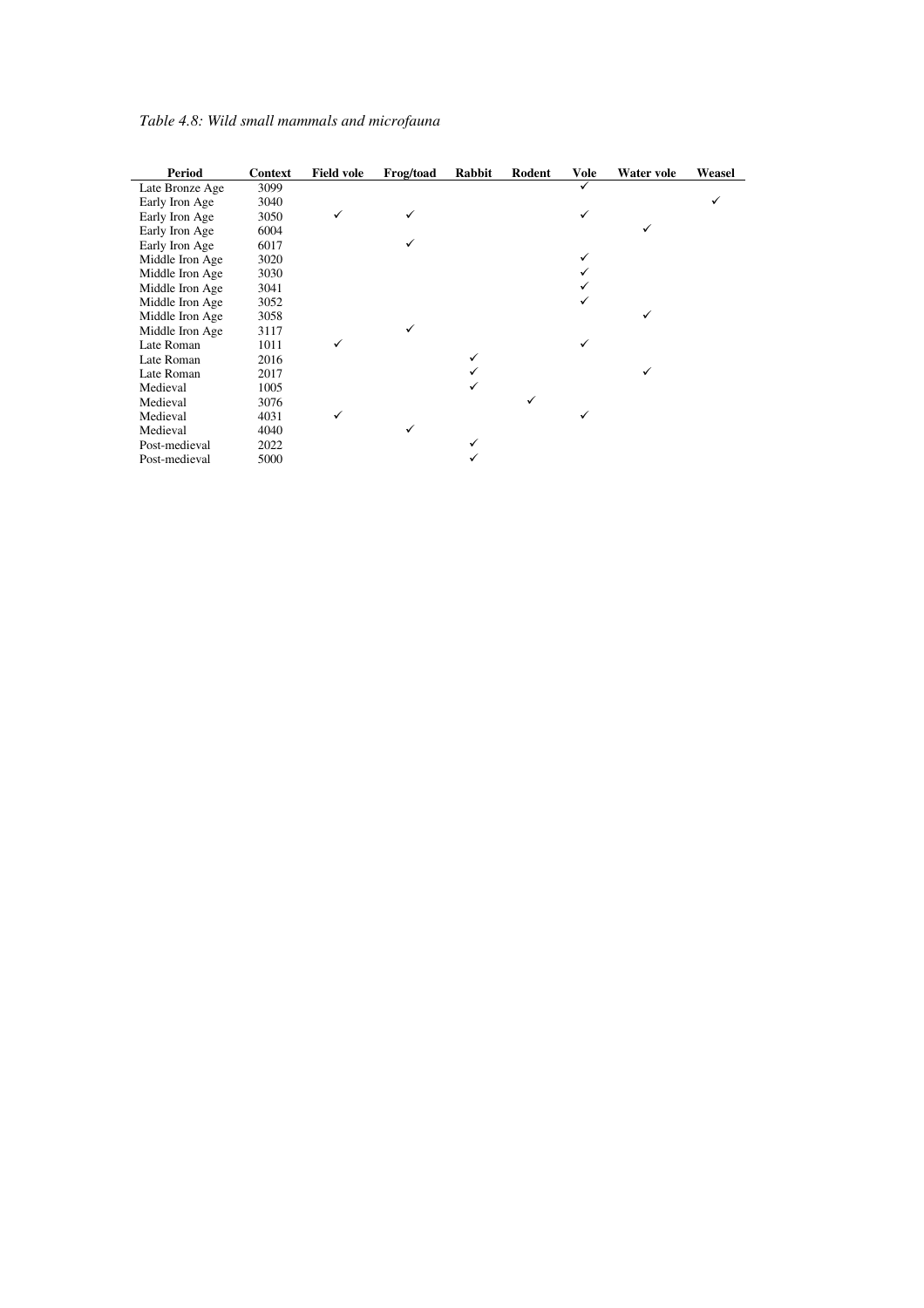*Table 4.8: Wild small mammals and microfauna*

| Period | Context | Field vole | Frog/toad | Rabbit | Rodent | Vole | Water vole | Weasel |
|---|---|---|---|---|---|---|---|---|
| Late Bronze Age | 3099 | | | | | ✓ | | |
| Early Iron Age | 3040 | | | | | | | ✓ |
| Early Iron Age | 3050 | ✓ | ✓ | | | ✓ | | |
| Early Iron Age | 6004 | | | | | | ✓ | |
| Early Iron Age | 6017 | | ✓ | | | | | |
| Middle Iron Age | 3020 | | | | | ✓ | | |
| Middle Iron Age | 3030 | | | | | ✓ | | |
| Middle Iron Age | 3041 | | | | | ✓ | | |
| Middle Iron Age | 3052 | | | | | ✓ | | |
| Middle Iron Age | 3058 | | | | | | ✓ | |
| Middle Iron Age | 3117 | | ✓ | | | | | |
| Late Roman | 1011 | ✓ | | | | ✓ | | |
| Late Roman | 2016 | | | ✓ | | | | |
| Late Roman | 2017 | | | ✓ | | | ✓ | |
| Medieval | 1005 | | | ✓ | | | | |
| Medieval | 3076 | | | | ✓ | | | |
| Medieval | 4031 | ✓ | | | | ✓ | | |
| Medieval | 4040 | | ✓ | | | | | |
| Post-medieval | 2022 | | | ✓ | | | | |
| Post-medieval | 5000 | | | ✓ | | | | |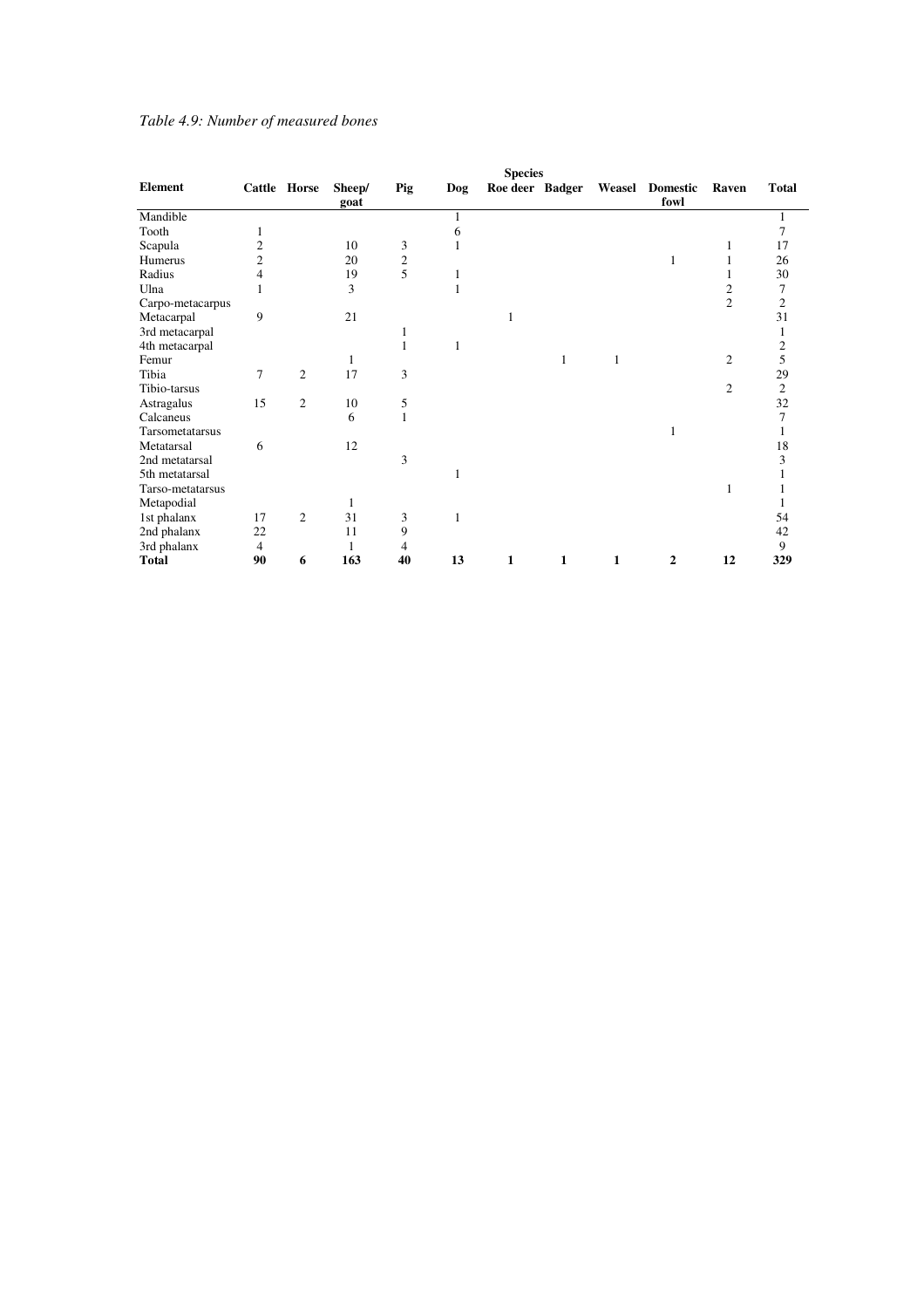*Table 4.9: Number of measured bones*

| Element | Species | | | | | | | | | | |
|---|---|---|---|---|---|---|---|---|---|---|---|
| | Cattle | Horse | Sheep/ goat | Pig | Dog | Roe deer | Badger | Weasel | Domestic fowl | Raven | Total |
| Mandible | | | | | 1 | | | | | | 1 |
| Tooth | 1 | | | | 6 | | | | | | 7 |
| Scapula | 2 | | 10 | 3 | 1 | | | | | 1 | 17 |
| Humerus | 2 | | 20 | 2 | | | | | 1 | 1 | 26 |
| Radius | 4 | | 19 | 5 | 1 | | | | | 1 | 30 |
| Ulna | 1 | | 3 | | 1 | | | | | 2 | 7 |
| Carpo-metacarpus | | | | | | | | | | 2 | 2 |
| Metacarpal | 9 | | 21 | | | 1 | | | | | 31 |
| 3rd metacarpal | | | | 1 | | | | | | | 1 |
| 4th metacarpal | | | | 1 | 1 | | | | | | 2 |
| Femur | | | 1 | | | | 1 | 1 | | 2 | 5 |
| Tibia | 7 | 2 | 17 | 3 | | | | | | | 29 |
| Tibio-tarsus | | | | | | | | | | 2 | 2 |
| Astragalus | 15 | 2 | 10 | 5 | | | | | | | 32 |
| Calcaneus | | | 6 | 1 | | | | | | | 7 |
| Tarsometatarsus | | | | | | | | | 1 | | 1 |
| Metatarsal | 6 | | 12 | | | | | | | | 18 |
| 2nd metatarsal | | | | 3 | | | | | | | 3 |
| 5th metatarsal | | | | | 1 | | | | | | 1 |
| Tarso-metatarsus | | | | | | | | | | 1 | 1 |
| Metapodial | | | 1 | | | | | | | | 1 |
| 1st phalanx | 17 | 2 | 31 | 3 | 1 | | | | | | 54 |
| 2nd phalanx | 22 | | 11 | 9 | | | | | | | 42 |
| 3rd phalanx | 4 | | 1 | 4 | | | | | | | 9 |
| **Total** | **90** | **6** | **163** | **40** | **13** | **1** | **1** | **1** | **2** | **12** | **329** |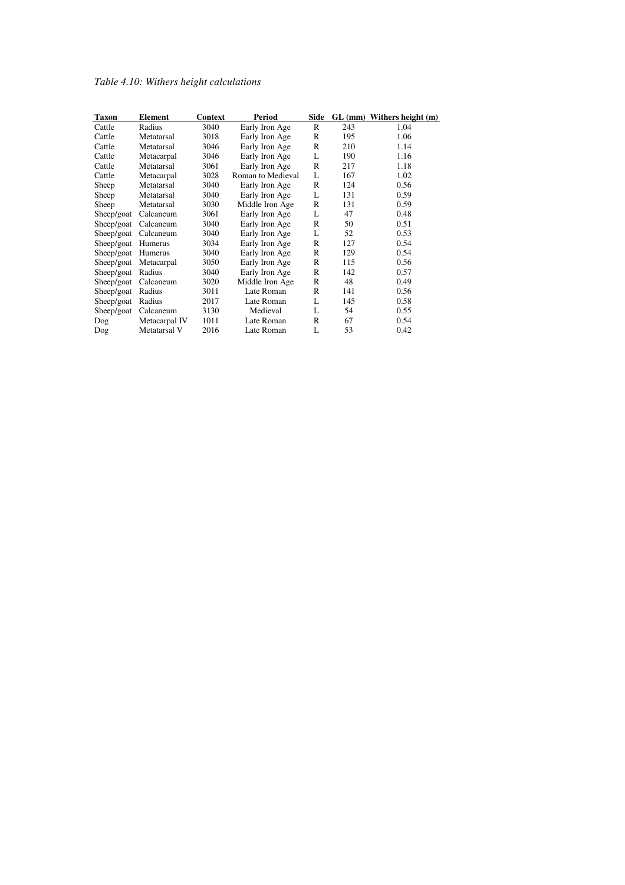*Table 4.10: Withers height calculations*

| Taxon | Element | Context | Period | Side | GL (mm) | Withers height (m) |
|---|---|---|---|---|---|---|
| Cattle | Radius | 3040 | Early Iron Age | R | 243 | 1.04 |
| Cattle | Metatarsal | 3018 | Early Iron Age | R | 195 | 1.06 |
| Cattle | Metatarsal | 3046 | Early Iron Age | R | 210 | 1.14 |
| Cattle | Metacarpal | 3046 | Early Iron Age | L | 190 | 1.16 |
| Cattle | Metatarsal | 3061 | Early Iron Age | R | 217 | 1.18 |
| Cattle | Metacarpal | 3028 | Roman to Medieval | L | 167 | 1.02 |
| Sheep | Metatarsal | 3040 | Early Iron Age | R | 124 | 0.56 |
| Sheep | Metatarsal | 3040 | Early Iron Age | L | 131 | 0.59 |
| Sheep | Metatarsal | 3030 | Middle Iron Age | R | 131 | 0.59 |
| Sheep/goat | Calcaneum | 3061 | Early Iron Age | L | 47 | 0.48 |
| Sheep/goat | Calcaneum | 3040 | Early Iron Age | R | 50 | 0.51 |
| Sheep/goat | Calcaneum | 3040 | Early Iron Age | L | 52 | 0.53 |
| Sheep/goat | Humerus | 3034 | Early Iron Age | R | 127 | 0.54 |
| Sheep/goat | Humerus | 3040 | Early Iron Age | R | 129 | 0.54 |
| Sheep/goat | Metacarpal | 3050 | Early Iron Age | R | 115 | 0.56 |
| Sheep/goat | Radius | 3040 | Early Iron Age | R | 142 | 0.57 |
| Sheep/goat | Calcaneum | 3020 | Middle Iron Age | R | 48 | 0.49 |
| Sheep/goat | Radius | 3011 | Late Roman | R | 141 | 0.56 |
| Sheep/goat | Radius | 2017 | Late Roman | L | 145 | 0.58 |
| Sheep/goat | Calcaneum | 3130 | Medieval | L | 54 | 0.55 |
| Dog | Metacarpal IV | 1011 | Late Roman | R | 67 | 0.54 |
| Dog | Metatarsal V | 2016 | Late Roman | L | 53 | 0.42 |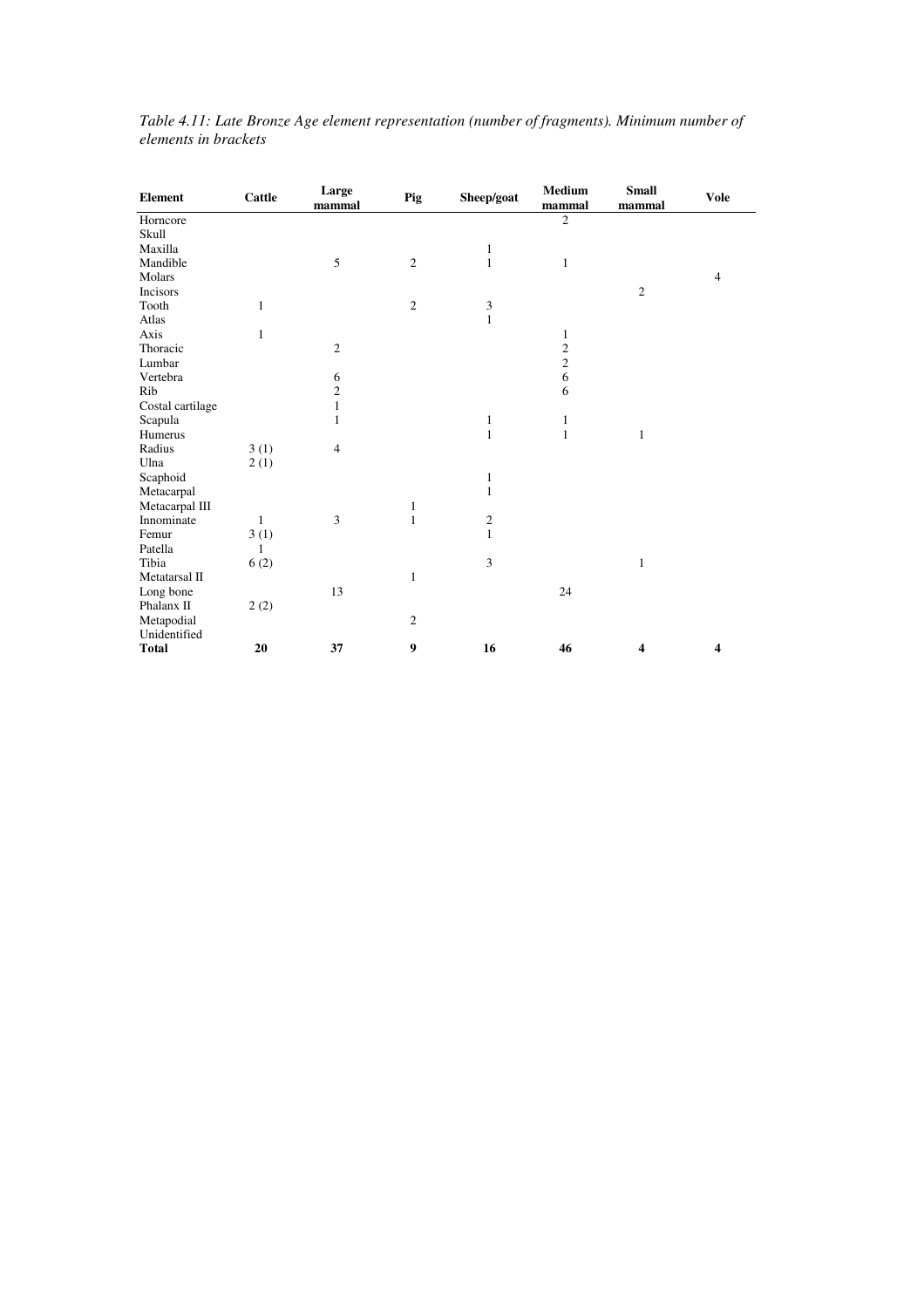*Table 4.11: Late Bronze Age element representation (number of fragments). Minimum number of elements in brackets*

| Element | Cattle | Large mammal | Pig | Sheep/goat | Medium mammal | Small mammal | Vole |
|---|---|---|---|---|---|---|---|
| Horncore | | | | | 2 | | |
| Skull | | | | | | | |
| Maxilla | | | | 1 | | | |
| Mandible | | 5 | 2 | 1 | 1 | | |
| Molars | | | | | | | 4 |
| Incisors | | | | | | 2 | |
| Tooth | 1 | | 2 | 3 | | | |
| Atlas | | | | 1 | | | |
| Axis | 1 | | | | 1 | | |
| Thoracic | | 2 | | | 2 | | |
| Lumbar | | | | | 2 | | |
| Vertebra | | 6 | | | 6 | | |
| Rib | | 2 | | | 6 | | |
| Costal cartilage | | 1 | | | | | |
| Scapula | | 1 | | 1 | 1 | | |
| Humerus | | | | 1 | 1 | 1 | |
| Radius | 3 (1) | 4 | | | | | |
| Ulna | 2 (1) | | | | | | |
| Scaphoid | | | | 1 | | | |
| Metacarpal | | | | 1 | | | |
| Metacarpal III | | | 1 | | | | |
| Innominate | 1 | 3 | 1 | 2 | | | |
| Femur | 3 (1) | | | 1 | | | |
| Patella | 1 | | | | | | |
| Tibia | 6 (2) | | | 3 | | 1 | |
| Metatarsal II | | | 1 | | | | |
| Long bone | | 13 | | | 24 | | |
| Phalanx II | 2 (2) | | | | | | |
| Metapodial | | | 2 | | | | |
| Unidentified | | | | | | | |
| **Total** | **20** | **37** | **9** | **16** | **46** | **4** | **4** |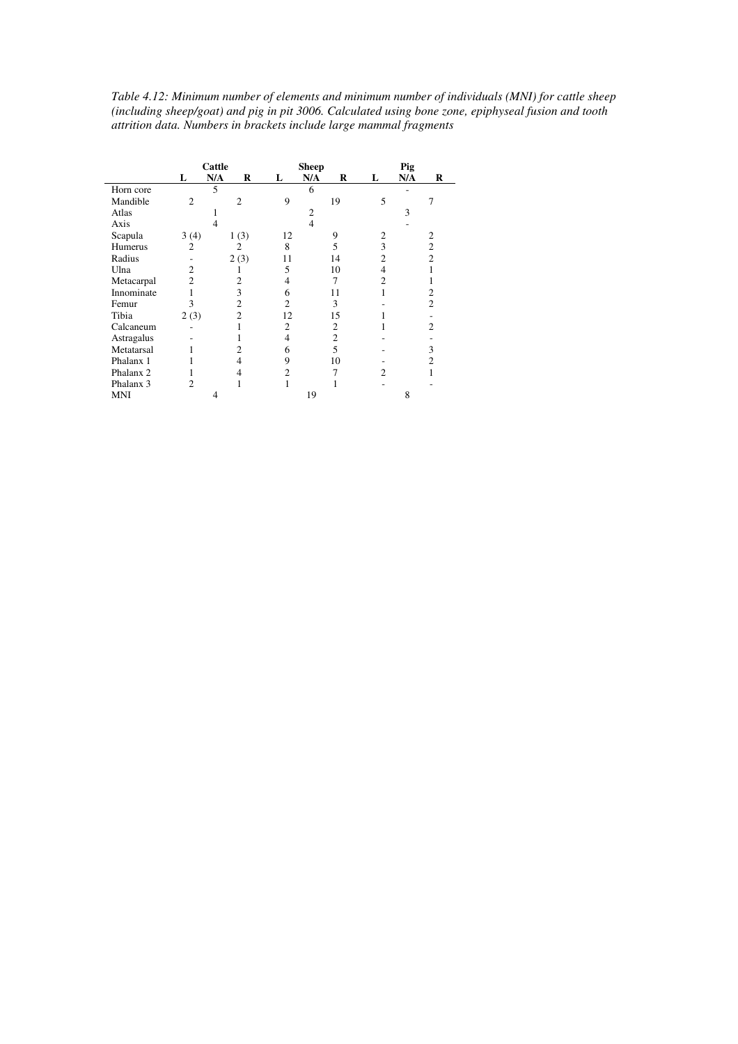*Table 4.12: Minimum number of elements and minimum number of individuals (MNI) for cattle sheep (including sheep/goat) and pig in pit 3006. Calculated using bone zone, epiphyseal fusion and tooth attrition data. Numbers in brackets include large mammal fragments*

| | **Cattle** | | | **Sheep** | | | **Pig** | | |
|---|---|---|---|---|---|---|---|---|---|
| | **L** | **N/A** | **R** | **L** | **N/A** | **R** | **L** | **N/A** | **R** |
| Horn core | | 5 | | | 6 | | | - | |
| Mandible | 2 | | 2 | 9 | | 19 | 5 | | 7 |
| Atlas | | 1 | | | 2 | | | 3 | |
| Axis | | 4 | | | 4 | | | - | |
| Scapula | 3 (4) | | 1 (3) | 12 | | 9 | 2 | | 2 |
| Humerus | 2 | | 2 | 8 | | 5 | 3 | | 2 |
| Radius | - | | 2 (3) | 11 | | 14 | 2 | | 2 |
| Ulna | 2 | | 1 | 5 | | 10 | 4 | | 1 |
| Metacarpal | 2 | | 2 | 4 | | 7 | 2 | | 1 |
| Innominate | 1 | | 3 | 6 | | 11 | 1 | | 2 |
| Femur | 3 | | 2 | 2 | | 3 | - | | 2 |
| Tibia | 2 (3) | | 2 | 12 | | 15 | 1 | | - |
| Calcaneum | - | | 1 | 2 | | 2 | 1 | | 2 |
| Astragalus | - | | 1 | 4 | | 2 | - | | - |
| Metatarsal | 1 | | 2 | 6 | | 5 | - | | 3 |
| Phalanx 1 | 1 | | 4 | 9 | | 10 | - | | 2 |
| Phalanx 2 | 1 | | 4 | 2 | | 7 | 2 | | 1 |
| Phalanx 3 | 2 | | 1 | 1 | | 1 | - | | - |
| MNI | | 4 | | | 19 | | | 8 | |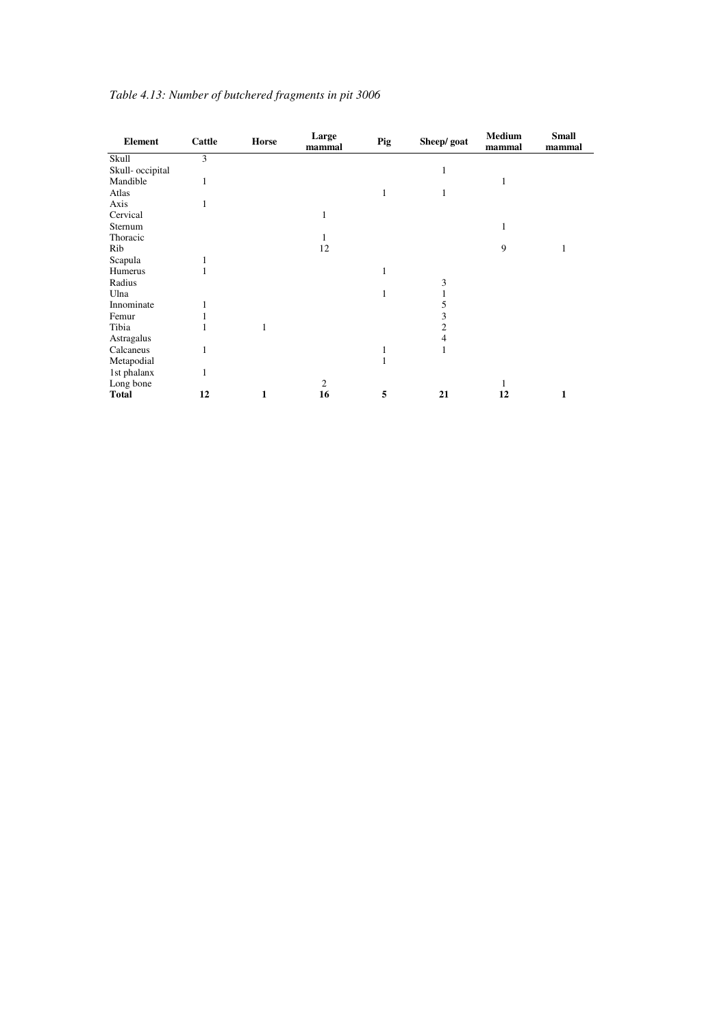*Table 4.13: Number of butchered fragments in pit 3006*

| Element | Cattle | Horse | Large mammal | Pig | Sheep/ goat | Medium mammal | Small mammal |
|---|---|---|---|---|---|---|---|
| Skull | 3 | | | | | | |
| Skull- occipital | | | | | 1 | | |
| Mandible | 1 | | | | | 1 | |
| Atlas | | | | 1 | 1 | | |
| Axis | 1 | | | | | | |
| Cervical | | | 1 | | | | |
| Sternum | | | | | | 1 | |
| Thoracic | | | 1 | | | | |
| Rib | | | 12 | | | 9 | 1 |
| Scapula | 1 | | | | | | |
| Humerus | 1 | | | 1 | | | |
| Radius | | | | | 3 | | |
| Ulna | | | | 1 | 1 | | |
| Innominate | 1 | | | | 5 | | |
| Femur | 1 | | | | 3 | | |
| Tibia | 1 | 1 | | | 2 | | |
| Astragalus | | | | | 4 | | |
| Calcaneus | 1 | | | 1 | 1 | | |
| Metapodial | | | | 1 | | | |
| 1st phalanx | 1 | | | | | | |
| Long bone | | | 2 | | | 1 | |
| **Total** | **12** | **1** | **16** | **5** | **21** | **12** | **1** |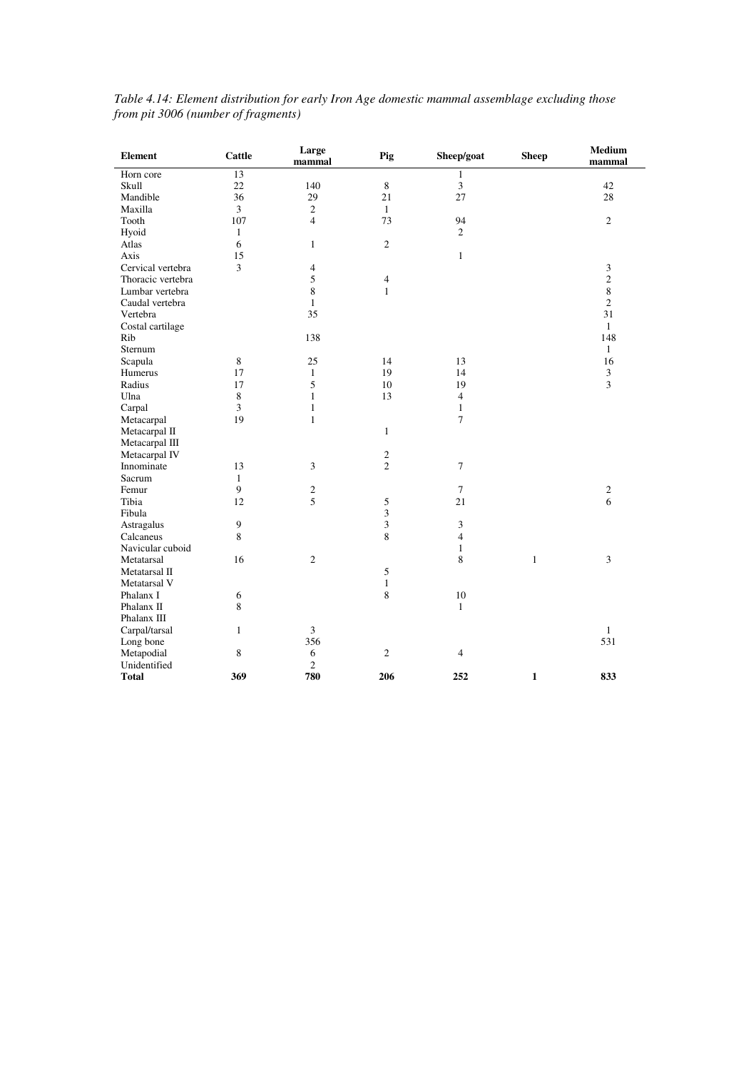*Table 4.14: Element distribution for early Iron Age domestic mammal assemblage excluding those from pit 3006 (number of fragments)*

| Element | Cattle | Large mammal | Pig | Sheep/goat | Sheep | Medium mammal |
|---|---|---|---|---|---|---|
| Horn core | 13 | | | 1 | | |
| Skull | 22 | 140 | 8 | 3 | | 42 |
| Mandible | 36 | 29 | 21 | 27 | | 28 |
| Maxilla | 3 | 2 | 1 | | | |
| Tooth | 107 | 4 | 73 | 94 | | 2 |
| Hyoid | 1 | | | 2 | | |
| Atlas | 6 | 1 | 2 | | | |
| Axis | 15 | | | 1 | | |
| Cervical vertebra | 3 | 4 | | | | 3 |
| Thoracic vertebra | | 5 | 4 | | | 2 |
| Lumbar vertebra | | 8 | 1 | | | 8 |
| Caudal vertebra | | 1 | | | | 2 |
| Vertebra | | 35 | | | | 31 |
| Costal cartilage | | | | | | 1 |
| Rib | | 138 | | | | 148 |
| Sternum | | | | | | 1 |
| Scapula | 8 | 25 | 14 | 13 | | 16 |
| Humerus | 17 | 1 | 19 | 14 | | 3 |
| Radius | 17 | 5 | 10 | 19 | | 3 |
| Ulna | 8 | 1 | 13 | 4 | | |
| Carpal | 3 | 1 | | 1 | | |
| Metacarpal | 19 | 1 | | 7 | | |
| Metacarpal II | | | 1 | | | |
| Metacarpal III | | | | | | |
| Metacarpal IV | | | 2 | | | |
| Innominate | 13 | 3 | 2 | 7 | | |
| Sacrum | 1 | | | | | |
| Femur | 9 | 2 | | 7 | | 2 |
| Tibia | 12 | 5 | 5 | 21 | | 6 |
| Fibula | | | 3 | | | |
| Astragalus | 9 | | 3 | 3 | | |
| Calcaneus | 8 | | 8 | 4 | | |
| Navicular cuboid | | | | 1 | | |
| Metatarsal | 16 | 2 | | 8 | 1 | 3 |
| Metatarsal II | | | 5 | | | |
| Metatarsal V | | | 1 | | | |
| Phalanx I | 6 | | 8 | 10 | | |
| Phalanx II | 8 | | | 1 | | |
| Phalanx III | | | | | | |
| Carpal/tarsal | 1 | 3 | | | | 1 |
| Long bone | | 356 | | | | 531 |
| Metapodial | 8 | 6 | 2 | 4 | | |
| Unidentified | | 2 | | | | |
| **Total** | **369** | **780** | **206** | **252** | **1** | **833** |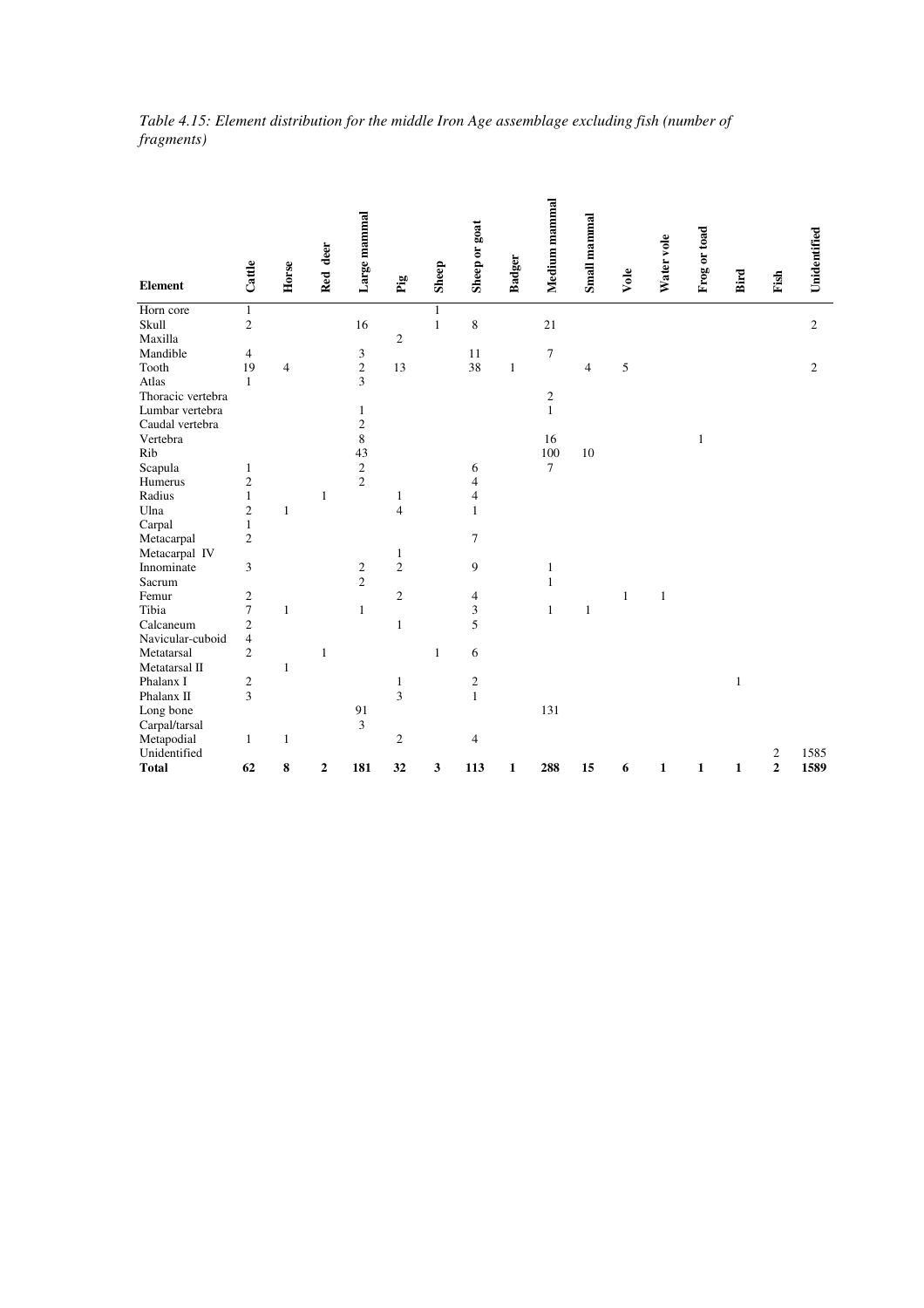*Table 4.15: Element distribution for the middle Iron Age assemblage excluding fish (number of fragments)*

| Element | Cattle | Horse | Red deer | Large mammal | Pig | Sheep | Sheep or goat | Badger | Medium mammal | Small mammal | Vole | Water vole | Frog or toad | Bird | Fish | Unidentified |
|---|---|---|---|---|---|---|---|---|---|---|---|---|---|---|---|---|
| Horn core | 1 | | | | | 1 | | | | | | | | | | |
| Skull | 2 | | | 16 | | 1 | 8 | | 21 | | | | | | | 2 |
| Maxilla | | | | | 2 | | | | | | | | | | | |
| Mandible | 4 | | | 3 | | | 11 | | 7 | | | | | | | |
| Tooth | 19 | 4 | | 2 | 13 | | 38 | 1 | | 4 | 5 | | | | | 2 |
| Atlas | 1 | | | 3 | | | | | | | | | | | | |
| Thoracic vertebra | | | | | | | | | 2 | | | | | | | |
| Lumbar vertebra | | | | 1 | | | | | 1 | | | | | | | |
| Caudal vertebra | | | | 2 | | | | | | | | | | | | |
| Vertebra | | | | 8 | | | | | 16 | | | | 1 | | | |
| Rib | | | | 43 | | | | | 100 | 10 | | | | | | |
| Scapula | 1 | | | 2 | | | 6 | | 7 | | | | | | | |
| Humerus | 2 | | | 2 | | | 4 | | | | | | | | | |
| Radius | 1 | | 1 | | 1 | | 4 | | | | | | | | | |
| Ulna | 2 | 1 | | | 4 | | 1 | | | | | | | | | |
| Carpal | 1 | | | | | | | | | | | | | | | |
| Metacarpal | 2 | | | | | | 7 | | | | | | | | | |
| Metacarpal IV | | | | | 1 | | | | | | | | | | | |
| Innominate | 3 | | | 2 | 2 | | 9 | | 1 | | | | | | | |
| Sacrum | | | | 2 | | | | | 1 | | | | | | | |
| Femur | 2 | | | | 2 | | 4 | | | | 1 | 1 | | | | |
| Tibia | 7 | 1 | | 1 | | | 3 | | 1 | 1 | | | | | | |
| Calcaneum | 2 | | | | 1 | | 5 | | | | | | | | | |
| Navicular-cuboid | 4 | | | | | | | | | | | | | | | |
| Metatarsal | 2 | | 1 | | | 1 | 6 | | | | | | | | | |
| Metatarsal II | | 1 | | | | | | | | | | | | | | |
| Phalanx I | 2 | | | | 1 | | 2 | | | | | | | 1 | | |
| Phalanx II | 3 | | | | 3 | | 1 | | | | | | | | | |
| Long bone | | | | 91 | | | | | 131 | | | | | | | |
| Carpal/tarsal | | | | 3 | | | | | | | | | | | | |
| Metapodial | 1 | 1 | | | 2 | | 4 | | | | | | | | | |
| Unidentified | | | | | | | | | | | | | | | 2 | 1585 |
| **Total** | **62** | **8** | **2** | **181** | **32** | **3** | **113** | **1** | **288** | **15** | **6** | **1** | **1** | **1** | **2** | **1589** |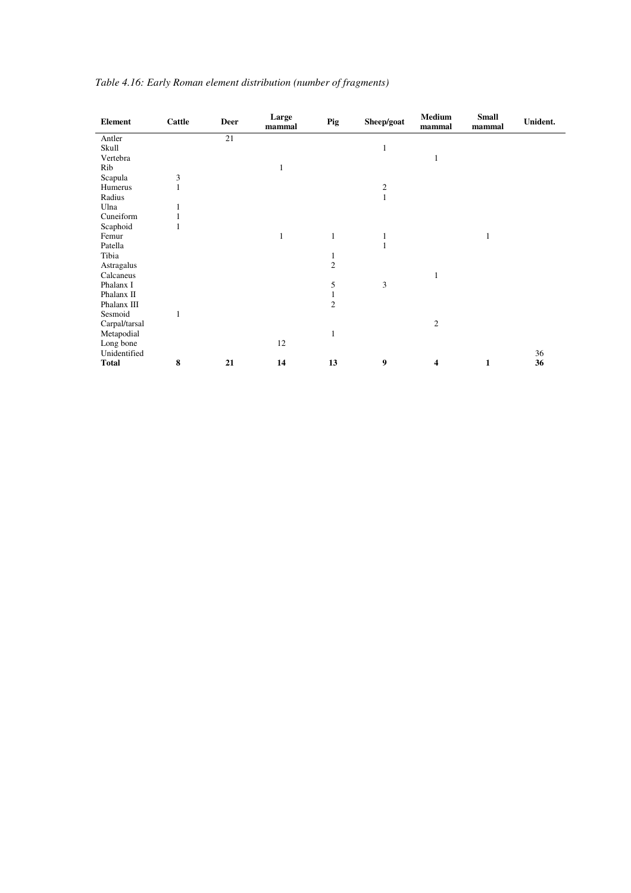*Table 4.16: Early Roman element distribution (number of fragments)*

| Element | Cattle | Deer | Large mammal | Pig | Sheep/goat | Medium mammal | Small mammal | Unident. |
|---|---|---|---|---|---|---|---|---|
| Antler | | 21 | | | | | | |
| Skull | | | | | 1 | | | |
| Vertebra | | | | | | 1 | | |
| Rib | | | 1 | | | | | |
| Scapula | 3 | | | | | | | |
| Humerus | 1 | | | | 2 | | | |
| Radius | | | | | 1 | | | |
| Ulna | 1 | | | | | | | |
| Cuneiform | 1 | | | | | | | |
| Scaphoid | 1 | | | | | | | |
| Femur | | | 1 | 1 | 1 | | 1 | |
| Patella | | | | | 1 | | | |
| Tibia | | | | 1 | | | | |
| Astragalus | | | | 2 | | | | |
| Calcaneus | | | | | | 1 | | |
| Phalanx I | | | | 5 | 3 | | | |
| Phalanx II | | | | 1 | | | | |
| Phalanx III | | | | 2 | | | | |
| Sesmoid | 1 | | | | | | | |
| Carpal/tarsal | | | | | | 2 | | |
| Metapodial | | | | 1 | | | | |
| Long bone | | | 12 | | | | | |
| Unidentified | | | | | | | | 36 |
| **Total** | **8** | **21** | **14** | **13** | **9** | **4** | **1** | **36** |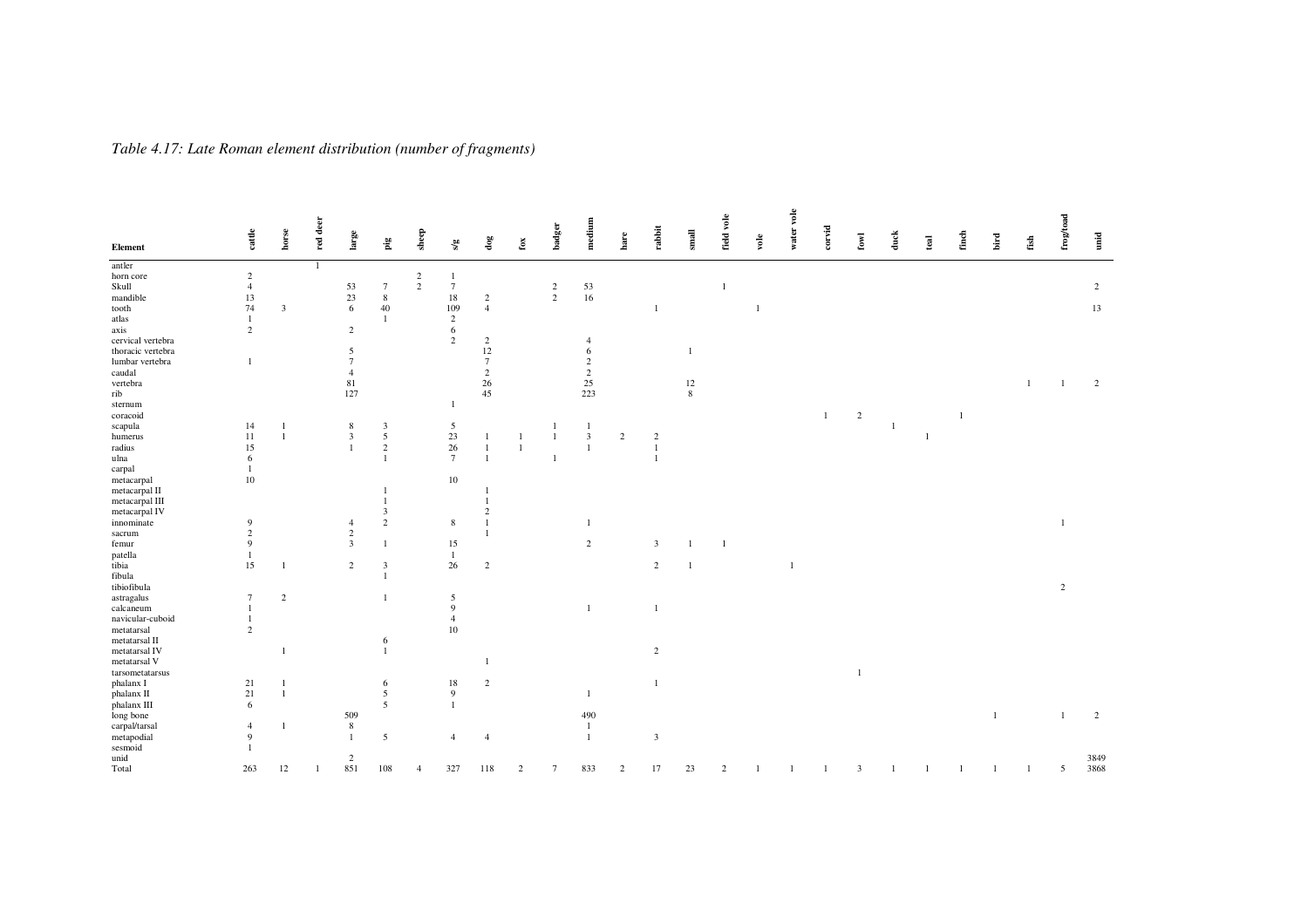*Table 4.17: Late Roman element distribution (number of fragments)*

| Element | cattle | horse | red deer | large | pig | sheep | s/g | dog | fox | badger | medium | hare | rabbit | small | field vole | vole | water vole | corvid | fowl | duck | teal | finch | bird | fish | frog/toad | unid |
|---|---|---|---|---|---|---|---|---|---|---|---|---|---|---|---|---|---|---|---|---|---|---|---|---|---|---|
| antler | | | 1 | | | | | | | | | | | | | | | | | | | | | | | |
| horn core | 2 | | | | | 2 | 1 | | | | | | | | | | | | | | | | | | | |
| Skull | 4 | | | 53 | 7 | 2 | 7 | | | 2 | 53 | | | | 1 | | | | | | | | | | | 2 |
| mandible | 13 | | | 23 | 8 | | 18 | 2 | | 2 | 16 | | | | | | | | | | | | | | | |
| tooth | 74 | 3 | | 6 | 40 | | 109 | 4 | | | | | 1 | | | 1 | | | | | | | | | | 13 |
| atlas | 1 | | | | 1 | | 2 | | | | | | | | | | | | | | | | | | | |
| axis | 2 | | | 2 | | | 6 | | | | | | | | | | | | | | | | | | | |
| cervical vertebra | | | | | | | 2 | 2 | | | 4 | | | | | | | | | | | | | | | |
| thoracic vertebra | | | | 5 | | | | 12 | | | 6 | | | 1 | | | | | | | | | | | | |
| lumbar vertebra | 1 | | | 7 | | | | 7 | | | 2 | | | | | | | | | | | | | | | |
| caudal | | | | 4 | | | | 2 | | | 2 | | | | | | | | | | | | | | | |
| vertebra | | | | 81 | | | | 26 | | | 25 | | | 12 | | | | | | | | | | 1 | 1 | 2 |
| rib | | | | 127 | | | | 45 | | | 223 | | | 8 | | | | | | | | | | | | |
| sternum | | | | | | | 1 | | | | | | | | | | | | | | | | | | | |
| coracoid | | | | | | | | | | | | | | | | | | 1 | 2 | | | 1 | | | | |
| scapula | 14 | 1 | | 8 | 3 | | 5 | | | 1 | 1 | | | | | | | | | 1 | | | | | | |
| humerus | 11 | 1 | | 3 | 5 | | 23 | 1 | 1 | 1 | 3 | 2 | 2 | | | | | | | | 1 | | | | | |
| radius | 15 | | | 1 | 2 | | 26 | 1 | 1 | | 1 | | 1 | | | | | | | | | | | | | |
| ulna | 6 | | | | 1 | | 7 | 1 | | 1 | | | 1 | | | | | | | | | | | | | |
| carpal | 1 | | | | | | | | | | | | | | | | | | | | | | | | | |
| metacarpal | 10 | | | | | | 10 | | | | | | | | | | | | | | | | | | | |
| metacarpal II | | | | | 1 | | | 1 | | | | | | | | | | | | | | | | | | |
| metacarpal III | | | | | 1 | | | 1 | | | | | | | | | | | | | | | | | | |
| metacarpal IV | | | | | 3 | | | 2 | | | | | | | | | | | | | | | | | | |
| innominate | 9 | | | 4 | 2 | | 8 | 1 | | | 1 | | | | | | | | | | | | | | 1 | |
| sacrum | 2 | | | 2 | | | | 1 | | | | | | | | | | | | | | | | | | |
| femur | 9 | | | 3 | 1 | | 15 | | | | 2 | | 3 | 1 | 1 | | | | | | | | | | | |
| patella | 1 | | | | | | 1 | | | | | | | | | | | | | | | | | | | |
| tibia | 15 | 1 | | 2 | 3 | | 26 | 2 | | | | | 2 | 1 | | | 1 | | | | | | | | | |
| fibula | | | | | 1 | | | | | | | | | | | | | | | | | | | | | |
| tibiofibula | | | | | | | | | | | | | | | | | | | | | | | | | 2 | |
| astragalus | 7 | 2 | | | 1 | | 5 | | | | | | | | | | | | | | | | | | | |
| calcaneum | 1 | | | | | | 9 | | | | 1 | | 1 | | | | | | | | | | | | | |
| navicular-cuboid | 1 | | | | | | 4 | | | | | | | | | | | | | | | | | | | |
| metatarsal | 2 | | | | | | 10 | | | | | | | | | | | | | | | | | | | |
| metatarsal II | | | | | 6 | | | | | | | | | | | | | | | | | | | | | |
| metatarsal IV | | 1 | | | 1 | | | | | | | | 2 | | | | | | | | | | | | | |
| metatarsal V | | | | | | | | 1 | | | | | | | | | | | | | | | | | | |
| tarsometatarsus | | | | | | | | | | | | | | | | | | | 1 | | | | | | | |
| phalanx I | 21 | 1 | | | 6 | | 18 | 2 | | | | | 1 | | | | | | | | | | | | | |
| phalanx II | 21 | 1 | | | 5 | | 9 | | | | 1 | | | | | | | | | | | | | | | |
| phalanx III | 6 | | | | 5 | | 1 | | | | | | | | | | | | | | | | | | | |
| long bone | | | | 509 | | | | | | | 490 | | | | | | | | | | | | 1 | | 1 | 2 |
| carpal/tarsal | 4 | 1 | | 8 | | | | | | | 1 | | | | | | | | | | | | | | | |
| metapodial | 9 | | | 1 | 5 | | 4 | 4 | | | 1 | | 3 | | | | | | | | | | | | | |
| sesmoid | 1 | | | | | | | | | | | | | | | | | | | | | | | | | |
| unid | | | | 2 | | | | | | | | | | | | | | | | | | | | | | 3849 |
| Total | 263 | 12 | 1 | 851 | 108 | 4 | 327 | 118 | 2 | 7 | 833 | 2 | 17 | 23 | 2 | 1 | 1 | 1 | 3 | 1 | 1 | 1 | 1 | 1 | 5 | 3868 |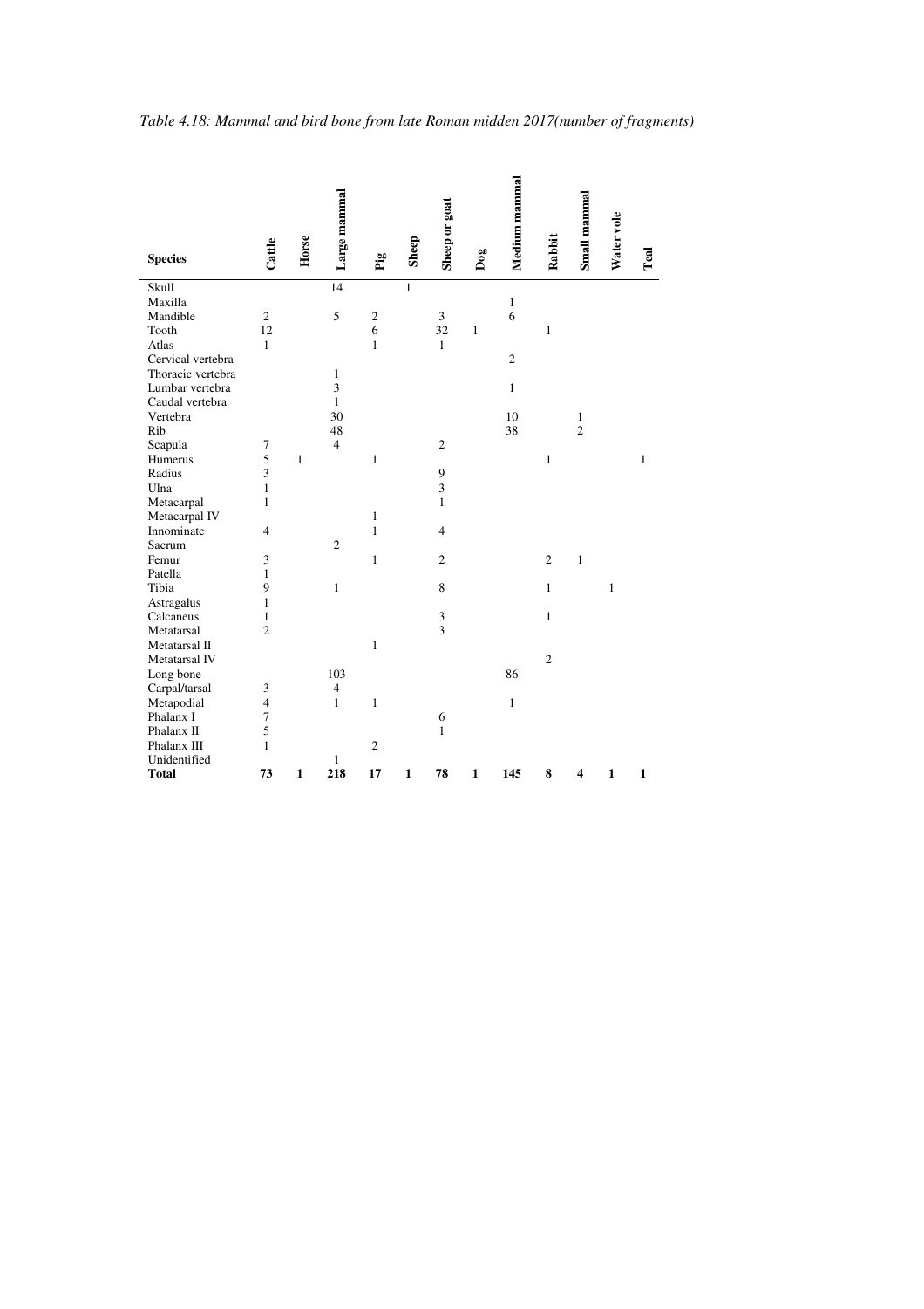*Table 4.18: Mammal and bird bone from late Roman midden 2017(number of fragments)*

| Species | Cattle | Horse | Large mammal | Pig | Sheep | Sheep or goat | Dog | Medium mammal | Rabbit | Small mammal | Water vole | Teal |
|---|---|---|---|---|---|---|---|---|---|---|---|---|
| Skull | | | 14 | | 1 | | | | | | | |
| Maxilla | | | | | | | | 1 | | | | |
| Mandible | 2 | | 5 | 2 | | 3 | | 6 | | | | |
| Tooth | 12 | | | 6 | | 32 | 1 | | 1 | | | |
| Atlas | 1 | | | 1 | | 1 | | | | | | |
| Cervical vertebra | | | | | | | | 2 | | | | |
| Thoracic vertebra | | | 1 | | | | | | | | | |
| Lumbar vertebra | | | 3 | | | | | 1 | | | | |
| Caudal vertebra | | | 1 | | | | | | | | | |
| Vertebra | | | 30 | | | | | 10 | | 1 | | |
| Rib | | | 48 | | | | | 38 | | 2 | | |
| Scapula | 7 | | 4 | | | 2 | | | | | | |
| Humerus | 5 | 1 | | 1 | | | | | 1 | | | 1 |
| Radius | 3 | | | | | 9 | | | | | | |
| Ulna | 1 | | | | | 3 | | | | | | |
| Metacarpal | 1 | | | | | 1 | | | | | | |
| Metacarpal IV | | | | 1 | | | | | | | | |
| Innominate | 4 | | | 1 | | 4 | | | | | | |
| Sacrum | | | 2 | | | | | | | | | |
| Femur | 3 | | | 1 | | 2 | | | 2 | 1 | | |
| Patella | 1 | | | | | | | | | | | |
| Tibia | 9 | | 1 | | | 8 | | | 1 | | 1 | |
| Astragalus | 1 | | | | | | | | | | | |
| Calcaneus | 1 | | | | | 3 | | | 1 | | | |
| Metatarsal | 2 | | | | | 3 | | | | | | |
| Metatarsal II | | | | 1 | | | | | | | | |
| Metatarsal IV | | | | | | | | | 2 | | | |
| Long bone | | | 103 | | | | | 86 | | | | |
| Carpal/tarsal | 3 | | 4 | | | | | | | | | |
| Metapodial | 4 | | 1 | 1 | | | | 1 | | | | |
| Phalanx I | 7 | | | | | 6 | | | | | | |
| Phalanx II | 5 | | | | | 1 | | | | | | |
| Phalanx III | 1 | | | 2 | | | | | | | | |
| Unidentified | | | 1 | | | | | | | | | |
| **Total** | **73** | **1** | **218** | **17** | **1** | **78** | **1** | **145** | **8** | **4** | **1** | **1** |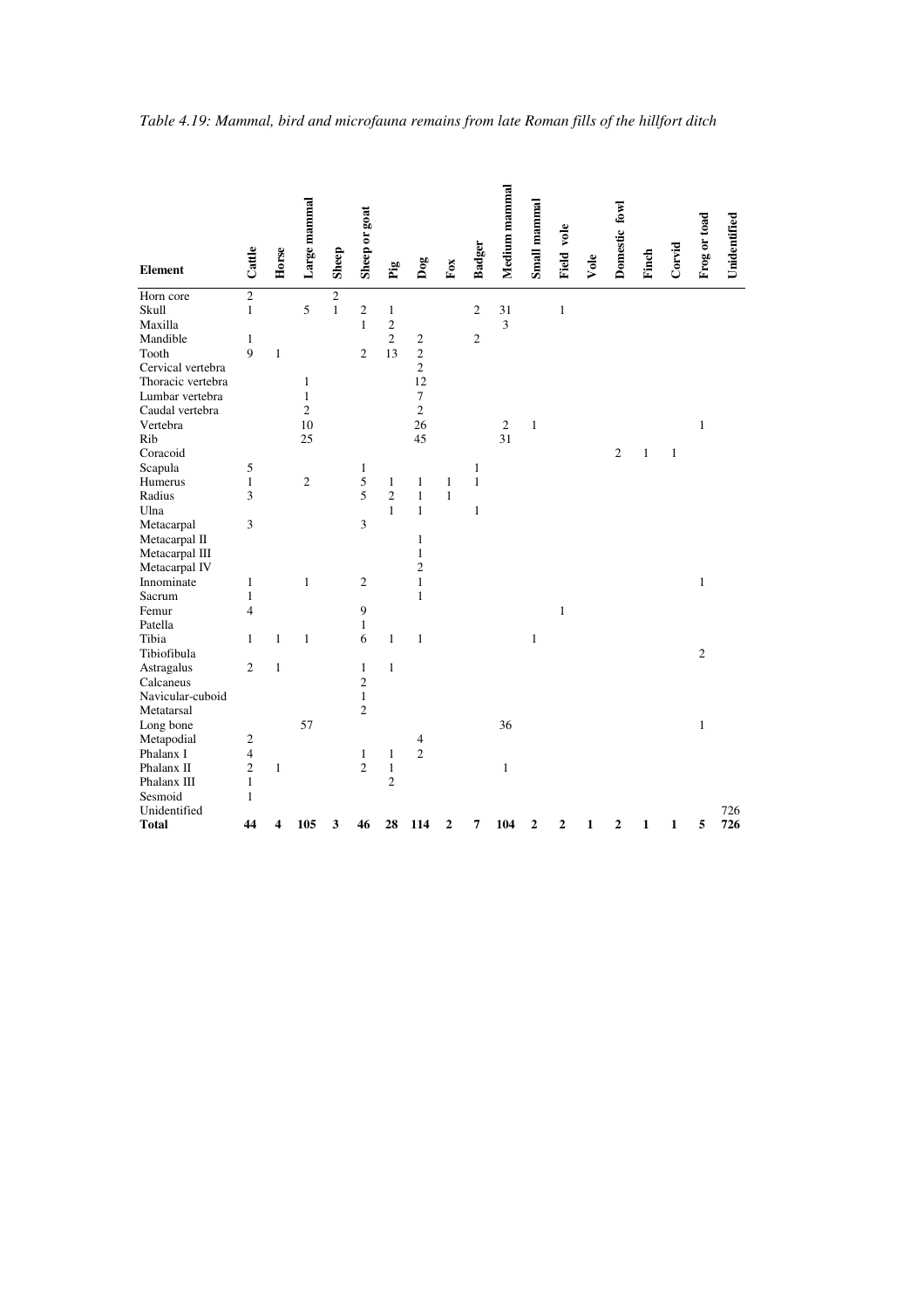*Table 4.19: Mammal, bird and microfauna remains from late Roman fills of the hillfort ditch*

| Element | Cattle | Horse | Large mammal | Sheep | Sheep or goat | Pig | Dog | Fox | Badger | Medium mammal | Small mammal | Field vole | Vole | Domestic fowl | Finch | Corvid | Frog or toad | Unidentified |
|---|---|---|---|---|---|---|---|---|---|---|---|---|---|---|---|---|---|---|
| Horn core | 2 | | | 2 | | | | | | | | | | | | | | |
| Skull | 1 | | 5 | 1 | 2 | 1 | | | 2 | 31 | | 1 | | | | | | |
| Maxilla | | | | | 1 | 2 | | | | 3 | | | | | | | | |
| Mandible | 1 | | | | | 2 | 2 | | 2 | | | | | | | | | |
| Tooth | 9 | 1 | | | 2 | 13 | 2 | | | | | | | | | | | |
| Cervical vertebra | | | | | | | 2 | | | | | | | | | | | |
| Thoracic vertebra | | | 1 | | | | 12 | | | | | | | | | | | |
| Lumbar vertebra | | | 1 | | | | 7 | | | | | | | | | | | |
| Caudal vertebra | | | 2 | | | | 2 | | | | | | | | | | | |
| Vertebra | | | 10 | | | | 26 | | | 2 | 1 | | | | | | 1 | |
| Rib | | | 25 | | | | 45 | | | 31 | | | | | | | | |
| Coracoid | | | | | | | | | | | | | | 2 | 1 | 1 | | |
| Scapula | 5 | | | | 1 | | | | 1 | | | | | | | | | |
| Humerus | 1 | | 2 | | 5 | 1 | 1 | 1 | 1 | | | | | | | | | |
| Radius | 3 | | | | 5 | 2 | 1 | 1 | | | | | | | | | | |
| Ulna | | | | | | 1 | 1 | | 1 | | | | | | | | | |
| Metacarpal | 3 | | | | 3 | | | | | | | | | | | | | |
| Metacarpal II | | | | | | | 1 | | | | | | | | | | | |
| Metacarpal III | | | | | | | 1 | | | | | | | | | | | |
| Metacarpal IV | | | | | | | 2 | | | | | | | | | | | |
| Innominate | 1 | | 1 | | 2 | | 1 | | | | | | | | | | 1 | |
| Sacrum | 1 | | | | | | 1 | | | | | | | | | | | |
| Femur | 4 | | | | 9 | | | | | | | 1 | | | | | | |
| Patella | | | | | 1 | | | | | | | | | | | | | |
| Tibia | 1 | 1 | 1 | | 6 | 1 | 1 | | | | 1 | | | | | | | |
| Tibiofibula | | | | | | | | | | | | | | | | | 2 | |
| Astragalus | 2 | 1 | | | 1 | 1 | | | | | | | | | | | | |
| Calcaneus | | | | | 2 | | | | | | | | | | | | | |
| Navicular-cuboid | | | | | 1 | | | | | | | | | | | | | |
| Metatarsal | | | | | 2 | | | | | | | | | | | | | |
| Long bone | | | 57 | | | | | | | 36 | | | | | | | 1 | |
| Metapodial | 2 | | | | | | 4 | | | | | | | | | | | |
| Phalanx I | 4 | | | | 1 | 1 | 2 | | | | | | | | | | | |
| Phalanx II | 2 | 1 | | | 2 | 1 | | | | 1 | | | | | | | | |
| Phalanx III | 1 | | | | | 2 | | | | | | | | | | | | |
| Sesmoid | 1 | | | | | | | | | | | | | | | | | |
| Unidentified | | | | | | | | | | | | | | | | | | 726 |
| **Total** | **44** | **4** | **105** | **3** | **46** | **28** | **114** | **2** | **7** | **104** | **2** | **2** | **1** | **2** | **1** | **1** | **5** | **726** |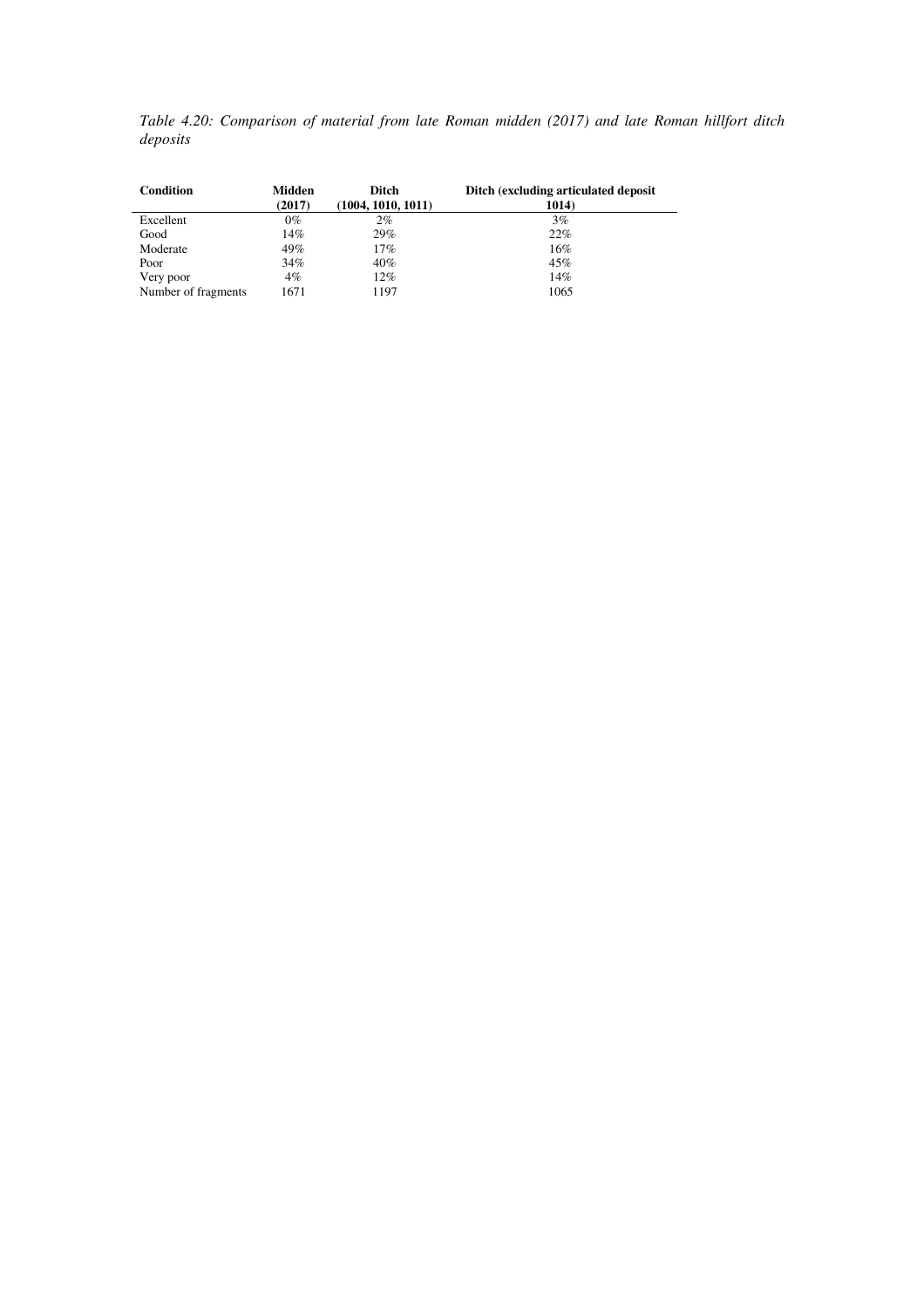*Table 4.20: Comparison of material from late Roman midden (2017) and late Roman hillfort ditch deposits*

| Condition | Midden (2017) | Ditch (1004, 1010, 1011) | Ditch (excluding articulated deposit 1014) |
|---|---|---|---|
| Excellent | 0% | 2% | 3% |
| Good | 14% | 29% | 22% |
| Moderate | 49% | 17% | 16% |
| Poor | 34% | 40% | 45% |
| Very poor | 4% | 12% | 14% |
| Number of fragments | 1671 | 1197 | 1065 |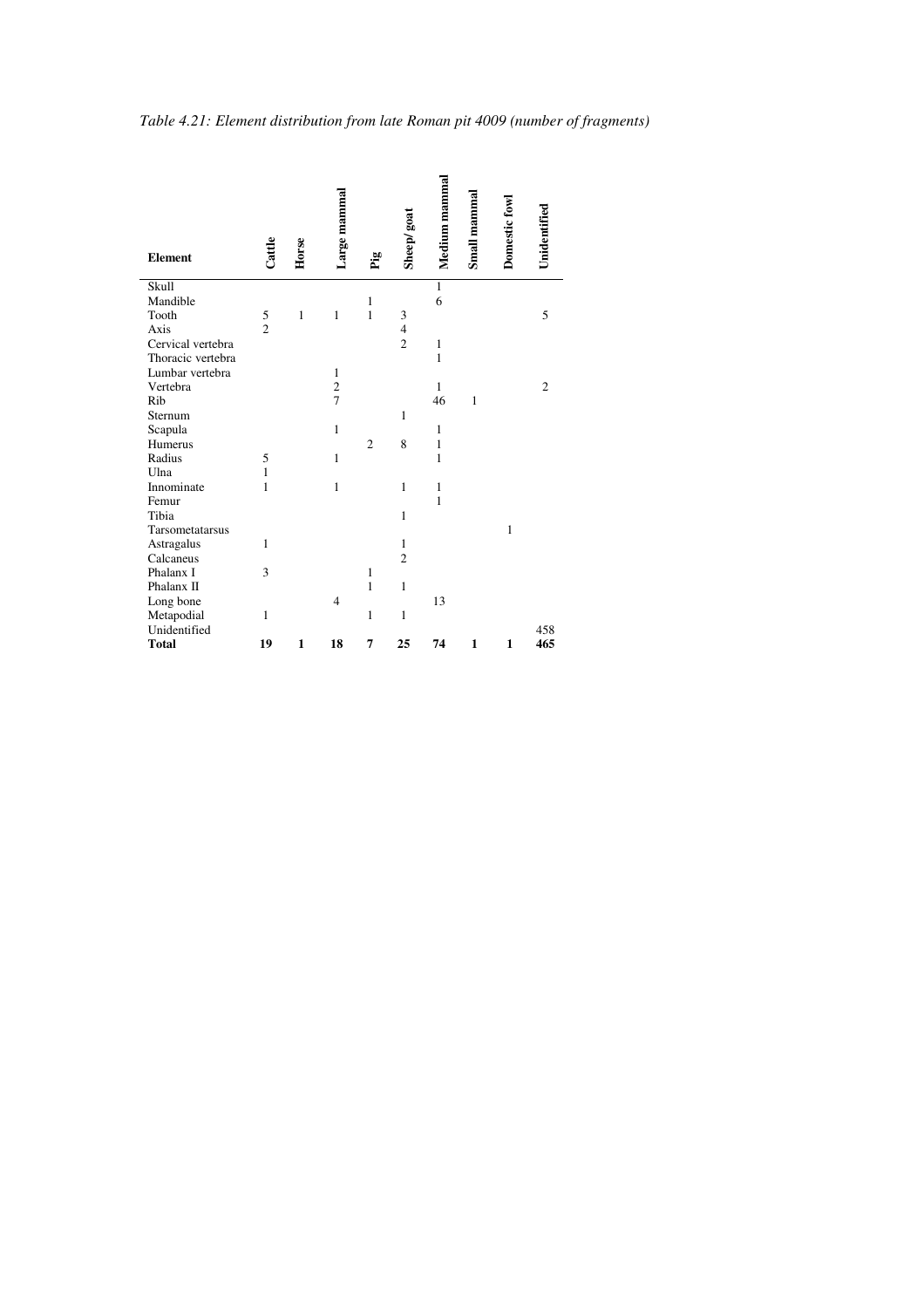*Table 4.21: Element distribution from late Roman pit 4009 (number of fragments)*

| Element | Cattle | Horse | Large mammal | Pig | Sheep/ goat | Medium mammal | Small mammal | Domestic fowl | Unidentified |
|---|---|---|---|---|---|---|---|---|---|
| Skull | | | | | | 1 | | | |
| Mandible | | | | 1 | | 6 | | | |
| Tooth | 5 | 1 | 1 | 1 | 3 | | | | 5 |
| Axis | 2 | | | | 4 | | | | |
| Cervical vertebra | | | | | 2 | 1 | | | |
| Thoracic vertebra | | | | | | 1 | | | |
| Lumbar vertebra | | | 1 | | | | | | |
| Vertebra | | | 2 | | | 1 | | | 2 |
| Rib | | | 7 | | | 46 | 1 | | |
| Sternum | | | | | 1 | | | | |
| Scapula | | | 1 | | | 1 | | | |
| Humerus | | | | 2 | 8 | 1 | | | |
| Radius | 5 | | 1 | | | 1 | | | |
| Ulna | 1 | | | | | | | | |
| Innominate | 1 | | 1 | | 1 | 1 | | | |
| Femur | | | | | | 1 | | | |
| Tibia | | | | | 1 | | | | |
| Tarsometatarsus | | | | | | | | 1 | |
| Astragalus | 1 | | | | 1 | | | | |
| Calcaneus | | | | | 2 | | | | |
| Phalanx I | 3 | | | 1 | | | | | |
| Phalanx II | | | | 1 | 1 | | | | |
| Long bone | | | 4 | | | 13 | | | |
| Metapodial | 1 | | | 1 | 1 | | | | |
| Unidentified | | | | | | | | | 458 |
| **Total** | **19** | **1** | **18** | **7** | **25** | **74** | **1** | **1** | **465** |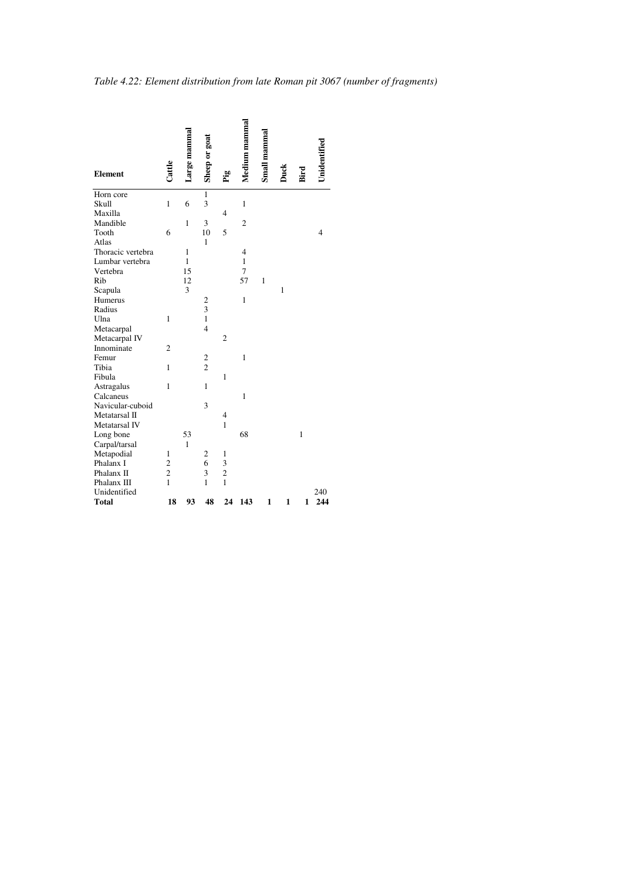*Table 4.22: Element distribution from late Roman pit 3067 (number of fragments)*

| Element | Cattle | Large mammal | Sheep or goat | Pig | Medium mammal | Small mammal | Duck | Bird | Unidentified |
|---|---|---|---|---|---|---|---|---|---|
| Horn core | | | 1 | | | | | | |
| Skull | 1 | 6 | 3 | | 1 | | | | |
| Maxilla | | | | 4 | | | | | |
| Mandible | | 1 | 3 | | 2 | | | | |
| Tooth | 6 | | 10 | 5 | | | | | 4 |
| Atlas | | | 1 | | | | | | |
| Thoracic vertebra | | 1 | | | 4 | | | | |
| Lumbar vertebra | | 1 | | | 1 | | | | |
| Vertebra | | 15 | | | 7 | | | | |
| Rib | | 12 | | | 57 | 1 | | | |
| Scapula | | 3 | | | | | 1 | | |
| Humerus | | | 2 | | 1 | | | | |
| Radius | | | 3 | | | | | | |
| Ulna | 1 | | 1 | | | | | | |
| Metacarpal | | | 4 | | | | | | |
| Metacarpal IV | | | | 2 | | | | | |
| Innominate | 2 | | | | | | | | |
| Femur | | | 2 | | 1 | | | | |
| Tibia | 1 | | 2 | | | | | | |
| Fibula | | | | 1 | | | | | |
| Astragalus | 1 | | 1 | | | | | | |
| Calcaneus | | | | | 1 | | | | |
| Navicular-cuboid | | | 3 | | | | | | |
| Metatarsal II | | | | 4 | | | | | |
| Metatarsal IV | | | | 1 | | | | | |
| Long bone | | 53 | | | 68 | | | 1 | |
| Carpal/tarsal | | 1 | | | | | | | |
| Metapodial | 1 | | 2 | 1 | | | | | |
| Phalanx I | 2 | | 6 | 3 | | | | | |
| Phalanx II | 2 | | 3 | 2 | | | | | |
| Phalanx III | 1 | | 1 | 1 | | | | | |
| Unidentified | | | | | | | | | 240 |
| **Total** | **18** | **93** | **48** | **24** | **143** | **1** | **1** | **1** | **244** |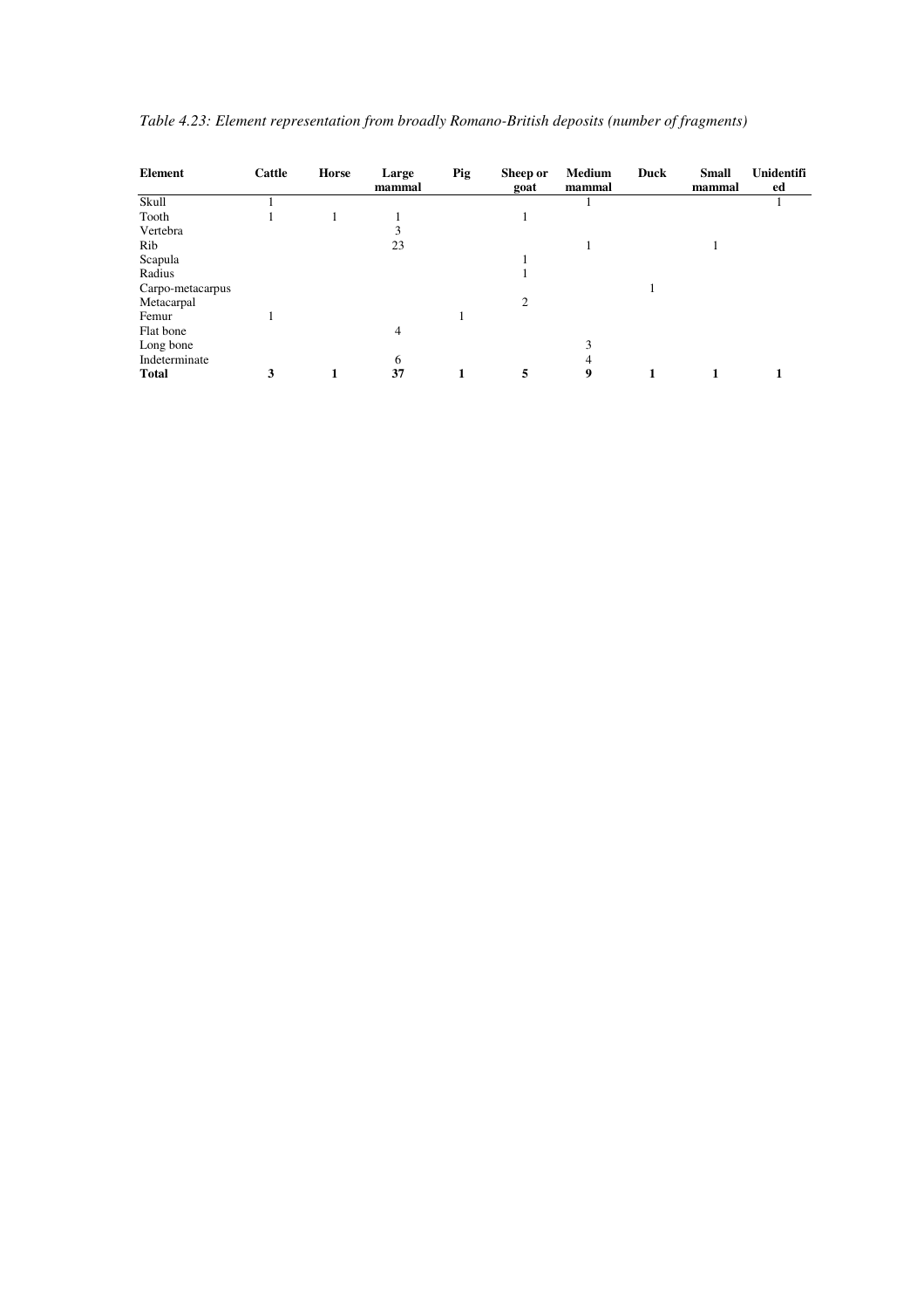*Table 4.23: Element representation from broadly Romano-British deposits (number of fragments)*

| Element | Cattle | Horse | Large mammal | Pig | Sheep or goat | Medium mammal | Duck | Small mammal | Unidentified |
|---|---|---|---|---|---|---|---|---|---|
| Skull | 1 | | | | | 1 | | | 1 |
| Tooth | 1 | 1 | 1 | | 1 | | | | |
| Vertebra | | | 3 | | | | | | |
| Rib | | | 23 | | | 1 | | 1 | |
| Scapula | | | | | 1 | | | | |
| Radius | | | | | 1 | | | | |
| Carpo-metacarpus | | | | | | | 1 | | |
| Metacarpal | | | | | 2 | | | | |
| Femur | 1 | | | 1 | | | | | |
| Flat bone | | | 4 | | | | | | |
| Long bone | | | | | | 3 | | | |
| Indeterminate | | | 6 | | | 4 | | | |
| **Total** | **3** | **1** | **37** | **1** | **5** | **9** | **1** | **1** | **1** |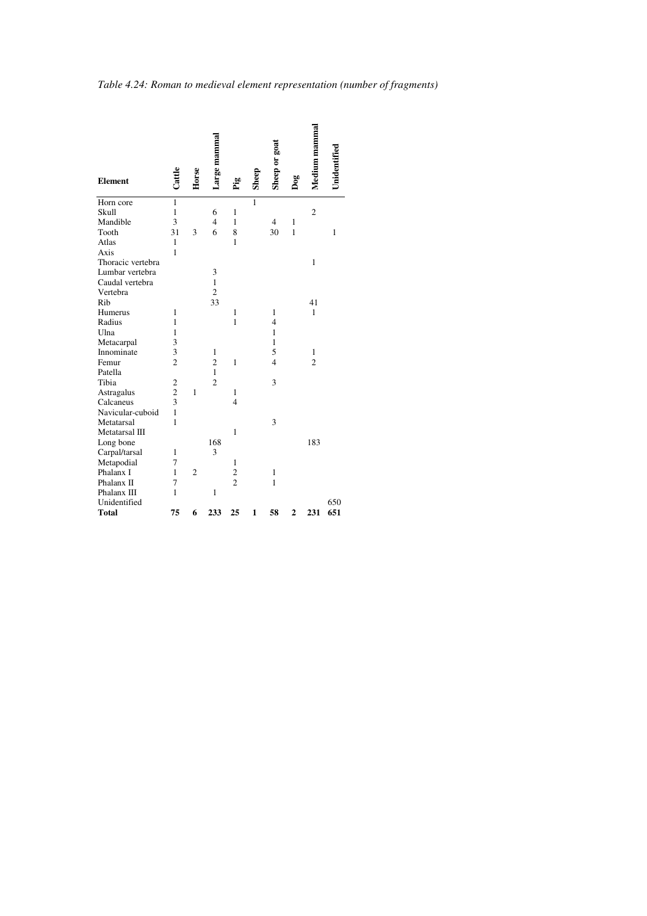*Table 4.24: Roman to medieval element representation (number of fragments)*

| Element | Cattle | Horse | Large mammal | Pig | Sheep | Sheep or goat | Dog | Medium mammal | Unidentified |
|---|---|---|---|---|---|---|---|---|---|
| Horn core | 1 | | | | 1 | | | | |
| Skull | 1 | | 6 | 1 | | | | 2 | |
| Mandible | 3 | | 4 | 1 | | 4 | 1 | | |
| Tooth | 31 | 3 | 6 | 8 | | 30 | 1 | | 1 |
| Atlas | 1 | | | 1 | | | | | |
| Axis | 1 | | | | | | | | |
| Thoracic vertebra | | | | | | | | 1 | |
| Lumbar vertebra | | | 3 | | | | | | |
| Caudal vertebra | | | 1 | | | | | | |
| Vertebra | | | 2 | | | | | | |
| Rib | | | 33 | | | | | 41 | |
| Humerus | 1 | | | 1 | | 1 | | 1 | |
| Radius | 1 | | | 1 | | 4 | | | |
| Ulna | 1 | | | | | 1 | | | |
| Metacarpal | 3 | | | | | 1 | | | |
| Innominate | 3 | | 1 | | | 5 | | 1 | |
| Femur | 2 | | 2 | 1 | | 4 | | 2 | |
| Patella | | | 1 | | | | | | |
| Tibia | 2 | | 2 | | | 3 | | | |
| Astragalus | 2 | 1 | | 1 | | | | | |
| Calcaneus | 3 | | | 4 | | | | | |
| Navicular-cuboid | 1 | | | | | | | | |
| Metatarsal | 1 | | | | | 3 | | | |
| Metatarsal III | | | | 1 | | | | | |
| Long bone | | | 168 | | | | | 183 | |
| Carpal/tarsal | 1 | | 3 | | | | | | |
| Metapodial | 7 | | | 1 | | | | | |
| Phalanx I | 1 | 2 | | 2 | | 1 | | | |
| Phalanx II | 7 | | | 2 | | 1 | | | |
| Phalanx III | 1 | | 1 | | | | | | |
| Unidentified | | | | | | | | | 650 |
| **Total** | **75** | **6** | **233** | **25** | **1** | **58** | **2** | **231** | **651** |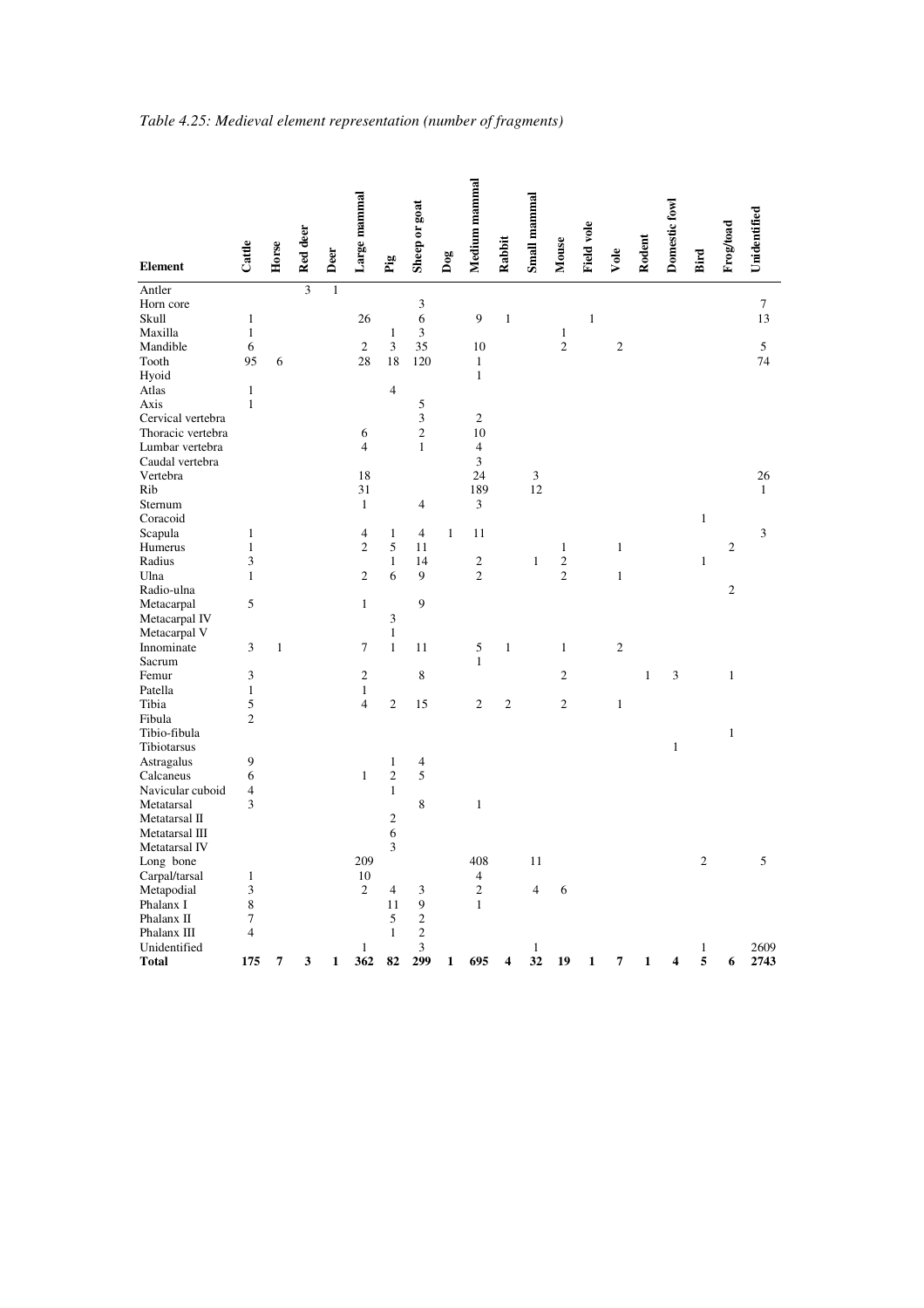*Table 4.25: Medieval element representation (number of fragments)*

| Element | Cattle | Horse | Red deer | Deer | Large mammal | Pig | Sheep or goat | Dog | Medium mammal | Rabbit | Small mammal | Mouse | Field vole | Vole | Rodent | Domestic fowl | Bird | Frog/toad | Unidentified |
|---|---|---|---|---|---|---|---|---|---|---|---|---|---|---|---|---|---|---|---|
| Antler | | | 3 | 1 | | | | | | | | | | | | | | | |
| Horn core | | | | | | | 3 | | | | | | | | | | | | 7 |
| Skull | 1 | | | | 26 | | 6 | | 9 | 1 | | | 1 | | | | | | 13 |
| Maxilla | 1 | | | | | 1 | 3 | | | | | 1 | | | | | | | |
| Mandible | 6 | | | | 2 | 3 | 35 | | 10 | | | 2 | | 2 | | | | | 5 |
| Tooth | 95 | 6 | | | 28 | 18 | 120 | | 1 | | | | | | | | | | 74 |
| Hyoid | | | | | | | | | 1 | | | | | | | | | | |
| Atlas | 1 | | | | | 4 | | | | | | | | | | | | | |
| Axis | 1 | | | | | | 5 | | | | | | | | | | | | |
| Cervical vertebra | | | | | | | 3 | | 2 | | | | | | | | | | |
| Thoracic vertebra | | | | | 6 | | 2 | | 10 | | | | | | | | | | |
| Lumbar vertebra | | | | | 4 | | 1 | | 4 | | | | | | | | | | |
| Caudal vertebra | | | | | | | | | 3 | | | | | | | | | | |
| Vertebra | | | | | 18 | | | | 24 | | 3 | | | | | | | | 26 |
| Rib | | | | | 31 | | | | 189 | | 12 | | | | | | | | 1 |
| Sternum | | | | | 1 | | 4 | | 3 | | | | | | | | | | |
| Coracoid | | | | | | | | | | | | | | | | | 1 | | |
| Scapula | 1 | | | | 4 | 1 | 4 | 1 | 11 | | | | | | | | | | 3 |
| Humerus | 1 | | | | 2 | 5 | 11 | | | | | 1 | | 1 | | | | 2 | |
| Radius | 3 | | | | | 1 | 14 | | 2 | | 1 | 2 | | | | | 1 | | |
| Ulna | 1 | | | | 2 | 6 | 9 | | 2 | | | 2 | | 1 | | | | | |
| Radio-ulna | | | | | | | | | | | | | | | | | | 2 | |
| Metacarpal | 5 | | | | 1 | | 9 | | | | | | | | | | | | |
| Metacarpal IV | | | | | | 3 | | | | | | | | | | | | | |
| Metacarpal V | | | | | | 1 | | | | | | | | | | | | | |
| Innominate | 3 | 1 | | | 7 | 1 | 11 | | 5 | 1 | | 1 | | 2 | | | | | |
| Sacrum | | | | | | | | | 1 | | | | | | | | | | |
| Femur | 3 | | | | 2 | | 8 | | | | | 2 | | | 1 | 3 | | 1 | |
| Patella | 1 | | | | 1 | | | | | | | | | | | | | | |
| Tibia | 5 | | | | 4 | 2 | 15 | | 2 | 2 | | 2 | | 1 | | | | | |
| Fibula | 2 | | | | | | | | | | | | | | | | | | |
| Tibio-fibula | | | | | | | | | | | | | | | | | | 1 | |
| Tibiotarsus | | | | | | | | | | | | | | | | 1 | | | |
| Astragalus | 9 | | | | | 1 | 4 | | | | | | | | | | | | |
| Calcaneus | 6 | | | | 1 | 2 | 5 | | | | | | | | | | | | |
| Navicular cuboid | 4 | | | | | 1 | | | | | | | | | | | | | |
| Metatarsal | 3 | | | | | | 8 | | 1 | | | | | | | | | | |
| Metatarsal II | | | | | | 2 | | | | | | | | | | | | | |
| Metatarsal III | | | | | | 6 | | | | | | | | | | | | | |
| Metatarsal IV | | | | | | 3 | | | | | | | | | | | | | |
| Long bone | | | | | 209 | | | | 408 | | 11 | | | | | | 2 | | 5 |
| Carpal/tarsal | 1 | | | | 10 | | | | 4 | | | | | | | | | | |
| Metapodial | 3 | | | | 2 | 4 | 3 | | 2 | | 4 | 6 | | | | | | | |
| Phalanx I | 8 | | | | | 11 | 9 | | 1 | | | | | | | | | | |
| Phalanx II | 7 | | | | | 5 | 2 | | | | | | | | | | | | |
| Phalanx III | 4 | | | | | 1 | 2 | | | | | | | | | | | | |
| Unidentified | | | | | 1 | | 3 | | | | 1 | | | | | | 1 | | 2609 |
| **Total** | **175** | **7** | **3** | **1** | **362** | **82** | **299** | **1** | **695** | **4** | **32** | **19** | **1** | **7** | **1** | **4** | **5** | **6** | **2743** |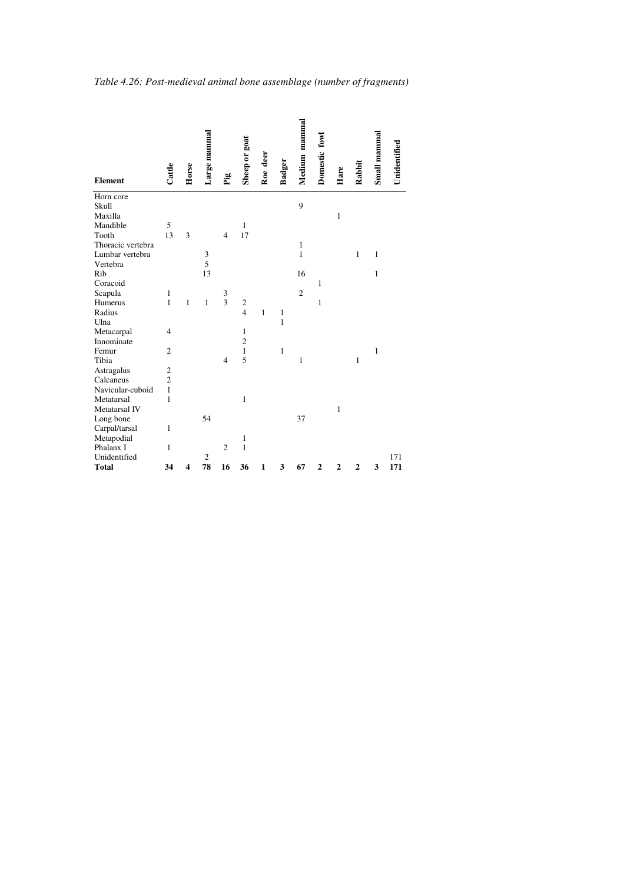*Table 4.26: Post-medieval animal bone assemblage (number of fragments)*

| Element | Cattle | Horse | Large mammal | Pig | Sheep or goat | Roe deer | Badger | Medium mammal | Domestic fowl | Hare | Rabbit | Small mammal | Unidentified |
|---|---|---|---|---|---|---|---|---|---|---|---|---|---|
| Horn core | | | | | | | | | | | | | |
| Skull | | | | | | | | 9 | | | | | |
| Maxilla | | | | | | | | | | 1 | | | |
| Mandible | 5 | | | | 1 | | | | | | | | |
| Tooth | 13 | 3 | | 4 | 17 | | | | | | | | |
| Thoracic vertebra | | | | | | | | 1 | | | | | |
| Lumbar vertebra | | | 3 | | | | | 1 | | | 1 | 1 | |
| Vertebra | | | 5 | | | | | | | | | | |
| Rib | | | 13 | | | | | 16 | | | | 1 | |
| Coracoid | | | | | | | | | 1 | | | | |
| Scapula | 1 | | | 3 | | | | 2 | | | | | |
| Humerus | 1 | 1 | 1 | 3 | 2 | | | | 1 | | | | |
| Radius | | | | | 4 | 1 | 1 | | | | | | |
| Ulna | | | | | | | 1 | | | | | | |
| Metacarpal | 4 | | | | 1 | | | | | | | | |
| Innominate | | | | | 2 | | | | | | | | |
| Femur | 2 | | | | 1 | | 1 | | | | | 1 | |
| Tibia | | | | 4 | 5 | | | 1 | | | 1 | | |
| Astragalus | 2 | | | | | | | | | | | | |
| Calcaneus | 2 | | | | | | | | | | | | |
| Navicular-cuboid | 1 | | | | | | | | | | | | |
| Metatarsal | 1 | | | | 1 | | | | | | | | |
| Metatarsal IV | | | | | | | | | | 1 | | | |
| Long bone | | | 54 | | | | | 37 | | | | | |
| Carpal/tarsal | 1 | | | | | | | | | | | | |
| Metapodial | | | | | 1 | | | | | | | | |
| Phalanx I | 1 | | | 2 | 1 | | | | | | | | |
| Unidentified | | | 2 | | | | | | | | | | 171 |
| **Total** | **34** | **4** | **78** | **16** | **36** | **1** | **3** | **67** | **2** | **2** | **2** | **3** | **171** |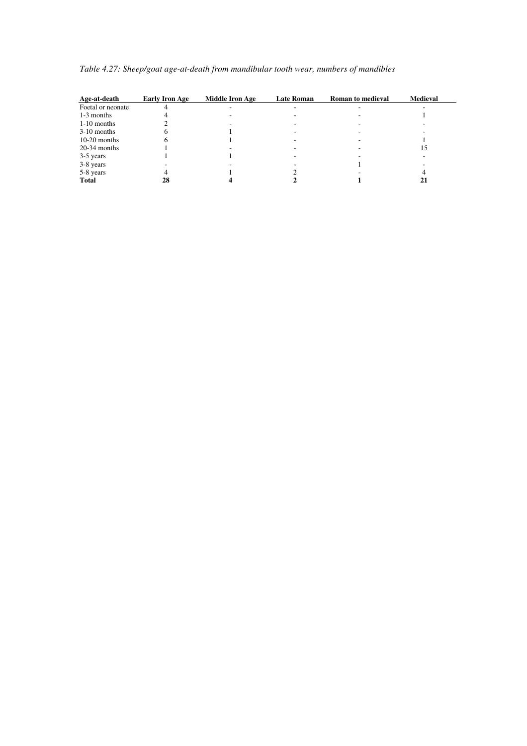*Table 4.27: Sheep/goat age-at-death from mandibular tooth wear, numbers of mandibles*

| Age-at-death | Early Iron Age | Middle Iron Age | Late Roman | Roman to medieval | Medieval |
|---|---|---|---|---|---|
| Foetal or neonate | 4 | - | - | - | - |
| 1-3 months | 4 | - | - | - | 1 |
| 1-10 months | 2 | - | - | - | - |
| 3-10 months | 6 | 1 | - | - | - |
| 10-20 months | 6 | 1 | - | - | 1 |
| 20-34 months | 1 | - | - | - | 15 |
| 3-5 years | 1 | 1 | - | - | - |
| 3-8 years | - | - | - | 1 | - |
| 5-8 years | 4 | 1 | 2 | - | 4 |
| **Total** | **28** | **4** | **2** | **1** | **21** |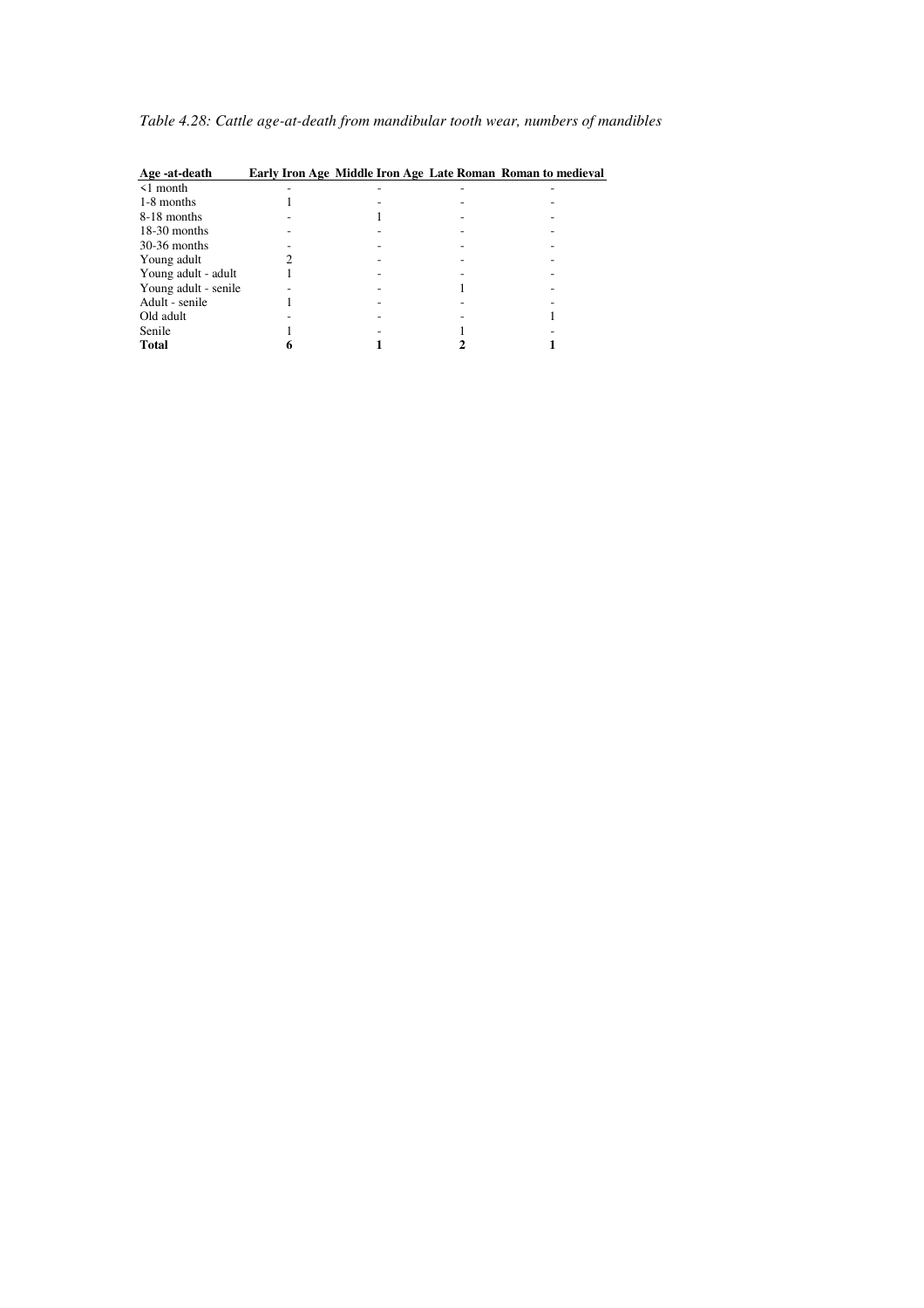*Table 4.28: Cattle age-at-death from mandibular tooth wear, numbers of mandibles*

| Age -at-death | Early Iron Age | Middle Iron Age | Late Roman | Roman to medieval |
|---|---|---|---|---|
| <1 month | - | - | - | - |
| 1-8 months | 1 | - | - | - |
| 8-18 months | - | 1 | - | - |
| 18-30 months | - | - | - | - |
| 30-36 months | - | - | - | - |
| Young adult | 2 | - | - | - |
| Young adult - adult | 1 | - | - | - |
| Young adult - senile | - | - | 1 | - |
| Adult - senile | 1 | - | - | - |
| Old adult | - | - | - | 1 |
| Senile | 1 | - | 1 | - |
| **Total** | **6** | **1** | **2** | **1** |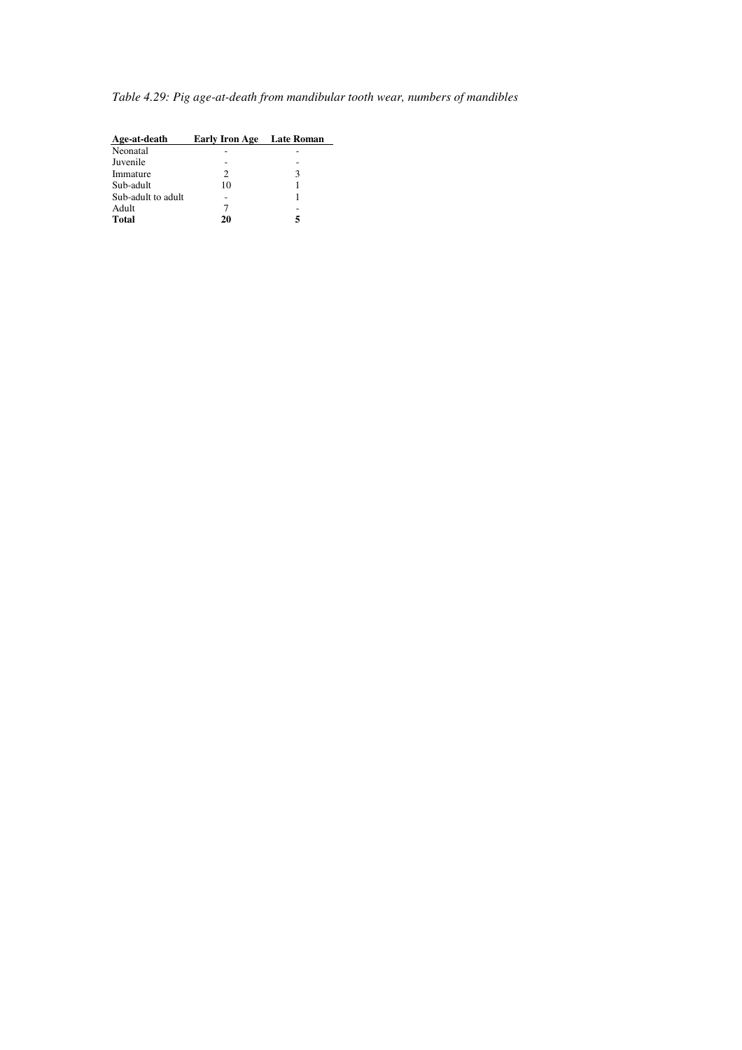*Table 4.29: Pig age-at-death from mandibular tooth wear, numbers of mandibles*

| Age-at-death | Early Iron Age | Late Roman |
|---|---|---|
| Neonatal | - | - |
| Juvenile | - | - |
| Immature | 2 | 3 |
| Sub-adult | 10 | 1 |
| Sub-adult to adult | - | 1 |
| Adult | 7 | - |
| **Total** | **20** | **5** |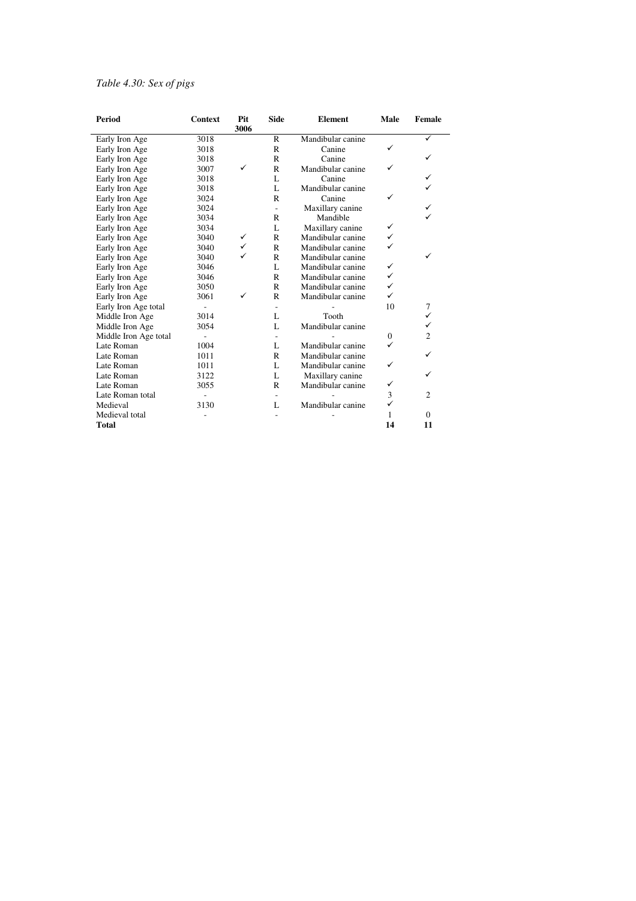*Table 4.30: Sex of pigs*

| Period | Context | Pit 3006 | Side | Element | Male | Female |
|---|---|---|---|---|---|---|
| Early Iron Age | 3018 | | R | Mandibular canine | | ✓ |
| Early Iron Age | 3018 | | R | Canine | ✓ | |
| Early Iron Age | 3018 | | R | Canine | | ✓ |
| Early Iron Age | 3007 | ✓ | R | Mandibular canine | ✓ | |
| Early Iron Age | 3018 | | L | Canine | | ✓ |
| Early Iron Age | 3018 | | L | Mandibular canine | | ✓ |
| Early Iron Age | 3024 | | R | Canine | ✓ | |
| Early Iron Age | 3024 | | - | Maxillary canine | | ✓ |
| Early Iron Age | 3034 | | R | Mandible | | ✓ |
| Early Iron Age | 3034 | | L | Maxillary canine | ✓ | |
| Early Iron Age | 3040 | ✓ | R | Mandibular canine | ✓ | |
| Early Iron Age | 3040 | ✓ | R | Mandibular canine | ✓ | |
| Early Iron Age | 3040 | ✓ | R | Mandibular canine | | ✓ |
| Early Iron Age | 3046 | | L | Mandibular canine | ✓ | |
| Early Iron Age | 3046 | | R | Mandibular canine | ✓ | |
| Early Iron Age | 3050 | | R | Mandibular canine | ✓ | |
| Early Iron Age | 3061 | ✓ | R | Mandibular canine | ✓ | |
| Early Iron Age total | - | | - | - | 10 | 7 |
| Middle Iron Age | 3014 | | L | Tooth | | ✓ |
| Middle Iron Age | 3054 | | L | Mandibular canine | | ✓ |
| Middle Iron Age total | - | | - | - | 0 | 2 |
| Late Roman | 1004 | | L | Mandibular canine | ✓ | |
| Late Roman | 1011 | | R | Mandibular canine | | ✓ |
| Late Roman | 1011 | | L | Mandibular canine | ✓ | |
| Late Roman | 3122 | | L | Maxillary canine | | ✓ |
| Late Roman | 3055 | | R | Mandibular canine | ✓ | |
| Late Roman total | - | | - | - | 3 | 2 |
| Medieval | 3130 | | L | Mandibular canine | ✓ | |
| Medieval total | - | | - | - | 1 | 0 |
| **Total** | | | | | **14** | **11** |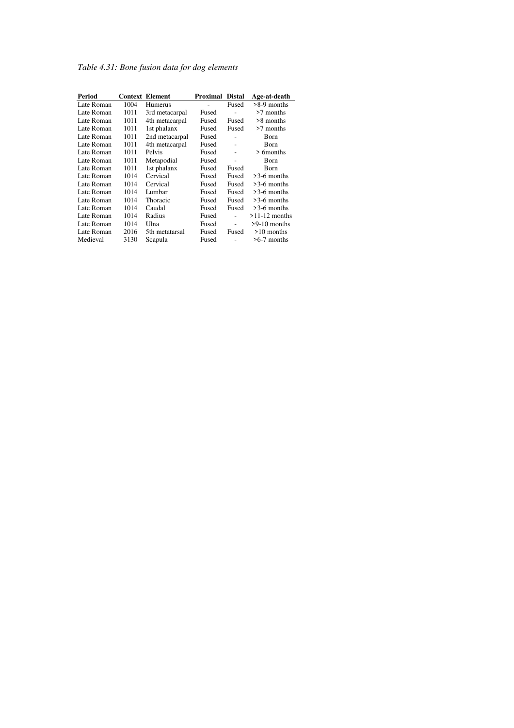*Table 4.31: Bone fusion data for dog elements*

| Period | Context | Element | Proximal | Distal | Age-at-death |
|---|---|---|---|---|---|
| Late Roman | 1004 | Humerus | - | Fused | >8-9 months |
| Late Roman | 1011 | 3rd metacarpal | Fused | - | >7 months |
| Late Roman | 1011 | 4th metacarpal | Fused | Fused | >8 months |
| Late Roman | 1011 | 1st phalanx | Fused | Fused | >7 months |
| Late Roman | 1011 | 2nd metacarpal | Fused | - | Born |
| Late Roman | 1011 | 4th metacarpal | Fused | - | Born |
| Late Roman | 1011 | Pelvis | Fused | - | > 6months |
| Late Roman | 1011 | Metapodial | Fused | - | Born |
| Late Roman | 1011 | 1st phalanx | Fused | Fused | Born |
| Late Roman | 1014 | Cervical | Fused | Fused | >3-6 months |
| Late Roman | 1014 | Cervical | Fused | Fused | >3-6 months |
| Late Roman | 1014 | Lumbar | Fused | Fused | >3-6 months |
| Late Roman | 1014 | Thoracic | Fused | Fused | >3-6 months |
| Late Roman | 1014 | Caudal | Fused | Fused | >3-6 months |
| Late Roman | 1014 | Radius | Fused | - | >11-12 months |
| Late Roman | 1014 | Ulna | Fused | - | >9-10 months |
| Late Roman | 2016 | 5th metatarsal | Fused | Fused | >10 months |
| Medieval | 3130 | Scapula | Fused | - | >6-7 months |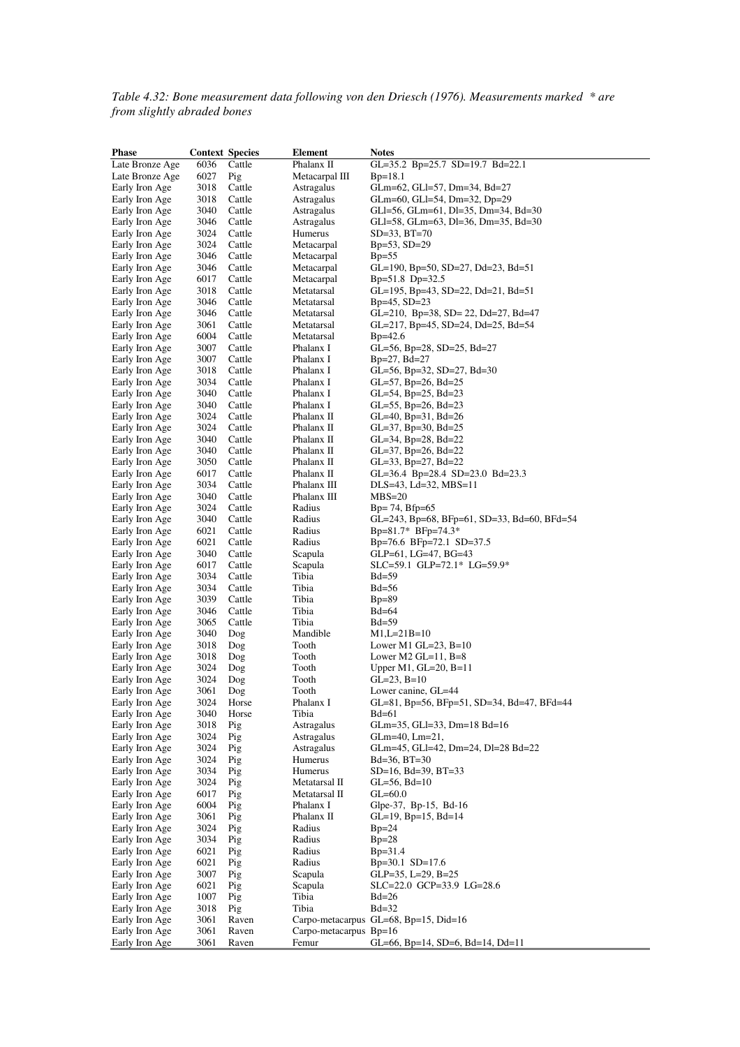*Table 4.32: Bone measurement data following von den Driesch (1976). Measurements marked * are from slightly abraded bones*

| Phase | Context | Species | Element | Notes |
|---|---|---|---|---|
| Late Bronze Age | 6036 | Cattle | Phalanx II | GL=35.2 Bp=25.7 SD=19.7 Bd=22.1 |
| Late Bronze Age | 6027 | Pig | Metacarpal III | Bp=18.1 |
| Early Iron Age | 3018 | Cattle | Astragalus | GLm=62, GLl=57, Dm=34, Bd=27 |
| Early Iron Age | 3018 | Cattle | Astragalus | GLm=60, GLl=54, Dm=32, Dp=29 |
| Early Iron Age | 3040 | Cattle | Astragalus | GLl=56, GLm=61, Dl=35, Dm=34, Bd=30 |
| Early Iron Age | 3046 | Cattle | Astragalus | GLl=58, GLm=63, Dl=36, Dm=35, Bd=30 |
| Early Iron Age | 3024 | Cattle | Humerus | SD=33, BT=70 |
| Early Iron Age | 3024 | Cattle | Metacarpal | Bp=53, SD=29 |
| Early Iron Age | 3046 | Cattle | Metacarpal | Bp=55 |
| Early Iron Age | 3046 | Cattle | Metacarpal | GL=190, Bp=50, SD=27, Dd=23, Bd=51 |
| Early Iron Age | 6017 | Cattle | Metacarpal | Bp=51.8 Dp=32.5 |
| Early Iron Age | 3018 | Cattle | Metatarsal | GL=195, Bp=43, SD=22, Dd=21, Bd=51 |
| Early Iron Age | 3046 | Cattle | Metatarsal | Bp=45, SD=23 |
| Early Iron Age | 3046 | Cattle | Metatarsal | GL=210, Bp=38, SD= 22, Dd=27, Bd=47 |
| Early Iron Age | 3061 | Cattle | Metatarsal | GL=217, Bp=45, SD=24, Dd=25, Bd=54 |
| Early Iron Age | 6004 | Cattle | Metatarsal | Bp=42.6 |
| Early Iron Age | 3007 | Cattle | Phalanx I | GL=56, Bp=28, SD=25, Bd=27 |
| Early Iron Age | 3007 | Cattle | Phalanx I | Bp=27, Bd=27 |
| Early Iron Age | 3018 | Cattle | Phalanx I | GL=56, Bp=32, SD=27, Bd=30 |
| Early Iron Age | 3034 | Cattle | Phalanx I | GL=57, Bp=26, Bd=25 |
| Early Iron Age | 3040 | Cattle | Phalanx I | GL=54, Bp=25, Bd=23 |
| Early Iron Age | 3040 | Cattle | Phalanx I | GL=55, Bp=26, Bd=23 |
| Early Iron Age | 3024 | Cattle | Phalanx II | GL=40, Bp=31, Bd=26 |
| Early Iron Age | 3024 | Cattle | Phalanx II | GL=37, Bp=30, Bd=25 |
| Early Iron Age | 3040 | Cattle | Phalanx II | GL=34, Bp=28, Bd=22 |
| Early Iron Age | 3040 | Cattle | Phalanx II | GL=37, Bp=26, Bd=22 |
| Early Iron Age | 3050 | Cattle | Phalanx II | GL=33, Bp=27, Bd=22 |
| Early Iron Age | 6017 | Cattle | Phalanx II | GL=36.4 Bp=28.4 SD=23.0 Bd=23.3 |
| Early Iron Age | 3034 | Cattle | Phalanx III | DLS=43, Ld=32, MBS=11 |
| Early Iron Age | 3040 | Cattle | Phalanx III | MBS=20 |
| Early Iron Age | 3024 | Cattle | Radius | Bp= 74, Bfp=65 |
| Early Iron Age | 3040 | Cattle | Radius | GL=243, Bp=68, BFp=61, SD=33, Bd=60, BFd=54 |
| Early Iron Age | 6021 | Cattle | Radius | Bp=81.7* BFp=74.3* |
| Early Iron Age | 6021 | Cattle | Radius | Bp=76.6 BFp=72.1 SD=37.5 |
| Early Iron Age | 3040 | Cattle | Scapula | GLP=61, LG=47, BG=43 |
| Early Iron Age | 6017 | Cattle | Scapula | SLC=59.1 GLP=72.1* LG=59.9* |
| Early Iron Age | 3034 | Cattle | Tibia | Bd=59 |
| Early Iron Age | 3034 | Cattle | Tibia | Bd=56 |
| Early Iron Age | 3039 | Cattle | Tibia | Bp=89 |
| Early Iron Age | 3046 | Cattle | Tibia | Bd=64 |
| Early Iron Age | 3065 | Cattle | Tibia | Bd=59 |
| Early Iron Age | 3040 | Dog | Mandible | M1,L=21B=10 |
| Early Iron Age | 3018 | Dog | Tooth | Lower M1 GL=23, B=10 |
| Early Iron Age | 3018 | Dog | Tooth | Lower M2 GL=11, B=8 |
| Early Iron Age | 3024 | Dog | Tooth | Upper M1, GL=20, B=11 |
| Early Iron Age | 3024 | Dog | Tooth | GL=23, B=10 |
| Early Iron Age | 3061 | Dog | Tooth | Lower canine, GL=44 |
| Early Iron Age | 3024 | Horse | Phalanx I | GL=81, Bp=56, BFp=51, SD=34, Bd=47, BFd=44 |
| Early Iron Age | 3040 | Horse | Tibia | Bd=61 |
| Early Iron Age | 3018 | Pig | Astragalus | GLm=35, GLl=33, Dm=18 Bd=16 |
| Early Iron Age | 3024 | Pig | Astragalus | GLm=40, Lm=21, |
| Early Iron Age | 3024 | Pig | Astragalus | GLm=45, GLl=42, Dm=24, Dl=28 Bd=22 |
| Early Iron Age | 3024 | Pig | Humerus | Bd=36, BT=30 |
| Early Iron Age | 3034 | Pig | Humerus | SD=16, Bd=39, BT=33 |
| Early Iron Age | 3024 | Pig | Metatarsal II | GL=56, Bd=10 |
| Early Iron Age | 6017 | Pig | Metatarsal II | GL=60.0 |
| Early Iron Age | 6004 | Pig | Phalanx I | Glpe-37, Bp-15, Bd-16 |
| Early Iron Age | 3061 | Pig | Phalanx II | GL=19, Bp=15, Bd=14 |
| Early Iron Age | 3024 | Pig | Radius | Bp=24 |
| Early Iron Age | 3034 | Pig | Radius | Bp=28 |
| Early Iron Age | 6021 | Pig | Radius | Bp=31.4 |
| Early Iron Age | 6021 | Pig | Radius | Bp=30.1 SD=17.6 |
| Early Iron Age | 3007 | Pig | Scapula | GLP=35, L=29, B=25 |
| Early Iron Age | 6021 | Pig | Scapula | SLC=22.0 GCP=33.9 LG=28.6 |
| Early Iron Age | 1007 | Pig | Tibia | Bd=26 |
| Early Iron Age | 3018 | Pig | Tibia | Bd=32 |
| Early Iron Age | 3061 | Raven | Carpo-metacarpus | GL=68, Bp=15, Did=16 |
| Early Iron Age | 3061 | Raven | Carpo-metacarpus | Bp=16 |
| Early Iron Age | 3061 | Raven | Femur | GL=66, Bp=14, SD=6, Bd=14, Dd=11 |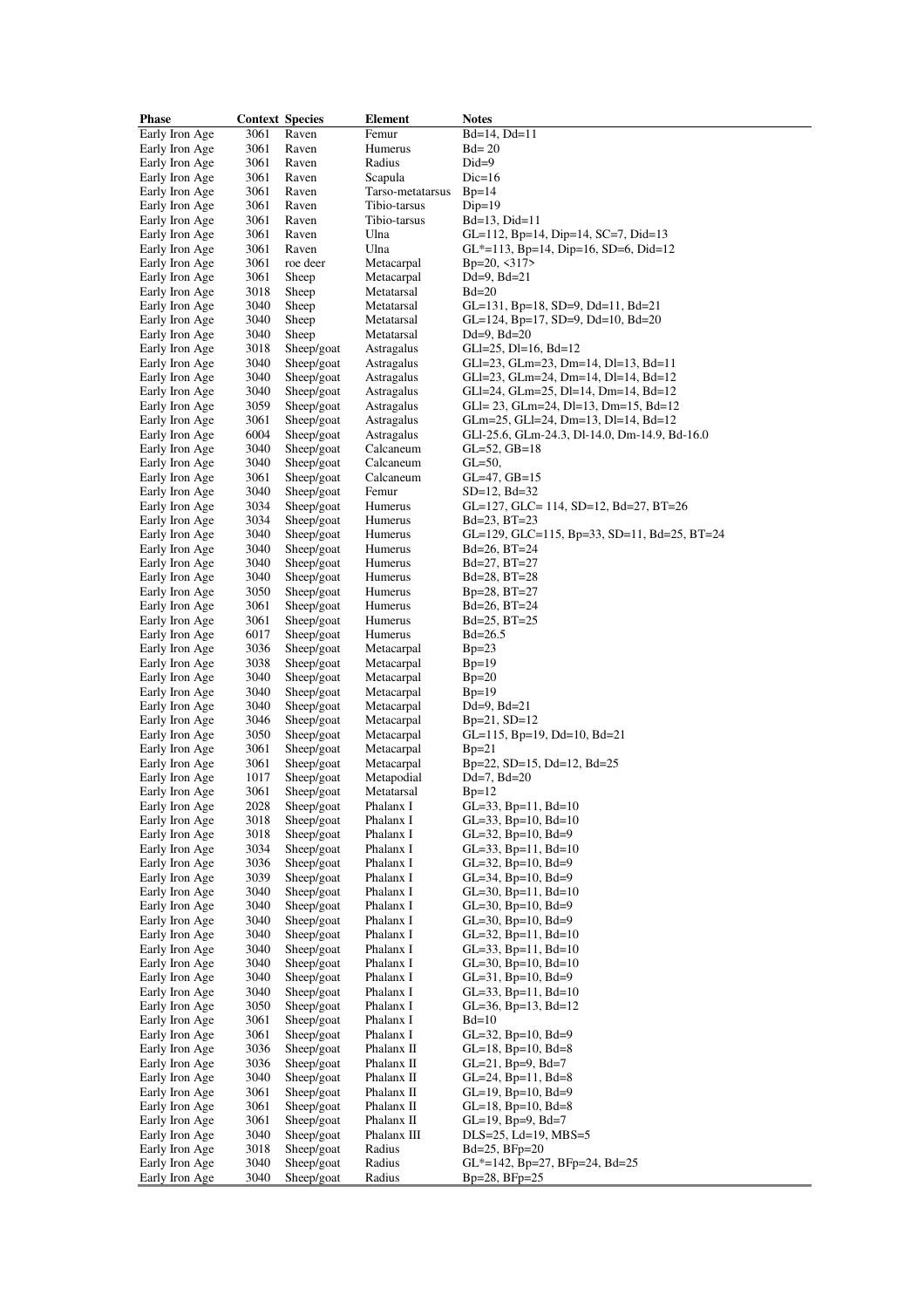| Phase | Context | Species | Element | Notes |
|---|---|---|---|---|
| Early Iron Age | 3061 | Raven | Femur | Bd=14, Dd=11 |
| Early Iron Age | 3061 | Raven | Humerus | Bd= 20 |
| Early Iron Age | 3061 | Raven | Radius | Did=9 |
| Early Iron Age | 3061 | Raven | Scapula | Dic=16 |
| Early Iron Age | 3061 | Raven | Tarso-metatarsus | Bp=14 |
| Early Iron Age | 3061 | Raven | Tibio-tarsus | Dip=19 |
| Early Iron Age | 3061 | Raven | Tibio-tarsus | Bd=13, Did=11 |
| Early Iron Age | 3061 | Raven | Ulna | GL=112, Bp=14, Dip=14, SC=7, Did=13 |
| Early Iron Age | 3061 | Raven | Ulna | GL*=113, Bp=14, Dip=16, SD=6, Did=12 |
| Early Iron Age | 3061 | roe deer | Metacarpal | Bp=20, <317> |
| Early Iron Age | 3061 | Sheep | Metacarpal | Dd=9, Bd=21 |
| Early Iron Age | 3018 | Sheep | Metatarsal | Bd=20 |
| Early Iron Age | 3040 | Sheep | Metatarsal | GL=131, Bp=18, SD=9, Dd=11, Bd=21 |
| Early Iron Age | 3040 | Sheep | Metatarsal | GL=124, Bp=17, SD=9, Dd=10, Bd=20 |
| Early Iron Age | 3040 | Sheep | Metatarsal | Dd=9, Bd=20 |
| Early Iron Age | 3018 | Sheep/goat | Astragalus | GLl=25, Dl=16, Bd=12 |
| Early Iron Age | 3040 | Sheep/goat | Astragalus | GLl=23, GLm=23, Dm=14, Dl=13, Bd=11 |
| Early Iron Age | 3040 | Sheep/goat | Astragalus | GLl=23, GLm=24, Dm=14, Dl=14, Bd=12 |
| Early Iron Age | 3040 | Sheep/goat | Astragalus | GLl=24, GLm=25, Dl=14, Dm=14, Bd=12 |
| Early Iron Age | 3059 | Sheep/goat | Astragalus | GLl= 23, GLm=24, Dl=13, Dm=15, Bd=12 |
| Early Iron Age | 3061 | Sheep/goat | Astragalus | GLm=25, GLl=24, Dm=13, Dl=14, Bd=12 |
| Early Iron Age | 6004 | Sheep/goat | Astragalus | GLl-25.6, GLm-24.3, Dl-14.0, Dm-14.9, Bd-16.0 |
| Early Iron Age | 3040 | Sheep/goat | Calcaneum | GL=52, GB=18 |
| Early Iron Age | 3040 | Sheep/goat | Calcaneum | GL=50, |
| Early Iron Age | 3061 | Sheep/goat | Calcaneum | GL=47, GB=15 |
| Early Iron Age | 3040 | Sheep/goat | Femur | SD=12, Bd=32 |
| Early Iron Age | 3034 | Sheep/goat | Humerus | GL=127, GLC= 114, SD=12, Bd=27, BT=26 |
| Early Iron Age | 3034 | Sheep/goat | Humerus | Bd=23, BT=23 |
| Early Iron Age | 3040 | Sheep/goat | Humerus | GL=129, GLC=115, Bp=33, SD=11, Bd=25, BT=24 |
| Early Iron Age | 3040 | Sheep/goat | Humerus | Bd=26, BT=24 |
| Early Iron Age | 3040 | Sheep/goat | Humerus | Bd=27, BT=27 |
| Early Iron Age | 3040 | Sheep/goat | Humerus | Bd=28, BT=28 |
| Early Iron Age | 3050 | Sheep/goat | Humerus | Bp=28, BT=27 |
| Early Iron Age | 3061 | Sheep/goat | Humerus | Bd=26, BT=24 |
| Early Iron Age | 3061 | Sheep/goat | Humerus | Bd=25, BT=25 |
| Early Iron Age | 6017 | Sheep/goat | Humerus | Bd=26.5 |
| Early Iron Age | 3036 | Sheep/goat | Metacarpal | Bp=23 |
| Early Iron Age | 3038 | Sheep/goat | Metacarpal | Bp=19 |
| Early Iron Age | 3040 | Sheep/goat | Metacarpal | Bp=20 |
| Early Iron Age | 3040 | Sheep/goat | Metacarpal | Bp=19 |
| Early Iron Age | 3040 | Sheep/goat | Metacarpal | Dd=9, Bd=21 |
| Early Iron Age | 3046 | Sheep/goat | Metacarpal | Bp=21, SD=12 |
| Early Iron Age | 3050 | Sheep/goat | Metacarpal | GL=115, Bp=19, Dd=10, Bd=21 |
| Early Iron Age | 3061 | Sheep/goat | Metacarpal | Bp=21 |
| Early Iron Age | 3061 | Sheep/goat | Metacarpal | Bp=22, SD=15, Dd=12, Bd=25 |
| Early Iron Age | 1017 | Sheep/goat | Metapodial | Dd=7, Bd=20 |
| Early Iron Age | 3061 | Sheep/goat | Metatarsal | Bp=12 |
| Early Iron Age | 2028 | Sheep/goat | Phalanx I | GL=33, Bp=11, Bd=10 |
| Early Iron Age | 3018 | Sheep/goat | Phalanx I | GL=33, Bp=10, Bd=10 |
| Early Iron Age | 3018 | Sheep/goat | Phalanx I | GL=32, Bp=10, Bd=9 |
| Early Iron Age | 3034 | Sheep/goat | Phalanx I | GL=33, Bp=11, Bd=10 |
| Early Iron Age | 3036 | Sheep/goat | Phalanx I | GL=32, Bp=10, Bd=9 |
| Early Iron Age | 3039 | Sheep/goat | Phalanx I | GL=34, Bp=10, Bd=9 |
| Early Iron Age | 3040 | Sheep/goat | Phalanx I | GL=30, Bp=11, Bd=10 |
| Early Iron Age | 3040 | Sheep/goat | Phalanx I | GL=30, Bp=10, Bd=9 |
| Early Iron Age | 3040 | Sheep/goat | Phalanx I | GL=30, Bp=10, Bd=9 |
| Early Iron Age | 3040 | Sheep/goat | Phalanx I | GL=32, Bp=11, Bd=10 |
| Early Iron Age | 3040 | Sheep/goat | Phalanx I | GL=33, Bp=11, Bd=10 |
| Early Iron Age | 3040 | Sheep/goat | Phalanx I | GL=30, Bp=10, Bd=10 |
| Early Iron Age | 3040 | Sheep/goat | Phalanx I | GL=31, Bp=10, Bd=9 |
| Early Iron Age | 3040 | Sheep/goat | Phalanx I | GL=33, Bp=11, Bd=10 |
| Early Iron Age | 3050 | Sheep/goat | Phalanx I | GL=36, Bp=13, Bd=12 |
| Early Iron Age | 3061 | Sheep/goat | Phalanx I | Bd=10 |
| Early Iron Age | 3061 | Sheep/goat | Phalanx I | GL=32, Bp=10, Bd=9 |
| Early Iron Age | 3036 | Sheep/goat | Phalanx II | GL=18, Bp=10, Bd=8 |
| Early Iron Age | 3036 | Sheep/goat | Phalanx II | GL=21, Bp=9, Bd=7 |
| Early Iron Age | 3040 | Sheep/goat | Phalanx II | GL=24, Bp=11, Bd=8 |
| Early Iron Age | 3061 | Sheep/goat | Phalanx II | GL=19, Bp=10, Bd=9 |
| Early Iron Age | 3061 | Sheep/goat | Phalanx II | GL=18, Bp=10, Bd=8 |
| Early Iron Age | 3061 | Sheep/goat | Phalanx II | GL=19, Bp=9, Bd=7 |
| Early Iron Age | 3040 | Sheep/goat | Phalanx III | DLS=25, Ld=19, MBS=5 |
| Early Iron Age | 3018 | Sheep/goat | Radius | Bd=25, BFp=20 |
| Early Iron Age | 3040 | Sheep/goat | Radius | GL*=142, Bp=27, BFp=24, Bd=25 |
| Early Iron Age | 3040 | Sheep/goat | Radius | Bp=28, BFp=25 |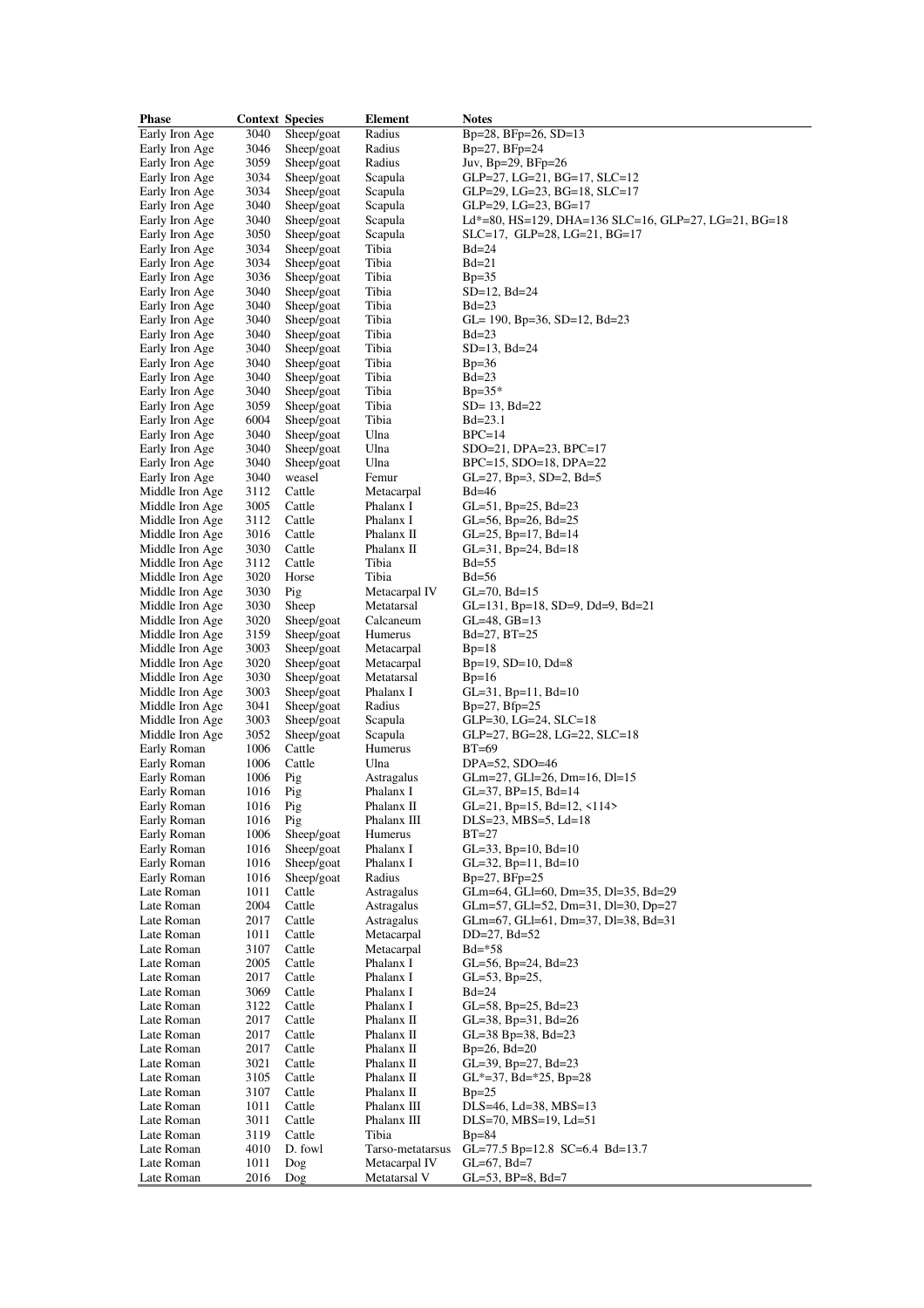| Phase | Context | Species | Element | Notes |
|---|---|---|---|---|
| Early Iron Age | 3040 | Sheep/goat | Radius | Bp=28, BFp=26, SD=13 |
| Early Iron Age | 3046 | Sheep/goat | Radius | Bp=27, BFp=24 |
| Early Iron Age | 3059 | Sheep/goat | Radius | Juv, Bp=29, BFp=26 |
| Early Iron Age | 3034 | Sheep/goat | Scapula | GLP=27, LG=21, BG=17, SLC=12 |
| Early Iron Age | 3034 | Sheep/goat | Scapula | GLP=29, LG=23, BG=18, SLC=17 |
| Early Iron Age | 3040 | Sheep/goat | Scapula | GLP=29, LG=23, BG=17 |
| Early Iron Age | 3040 | Sheep/goat | Scapula | Ld*=80, HS=129, DHA=136 SLC=16, GLP=27, LG=21, BG=18 |
| Early Iron Age | 3050 | Sheep/goat | Scapula | SLC=17, GLP=28, LG=21, BG=17 |
| Early Iron Age | 3034 | Sheep/goat | Tibia | Bd=24 |
| Early Iron Age | 3034 | Sheep/goat | Tibia | Bd=21 |
| Early Iron Age | 3036 | Sheep/goat | Tibia | Bp=35 |
| Early Iron Age | 3040 | Sheep/goat | Tibia | SD=12, Bd=24 |
| Early Iron Age | 3040 | Sheep/goat | Tibia | Bd=23 |
| Early Iron Age | 3040 | Sheep/goat | Tibia | GL= 190, Bp=36, SD=12, Bd=23 |
| Early Iron Age | 3040 | Sheep/goat | Tibia | Bd=23 |
| Early Iron Age | 3040 | Sheep/goat | Tibia | SD=13, Bd=24 |
| Early Iron Age | 3040 | Sheep/goat | Tibia | Bp=36 |
| Early Iron Age | 3040 | Sheep/goat | Tibia | Bd=23 |
| Early Iron Age | 3040 | Sheep/goat | Tibia | Bp=35* |
| Early Iron Age | 3059 | Sheep/goat | Tibia | SD= 13, Bd=22 |
| Early Iron Age | 6004 | Sheep/goat | Tibia | Bd=23.1 |
| Early Iron Age | 3040 | Sheep/goat | Ulna | BPC=14 |
| Early Iron Age | 3040 | Sheep/goat | Ulna | SDO=21, DPA=23, BPC=17 |
| Early Iron Age | 3040 | Sheep/goat | Ulna | BPC=15, SDO=18, DPA=22 |
| Early Iron Age | 3040 | weasel | Femur | GL=27, Bp=3, SD=2, Bd=5 |
| Middle Iron Age | 3112 | Cattle | Metacarpal | Bd=46 |
| Middle Iron Age | 3005 | Cattle | Phalanx I | GL=51, Bp=25, Bd=23 |
| Middle Iron Age | 3112 | Cattle | Phalanx I | GL=56, Bp=26, Bd=25 |
| Middle Iron Age | 3016 | Cattle | Phalanx II | GL=25, Bp=17, Bd=14 |
| Middle Iron Age | 3030 | Cattle | Phalanx II | GL=31, Bp=24, Bd=18 |
| Middle Iron Age | 3112 | Cattle | Tibia | Bd=55 |
| Middle Iron Age | 3020 | Horse | Tibia | Bd=56 |
| Middle Iron Age | 3030 | Pig | Metacarpal IV | GL=70, Bd=15 |
| Middle Iron Age | 3030 | Sheep | Metatarsal | GL=131, Bp=18, SD=9, Dd=9, Bd=21 |
| Middle Iron Age | 3020 | Sheep/goat | Calcaneum | GL=48, GB=13 |
| Middle Iron Age | 3159 | Sheep/goat | Humerus | Bd=27, BT=25 |
| Middle Iron Age | 3003 | Sheep/goat | Metacarpal | Bp=18 |
| Middle Iron Age | 3020 | Sheep/goat | Metacarpal | Bp=19, SD=10, Dd=8 |
| Middle Iron Age | 3030 | Sheep/goat | Metatarsal | Bp=16 |
| Middle Iron Age | 3003 | Sheep/goat | Phalanx I | GL=31, Bp=11, Bd=10 |
| Middle Iron Age | 3041 | Sheep/goat | Radius | Bp=27, Bfp=25 |
| Middle Iron Age | 3003 | Sheep/goat | Scapula | GLP=30, LG=24, SLC=18 |
| Middle Iron Age | 3052 | Sheep/goat | Scapula | GLP=27, BG=28, LG=22, SLC=18 |
| Early Roman | 1006 | Cattle | Humerus | BT=69 |
| Early Roman | 1006 | Cattle | Ulna | DPA=52, SDO=46 |
| Early Roman | 1006 | Pig | Astragalus | GLm=27, GLl=26, Dm=16, Dl=15 |
| Early Roman | 1016 | Pig | Phalanx I | GL=37, BP=15, Bd=14 |
| Early Roman | 1016 | Pig | Phalanx II | GL=21, Bp=15, Bd=12, <114> |
| Early Roman | 1016 | Pig | Phalanx III | DLS=23, MBS=5, Ld=18 |
| Early Roman | 1006 | Sheep/goat | Humerus | BT=27 |
| Early Roman | 1016 | Sheep/goat | Phalanx I | GL=33, Bp=10, Bd=10 |
| Early Roman | 1016 | Sheep/goat | Phalanx I | GL=32, Bp=11, Bd=10 |
| Early Roman | 1016 | Sheep/goat | Radius | Bp=27, BFp=25 |
| Late Roman | 1011 | Cattle | Astragalus | GLm=64, GLl=60, Dm=35, Dl=35, Bd=29 |
| Late Roman | 2004 | Cattle | Astragalus | GLm=57, GLl=52, Dm=31, Dl=30, Dp=27 |
| Late Roman | 2017 | Cattle | Astragalus | GLm=67, GLl=61, Dm=37, Dl=38, Bd=31 |
| Late Roman | 1011 | Cattle | Metacarpal | DD=27, Bd=52 |
| Late Roman | 3107 | Cattle | Metacarpal | Bd=*58 |
| Late Roman | 2005 | Cattle | Phalanx I | GL=56, Bp=24, Bd=23 |
| Late Roman | 2017 | Cattle | Phalanx I | GL=53, Bp=25, |
| Late Roman | 3069 | Cattle | Phalanx I | Bd=24 |
| Late Roman | 3122 | Cattle | Phalanx I | GL=58, Bp=25, Bd=23 |
| Late Roman | 2017 | Cattle | Phalanx II | GL=38, Bp=31, Bd=26 |
| Late Roman | 2017 | Cattle | Phalanx II | GL=38 Bp=38, Bd=23 |
| Late Roman | 2017 | Cattle | Phalanx II | Bp=26, Bd=20 |
| Late Roman | 3021 | Cattle | Phalanx II | GL=39, Bp=27, Bd=23 |
| Late Roman | 3105 | Cattle | Phalanx II | GL*=37, Bd=*25, Bp=28 |
| Late Roman | 3107 | Cattle | Phalanx II | Bp=25 |
| Late Roman | 1011 | Cattle | Phalanx III | DLS=46, Ld=38, MBS=13 |
| Late Roman | 3011 | Cattle | Phalanx III | DLS=70, MBS=19, Ld=51 |
| Late Roman | 3119 | Cattle | Tibia | Bp=84 |
| Late Roman | 4010 | D. fowl | Tarso-metatarsus | GL=77.5 Bp=12.8 SC=6.4 Bd=13.7 |
| Late Roman | 1011 | Dog | Metacarpal IV | GL=67, Bd=7 |
| Late Roman | 2016 | Dog | Metatarsal V | GL=53, BP=8, Bd=7 |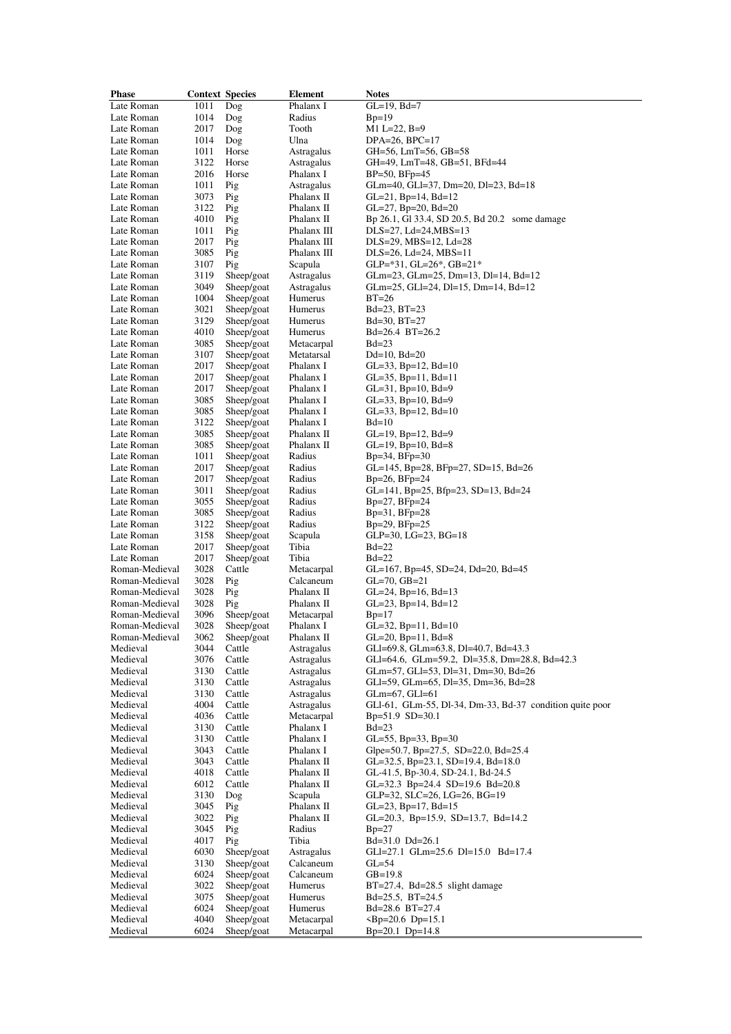| Phase | Context | Species | Element | Notes |
|---|---|---|---|---|
| Late Roman | 1011 | Dog | Phalanx I | GL=19, Bd=7 |
| Late Roman | 1014 | Dog | Radius | Bp=19 |
| Late Roman | 2017 | Dog | Tooth | M1 L=22, B=9 |
| Late Roman | 1014 | Dog | Ulna | DPA=26, BPC=17 |
| Late Roman | 1011 | Horse | Astragalus | GH=56, LmT=56, GB=58 |
| Late Roman | 3122 | Horse | Astragalus | GH=49, LmT=48, GB=51, BFd=44 |
| Late Roman | 2016 | Horse | Phalanx I | BP=50, BFp=45 |
| Late Roman | 1011 | Pig | Astragalus | GLm=40, GLl=37, Dm=20, Dl=23, Bd=18 |
| Late Roman | 3073 | Pig | Phalanx II | GL=21, Bp=14, Bd=12 |
| Late Roman | 3122 | Pig | Phalanx II | GL=27, Bp=20, Bd=20 |
| Late Roman | 4010 | Pig | Phalanx II | Bp 26.1, Gl 33.4, SD 20.5, Bd 20.2 some damage |
| Late Roman | 1011 | Pig | Phalanx III | DLS=27, Ld=24,MBS=13 |
| Late Roman | 2017 | Pig | Phalanx III | DLS=29, MBS=12, Ld=28 |
| Late Roman | 3085 | Pig | Phalanx III | DLS=26, Ld=24, MBS=11 |
| Late Roman | 3107 | Pig | Scapula | GLP=*31, GL=26*, GB=21* |
| Late Roman | 3119 | Sheep/goat | Astragalus | GLm=23, GLm=25, Dm=13, Dl=14, Bd=12 |
| Late Roman | 3049 | Sheep/goat | Astragalus | GLm=25, GLl=24, Dl=15, Dm=14, Bd=12 |
| Late Roman | 1004 | Sheep/goat | Humerus | BT=26 |
| Late Roman | 3021 | Sheep/goat | Humerus | Bd=23, BT=23 |
| Late Roman | 3129 | Sheep/goat | Humerus | Bd=30, BT=27 |
| Late Roman | 4010 | Sheep/goat | Humerus | Bd=26.4 BT=26.2 |
| Late Roman | 3085 | Sheep/goat | Metacarpal | Bd=23 |
| Late Roman | 3107 | Sheep/goat | Metatarsal | Dd=10, Bd=20 |
| Late Roman | 2017 | Sheep/goat | Phalanx I | GL=33, Bp=12, Bd=10 |
| Late Roman | 2017 | Sheep/goat | Phalanx I | GL=35, Bp=11, Bd=11 |
| Late Roman | 2017 | Sheep/goat | Phalanx I | GL=31, Bp=10, Bd=9 |
| Late Roman | 3085 | Sheep/goat | Phalanx I | GL=33, Bp=10, Bd=9 |
| Late Roman | 3085 | Sheep/goat | Phalanx I | GL=33, Bp=12, Bd=10 |
| Late Roman | 3122 | Sheep/goat | Phalanx I | Bd=10 |
| Late Roman | 3085 | Sheep/goat | Phalanx II | GL=19, Bp=12, Bd=9 |
| Late Roman | 3085 | Sheep/goat | Phalanx II | GL=19, Bp=10, Bd=8 |
| Late Roman | 1011 | Sheep/goat | Radius | Bp=34, BFp=30 |
| Late Roman | 2017 | Sheep/goat | Radius | GL=145, Bp=28, BFp=27, SD=15, Bd=26 |
| Late Roman | 2017 | Sheep/goat | Radius | Bp=26, BFp=24 |
| Late Roman | 3011 | Sheep/goat | Radius | GL=141, Bp=25, Bfp=23, SD=13, Bd=24 |
| Late Roman | 3055 | Sheep/goat | Radius | Bp=27, BFp=24 |
| Late Roman | 3085 | Sheep/goat | Radius | Bp=31, BFp=28 |
| Late Roman | 3122 | Sheep/goat | Radius | Bp=29, BFp=25 |
| Late Roman | 3158 | Sheep/goat | Scapula | GLP=30, LG=23, BG=18 |
| Late Roman | 2017 | Sheep/goat | Tibia | Bd=22 |
| Late Roman | 2017 | Sheep/goat | Tibia | Bd=22 |
| Roman-Medieval | 3028 | Cattle | Metacarpal | GL=167, Bp=45, SD=24, Dd=20, Bd=45 |
| Roman-Medieval | 3028 | Pig | Calcaneum | GL=70, GB=21 |
| Roman-Medieval | 3028 | Pig | Phalanx II | GL=24, Bp=16, Bd=13 |
| Roman-Medieval | 3028 | Pig | Phalanx II | GL=23, Bp=14, Bd=12 |
| Roman-Medieval | 3096 | Sheep/goat | Metacarpal | Bp=17 |
| Roman-Medieval | 3028 | Sheep/goat | Phalanx I | GL=32, Bp=11, Bd=10 |
| Roman-Medieval | 3062 | Sheep/goat | Phalanx II | GL=20, Bp=11, Bd=8 |
| Medieval | 3044 | Cattle | Astragalus | GLl=69.8, GLm=63.8, Dl=40.7, Bd=43.3 |
| Medieval | 3076 | Cattle | Astragalus | GLl=64.6, GLm=59.2, Dl=35.8, Dm=28.8, Bd=42.3 |
| Medieval | 3130 | Cattle | Astragalus | GLm=57, GLl=53, Dl=31, Dm=30, Bd=26 |
| Medieval | 3130 | Cattle | Astragalus | GLl=59, GLm=65, Dl=35, Dm=36, Bd=28 |
| Medieval | 3130 | Cattle | Astragalus | GLm=67, GLl=61 |
| Medieval | 4004 | Cattle | Astragalus | GLl-61, GLm-55, Dl-34, Dm-33, Bd-37 condition quite poor |
| Medieval | 4036 | Cattle | Metacarpal | Bp=51.9 SD=30.1 |
| Medieval | 3130 | Cattle | Phalanx I | Bd=23 |
| Medieval | 3130 | Cattle | Phalanx I | GL=55, Bp=33, Bp=30 |
| Medieval | 3043 | Cattle | Phalanx I | Glpe=50.7, Bp=27.5, SD=22.0, Bd=25.4 |
| Medieval | 3043 | Cattle | Phalanx II | GL=32.5, Bp=23.1, SD=19.4, Bd=18.0 |
| Medieval | 4018 | Cattle | Phalanx II | GL-41.5, Bp-30.4, SD-24.1, Bd-24.5 |
| Medieval | 6012 | Cattle | Phalanx II | GL=32.3 Bp=24.4 SD=19.6 Bd=20.8 |
| Medieval | 3130 | Dog | Scapula | GLP=32, SLC=26, LG=26, BG=19 |
| Medieval | 3045 | Pig | Phalanx II | GL=23, Bp=17, Bd=15 |
| Medieval | 3022 | Pig | Phalanx II | GL=20.3, Bp=15.9, SD=13.7, Bd=14.2 |
| Medieval | 3045 | Pig | Radius | Bp=27 |
| Medieval | 4017 | Pig | Tibia | Bd=31.0 Dd=26.1 |
| Medieval | 6030 | Sheep/goat | Astragalus | GLl=27.1 GLm=25.6 Dl=15.0 Bd=17.4 |
| Medieval | 3130 | Sheep/goat | Calcaneum | GL=54 |
| Medieval | 6024 | Sheep/goat | Calcaneum | GB=19.8 |
| Medieval | 3022 | Sheep/goat | Humerus | BT=27.4, Bd=28.5 slight damage |
| Medieval | 3075 | Sheep/goat | Humerus | Bd=25.5, BT=24.5 |
| Medieval | 6024 | Sheep/goat | Humerus | Bd=28.6 BT=27.4 |
| Medieval | 4040 | Sheep/goat | Metacarpal | <Bp=20.6 Dp=15.1 |
| Medieval | 6024 | Sheep/goat | Metacarpal | Bp=20.1 Dp=14.8 |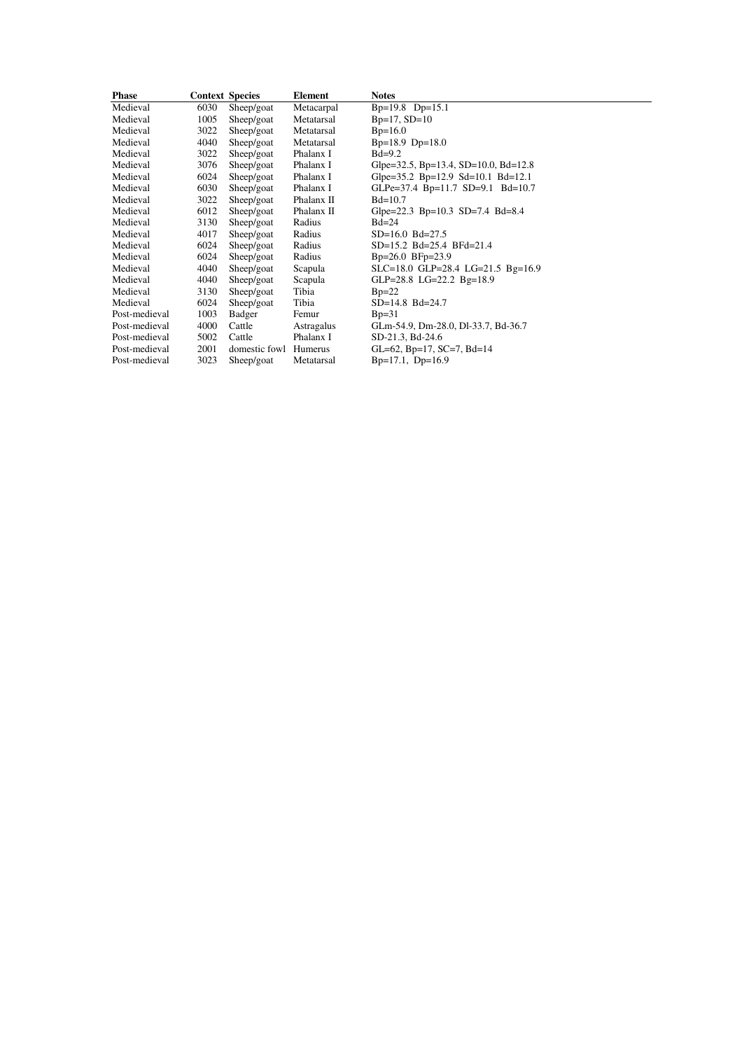| Phase | Context | Species | Element | Notes |
|---|---|---|---|---|
| Medieval | 6030 | Sheep/goat | Metacarpal | Bp=19.8 Dp=15.1 |
| Medieval | 1005 | Sheep/goat | Metatarsal | Bp=17, SD=10 |
| Medieval | 3022 | Sheep/goat | Metatarsal | Bp=16.0 |
| Medieval | 4040 | Sheep/goat | Metatarsal | Bp=18.9 Dp=18.0 |
| Medieval | 3022 | Sheep/goat | Phalanx I | Bd=9.2 |
| Medieval | 3076 | Sheep/goat | Phalanx I | Glpe=32.5, Bp=13.4, SD=10.0, Bd=12.8 |
| Medieval | 6024 | Sheep/goat | Phalanx I | Glpe=35.2 Bp=12.9 Sd=10.1 Bd=12.1 |
| Medieval | 6030 | Sheep/goat | Phalanx I | GLPe=37.4 Bp=11.7 SD=9.1 Bd=10.7 |
| Medieval | 3022 | Sheep/goat | Phalanx II | Bd=10.7 |
| Medieval | 6012 | Sheep/goat | Phalanx II | Glpe=22.3 Bp=10.3 SD=7.4 Bd=8.4 |
| Medieval | 3130 | Sheep/goat | Radius | Bd=24 |
| Medieval | 4017 | Sheep/goat | Radius | SD=16.0 Bd=27.5 |
| Medieval | 6024 | Sheep/goat | Radius | SD=15.2 Bd=25.4 BFd=21.4 |
| Medieval | 6024 | Sheep/goat | Radius | Bp=26.0 BFp=23.9 |
| Medieval | 4040 | Sheep/goat | Scapula | SLC=18.0 GLP=28.4 LG=21.5 Bg=16.9 |
| Medieval | 4040 | Sheep/goat | Scapula | GLP=28.8 LG=22.2 Bg=18.9 |
| Medieval | 3130 | Sheep/goat | Tibia | Bp=22 |
| Medieval | 6024 | Sheep/goat | Tibia | SD=14.8 Bd=24.7 |
| Post-medieval | 1003 | Badger | Femur | Bp=31 |
| Post-medieval | 4000 | Cattle | Astragalus | GLm-54.9, Dm-28.0, Dl-33.7, Bd-36.7 |
| Post-medieval | 5002 | Cattle | Phalanx I | SD-21.3, Bd-24.6 |
| Post-medieval | 2001 | domestic fowl | Humerus | GL=62, Bp=17, SC=7, Bd=14 |
| Post-medieval | 3023 | Sheep/goat | Metatarsal | Bp=17.1, Dp=16.9 |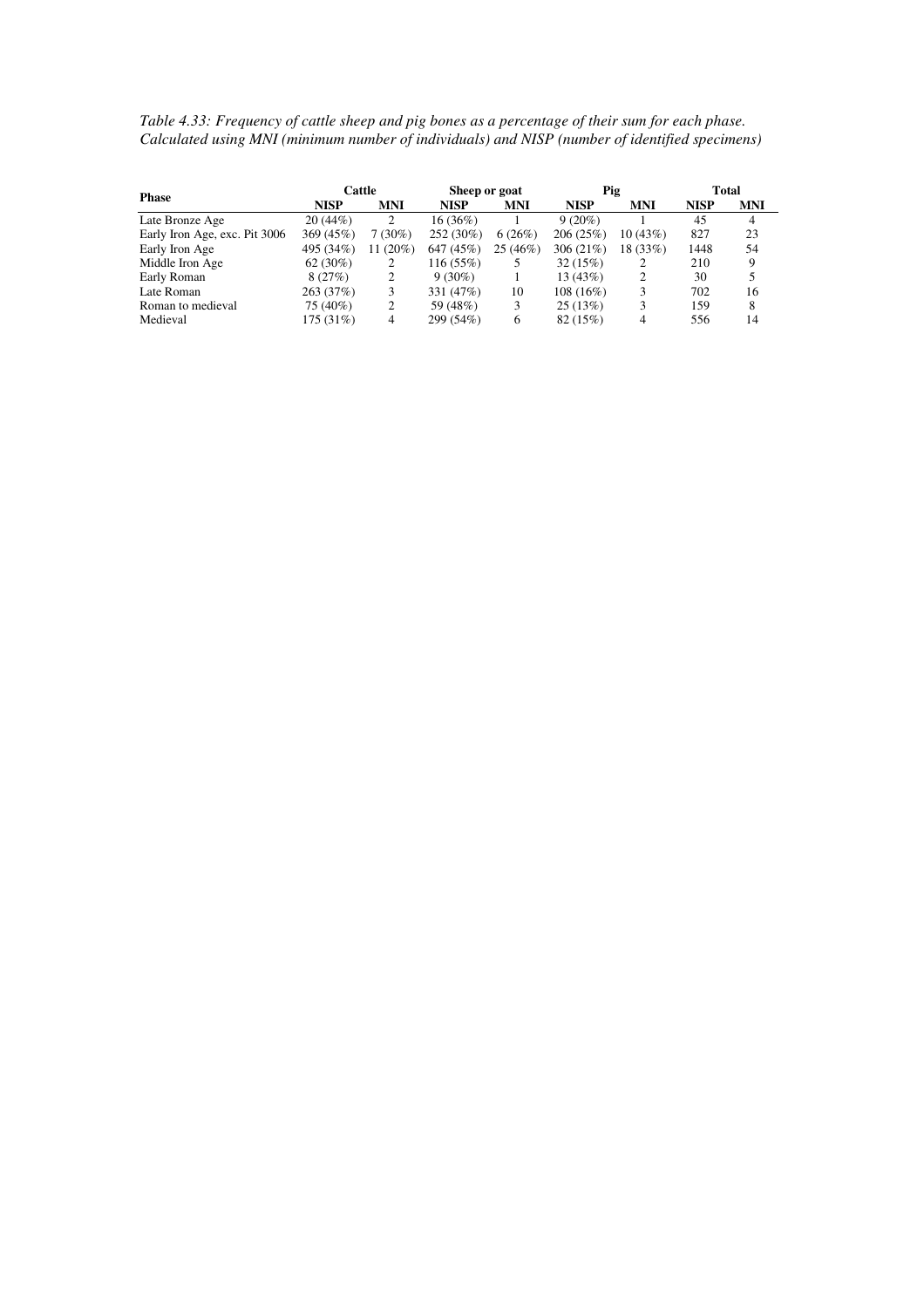*Table 4.33: Frequency of cattle sheep and pig bones as a percentage of their sum for each phase. Calculated using MNI (minimum number of individuals) and NISP (number of identified specimens)*

| Phase | Cattle | | Sheep or goat | | Pig | | Total | |
|---|---|---|---|---|---|---|---|---|
| | NISP | MNI | NISP | MNI | NISP | MNI | NISP | MNI |
| Late Bronze Age | 20 (44%) | 2 | 16 (36%) | 1 | 9 (20%) | 1 | 45 | 4 |
| Early Iron Age, exc. Pit 3006 | 369 (45%) | 7 (30%) | 252 (30%) | 6 (26%) | 206 (25%) | 10 (43%) | 827 | 23 |
| Early Iron Age | 495 (34%) | 11 (20%) | 647 (45%) | 25 (46%) | 306 (21%) | 18 (33%) | 1448 | 54 |
| Middle Iron Age | 62 (30%) | 2 | 116 (55%) | 5 | 32 (15%) | 2 | 210 | 9 |
| Early Roman | 8 (27%) | 2 | 9 (30%) | 1 | 13 (43%) | 2 | 30 | 5 |
| Late Roman | 263 (37%) | 3 | 331 (47%) | 10 | 108 (16%) | 3 | 702 | 16 |
| Roman to medieval | 75 (40%) | 2 | 59 (48%) | 3 | 25 (13%) | 3 | 159 | 8 |
| Medieval | 175 (31%) | 4 | 299 (54%) | 6 | 82 (15%) | 4 | 556 | 14 |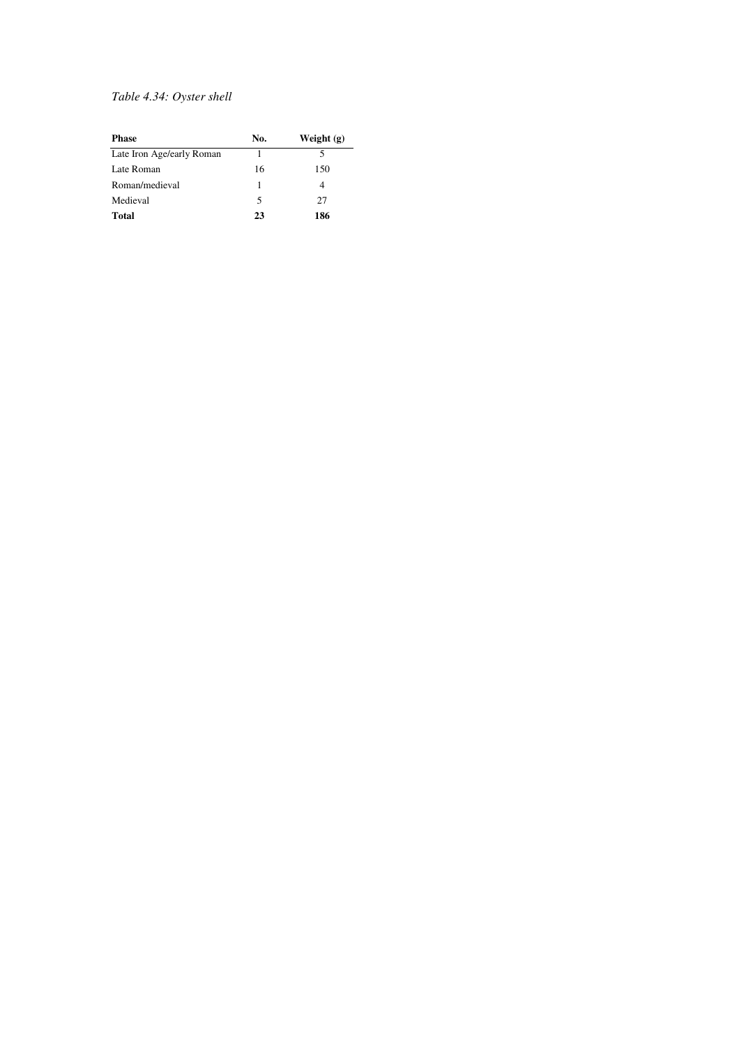*Table 4.34: Oyster shell*

| Phase | No. | Weight (g) |
|---|---|---|
| Late Iron Age/early Roman | 1 | 5 |
| Late Roman | 16 | 150 |
| Roman/medieval | 1 | 4 |
| Medieval | 5 | 27 |
| **Total** | **23** | **186** |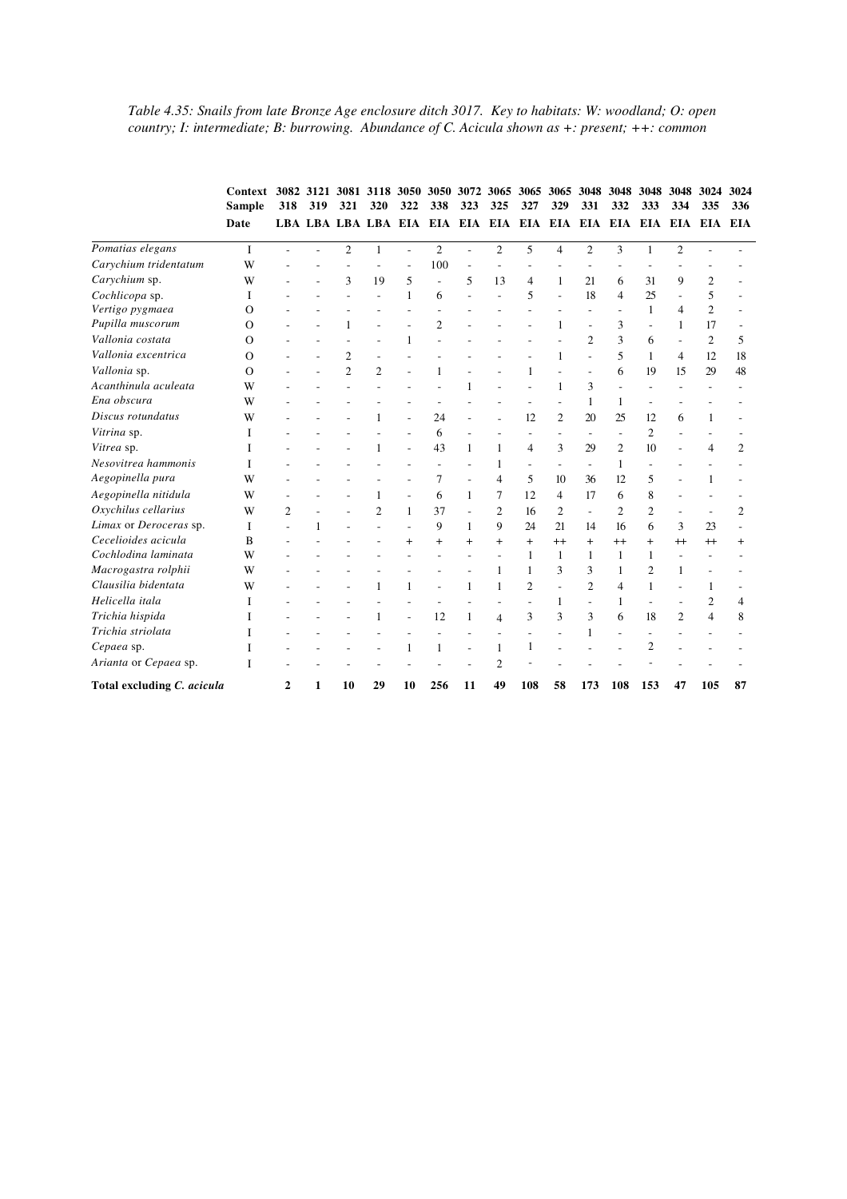*Table 4.35: Snails from late Bronze Age enclosure ditch 3017. Key to habitats: W: woodland; O: open country; I: intermediate; B: burrowing. Abundance of C. Acicula shown as +: present; ++: common*

| | **Context** | **3082** | **3121** | **3081** | **3118** | **3050** | **3050** | **3072** | **3065** | **3065** | **3065** | **3048** | **3048** | **3048** | **3048** | **3024** | **3024** |
|---|---|---|---|---|---|---|---|---|---|---|---|---|---|---|---|---|---|
| | **Sample** | **318** | **319** | **321** | **320** | **322** | **338** | **323** | **325** | **327** | **329** | **331** | **332** | **333** | **334** | **335** | **336** |
| | **Date** | **LBA** | **LBA** | **LBA** | **LBA** | **EIA** | **EIA** | **EIA** | **EIA** | **EIA** | **EIA** | **EIA** | **EIA** | **EIA** | **EIA** | **EIA** | **EIA** |
| *Pomatias elegans* | I | - | - | 2 | 1 | - | 2 | - | 2 | 5 | 4 | 2 | 3 | 1 | 2 | - | - |
| *Carychium tridentatum* | W | - | - | - | - | - | 100 | - | - | - | - | - | - | - | - | - | - |
| *Carychium* sp. | W | - | - | 3 | 19 | 5 | - | 5 | 13 | 4 | 1 | 21 | 6 | 31 | 9 | 2 | - |
| *Cochlicopa* sp. | I | - | - | - | - | 1 | 6 | - | - | 5 | - | 18 | 4 | 25 | - | 5 | - |
| *Vertigo pygmaea* | O | - | - | - | - | - | - | - | - | - | - | - | - | 1 | 4 | 2 | - |
| *Pupilla muscorum* | O | - | - | 1 | - | - | 2 | - | - | - | 1 | - | 3 | - | 1 | 17 | - |
| *Vallonia costata* | O | - | - | - | - | 1 | - | - | - | - | - | 2 | 3 | 6 | - | 2 | 5 |
| *Vallonia excentrica* | O | - | - | 2 | - | - | - | - | - | - | 1 | - | 5 | 1 | 4 | 12 | 18 |
| *Vallonia* sp. | O | - | - | 2 | 2 | - | 1 | - | - | 1 | - | - | 6 | 19 | 15 | 29 | 48 |
| *Acanthinula aculeata* | W | - | - | - | - | - | - | 1 | - | - | 1 | 3 | - | - | - | - | - |
| *Ena obscura* | W | - | - | - | - | - | - | - | - | - | - | 1 | 1 | - | - | - | - |
| *Discus rotundatus* | W | - | - | - | 1 | - | 24 | - | - | 12 | 2 | 20 | 25 | 12 | 6 | 1 | - |
| *Vitrina* sp. | I | - | - | - | - | - | 6 | - | - | - | - | - | - | 2 | - | - | - |
| *Vitrea* sp. | I | - | - | - | 1 | - | 43 | 1 | 1 | 4 | 3 | 29 | 2 | 10 | - | 4 | 2 |
| *Nesovitrea hammonis* | I | - | - | - | - | - | - | - | 1 | - | - | - | 1 | - | - | - | - |
| *Aegopinella pura* | W | - | - | - | - | - | 7 | - | 4 | 5 | 10 | 36 | 12 | 5 | - | 1 | - |
| *Aegopinella nitidula* | W | - | - | - | 1 | - | 6 | 1 | 7 | 12 | 4 | 17 | 6 | 8 | - | - | - |
| *Oxychilus cellarius* | W | 2 | - | - | 2 | 1 | 37 | - | 2 | 16 | 2 | - | 2 | 2 | - | - | 2 |
| *Limax* or *Deroceras* sp. | I | - | 1 | - | - | - | 9 | 1 | 9 | 24 | 21 | 14 | 16 | 6 | 3 | 23 | - |
| *Cecelioides acicula* | B | - | - | - | - | + | + | + | + | + | ++ | + | ++ | + | ++ | ++ | + |
| *Cochlodina laminata* | W | - | - | - | - | - | - | - | - | 1 | 1 | 1 | 1 | 1 | - | - | - |
| *Macrogastra rolphii* | W | - | - | - | - | - | - | - | 1 | 1 | 3 | 3 | 1 | 2 | 1 | - | - |
| *Clausilia bidentata* | W | - | - | - | 1 | 1 | - | 1 | 1 | 2 | - | 2 | 4 | 1 | - | 1 | - |
| *Helicella itala* | I | - | - | - | - | - | - | - | - | - | 1 | - | 1 | - | - | 2 | 4 |
| *Trichia hispida* | I | - | - | - | 1 | - | 12 | 1 | 4 | 3 | 3 | 3 | 6 | 18 | 2 | 4 | 8 |
| *Trichia striolata* | I | - | - | - | - | - | - | - | - | - | - | 1 | - | - | - | - | - |
| *Cepaea* sp. | I | - | - | - | - | 1 | 1 | - | 1 | 1 | - | - | - | 2 | - | - | - |
| *Arianta* or *Cepaea* sp. | I | - | - | - | - | - | - | - | 2 | - | - | - | - | - | - | - | - |
| **Total excluding *C. acicula*** | | **2** | **1** | **10** | **29** | **10** | **256** | **11** | **49** | **108** | **58** | **173** | **108** | **153** | **47** | **105** | **87** |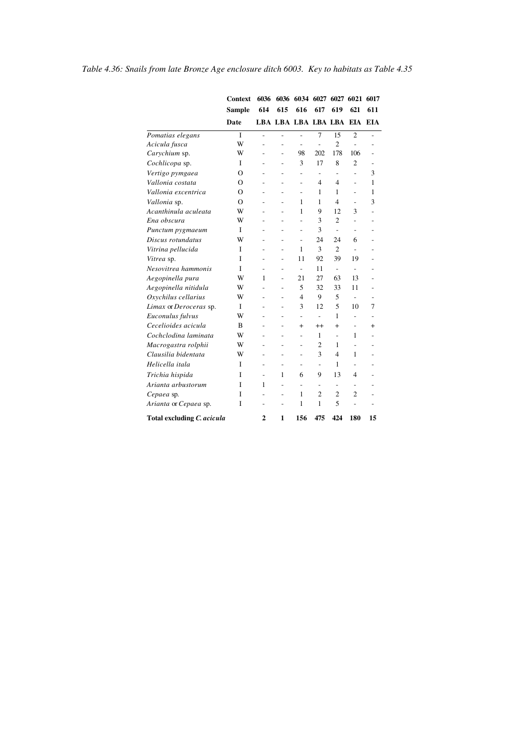*Table 4.36: Snails from late Bronze Age enclosure ditch 6003. Key to habitats as Table 4.35*

| | **Context** | **6036** | **6036** | **6034** | **6027** | **6027** | **6021** | **6017** |
|---|---|---|---|---|---|---|---|---|
| | **Sample** | **614** | **615** | **616** | **617** | **619** | **621** | **611** |
| | **Date** | **LBA** | **LBA** | **LBA** | **LBA** | **LBA** | **EIA** | **EIA** |
| *Pomatias elegans* | I | - | - | - | 7 | 15 | 2 | - |
| *Acicula fusca* | W | - | - | - | - | 2 | - | - |
| *Carychium* sp. | W | - | - | 98 | 202 | 178 | 106 | - |
| *Cochlicopa* sp. | I | - | - | 3 | 17 | 8 | 2 | - |
| *Vertigo pymgaea* | O | - | - | - | - | - | - | 3 |
| *Vallonia costata* | O | - | - | - | 4 | 4 | - | 1 |
| *Vallonia excentrica* | O | - | - | - | 1 | 1 | - | 1 |
| *Vallonia* sp. | O | - | - | 1 | 1 | 4 | - | 3 |
| *Acanthinula aculeata* | W | - | - | 1 | 9 | 12 | 3 | - |
| *Ena obscura* | W | - | - | - | 3 | 2 | - | - |
| *Punctum pygmaeum* | I | - | - | - | 3 | - | - | - |
| *Discus rotundatus* | W | - | - | - | 24 | 24 | 6 | - |
| *Vitrina pellucida* | I | - | - | 1 | 3 | 2 | - | - |
| *Vitrea* sp. | I | - | - | 11 | 92 | 39 | 19 | - |
| *Nesovitrea hammonis* | I | - | - | - | 11 | - | - | - |
| *Aegopinella pura* | W | 1 | - | 21 | 27 | 63 | 13 | - |
| *Aegopinella nitidula* | W | - | - | 5 | 32 | 33 | 11 | - |
| *Oxychilus cellarius* | W | - | - | 4 | 9 | 5 | - | - |
| *Limax* or *Deroceras* sp. | I | - | - | 3 | 12 | 5 | 10 | 7 |
| *Euconulus fulvus* | W | - | - | - | - | 1 | - | - |
| *Cecelioides acicula* | B | - | - | + | ++ | + | - | + |
| *Cochclodina laminata* | W | - | - | - | 1 | - | 1 | - |
| *Macrogastra rolphii* | W | - | - | - | 2 | 1 | - | - |
| *Clausilia bidentata* | W | - | - | - | 3 | 4 | 1 | - |
| *Helicella itala* | I | - | - | - | - | 1 | - | - |
| *Trichia hispida* | I | - | 1 | 6 | 9 | 13 | 4 | - |
| *Arianta arbustorum* | I | 1 | - | - | - | - | - | - |
| *Cepaea* sp. | I | - | - | 1 | 2 | 2 | 2 | - |
| *Arianta* or *Cepaea* sp. | I | - | - | 1 | 1 | 5 | - | - |
| **Total excluding *C. acicula*** | | **2** | **1** | **156** | **475** | **424** | **180** | **15** |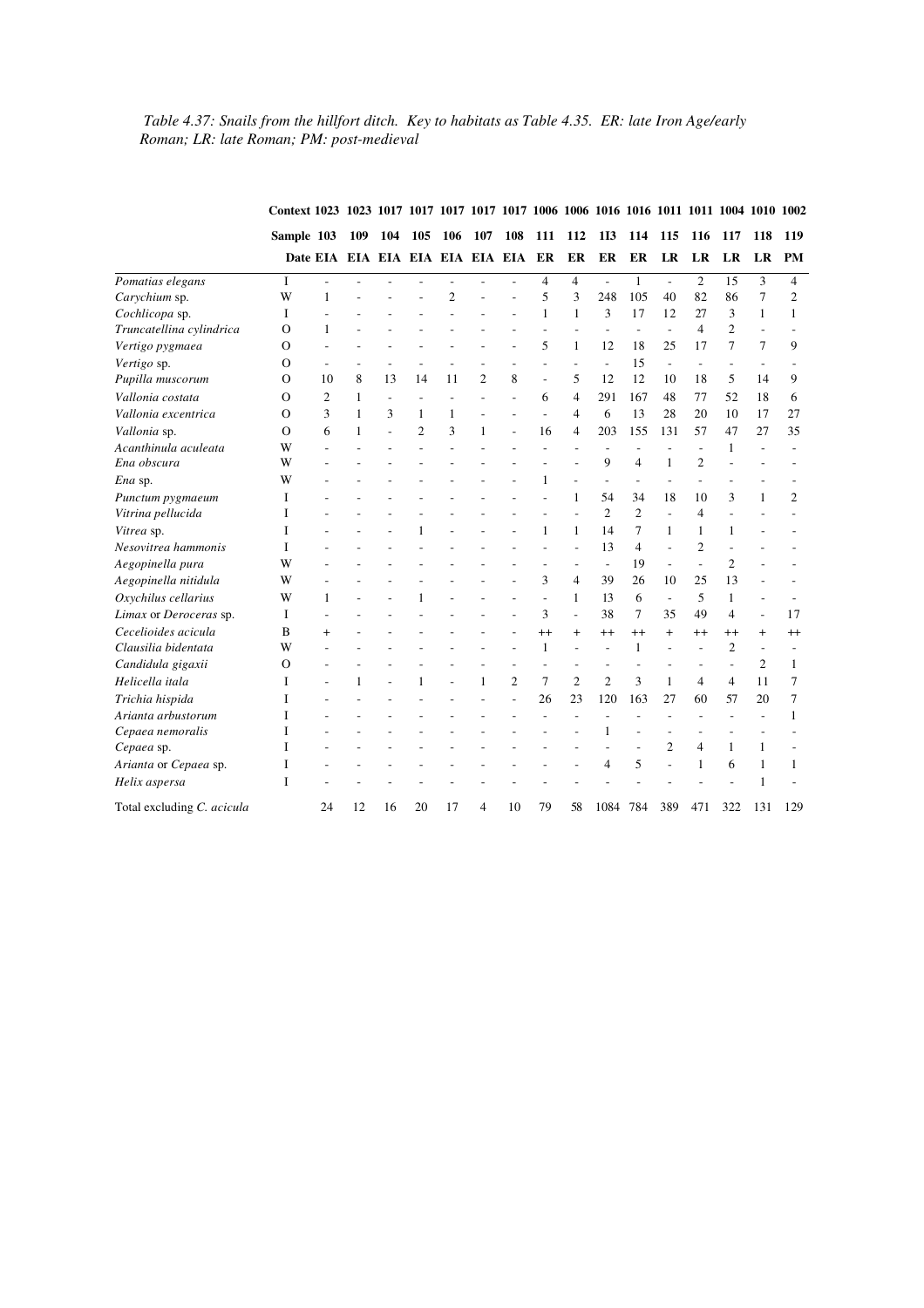*Table 4.37: Snails from the hillfort ditch. Key to habitats as Table 4.35. ER: late Iron Age/early Roman; LR: late Roman; PM: post-medieval*

| Context | | 1023 | 1023 | 1017 | 1017 | 1017 | 1017 | 1017 | 1006 | 1006 | 1016 | 1016 | 1011 | 1011 | 1004 | 1010 | 1002 |
|---|---|---|---|---|---|---|---|---|---|---|---|---|---|---|---|---|---|
| Sample | | 103 | 109 | 104 | 105 | 106 | 107 | 108 | 111 | 112 | 113 | 114 | 115 | 116 | 117 | 118 | 119 |
| Date | | EIA | EIA | EIA | EIA | EIA | EIA | EIA | ER | ER | ER | ER | LR | LR | LR | LR | PM |
| *Pomatias elegans* | I | - | - | - | - | - | - | - | 4 | 4 | - | 1 | - | 2 | 15 | 3 | 4 |
| *Carychium* sp. | W | 1 | - | - | - | 2 | - | - | 5 | 3 | 248 | 105 | 40 | 82 | 86 | 7 | 2 |
| *Cochlicopa* sp. | I | - | - | - | - | - | - | - | 1 | 1 | 3 | 17 | 12 | 27 | 3 | 1 | 1 |
| *Truncatellina cylindrica* | O | 1 | - | - | - | - | - | - | - | - | - | - | - | 4 | 2 | - | - |
| *Vertigo pygmaea* | O | - | - | - | - | - | - | - | 5 | 1 | 12 | 18 | 25 | 17 | 7 | 7 | 9 |
| *Vertigo* sp. | O | - | - | - | - | - | - | - | - | - | - | 15 | - | - | - | - | - |
| *Pupilla muscorum* | O | 10 | 8 | 13 | 14 | 11 | 2 | 8 | - | 5 | 12 | 12 | 10 | 18 | 5 | 14 | 9 |
| *Vallonia costata* | O | 2 | 1 | - | - | - | - | - | 6 | 4 | 291 | 167 | 48 | 77 | 52 | 18 | 6 |
| *Vallonia excentrica* | O | 3 | 1 | 3 | 1 | 1 | - | - | - | 4 | 6 | 13 | 28 | 20 | 10 | 17 | 27 |
| *Vallonia* sp. | O | 6 | 1 | - | 2 | 3 | 1 | - | 16 | 4 | 203 | 155 | 131 | 57 | 47 | 27 | 35 |
| *Acanthinula aculeata* | W | - | - | - | - | - | - | - | - | - | - | - | - | - | 1 | - | - |
| *Ena obscura* | W | - | - | - | - | - | - | - | - | - | 9 | 4 | 1 | 2 | - | - | - |
| *Ena* sp. | W | - | - | - | - | - | - | - | 1 | - | - | - | - | - | - | - | - |
| *Punctum pygmaeum* | I | - | - | - | - | - | - | - | - | 1 | 54 | 34 | 18 | 10 | 3 | 1 | 2 |
| *Vitrina pellucida* | I | - | - | - | - | - | - | - | - | - | 2 | 2 | - | 4 | - | - | - |
| *Vitrea* sp. | I | - | - | - | 1 | - | - | - | 1 | 1 | 14 | 7 | 1 | 1 | 1 | - | - |
| *Nesovitrea hammonis* | I | - | - | - | - | - | - | - | - | - | 13 | 4 | - | 2 | - | - | - |
| *Aegopinella pura* | W | - | - | - | - | - | - | - | - | - | - | 19 | - | - | 2 | - | - |
| *Aegopinella nitidula* | W | - | - | - | - | - | - | - | 3 | 4 | 39 | 26 | 10 | 25 | 13 | - | - |
| *Oxychilus cellarius* | W | 1 | - | - | 1 | - | - | - | - | 1 | 13 | 6 | - | 5 | 1 | - | - |
| *Limax* or *Deroceras* sp. | I | - | - | - | - | - | - | - | 3 | - | 38 | 7 | 35 | 49 | 4 | - | 17 |
| *Cecelioides acicula* | B | + | - | - | - | - | - | - | ++ | + | ++ | ++ | + | ++ | ++ | + | ++ |
| *Clausilia bidentata* | W | - | - | - | - | - | - | - | 1 | - | - | 1 | - | - | 2 | - | - |
| *Candidula gigaxii* | O | - | - | - | - | - | - | - | - | - | - | - | - | - | - | 2 | 1 |
| *Helicella itala* | I | - | 1 | - | 1 | - | 1 | 2 | 7 | 2 | 2 | 3 | 1 | 4 | 4 | 11 | 7 |
| *Trichia hispida* | I | - | - | - | - | - | - | - | 26 | 23 | 120 | 163 | 27 | 60 | 57 | 20 | 7 |
| *Arianta arbustorum* | I | - | - | - | - | - | - | - | - | - | - | - | - | - | - | - | 1 |
| *Cepaea nemoralis* | I | - | - | - | - | - | - | - | - | - | 1 | - | - | - | - | - | - |
| *Cepaea* sp. | I | - | - | - | - | - | - | - | - | - | - | - | 2 | 4 | 1 | 1 | - |
| *Arianta* or *Cepaea* sp. | I | - | - | - | - | - | - | - | - | - | 4 | 5 | - | 1 | 6 | 1 | 1 |
| *Helix aspersa* | I | - | - | - | - | - | - | - | - | - | - | - | - | - | - | 1 | - |
| Total excluding *C. acicula* | | 24 | 12 | 16 | 20 | 17 | 4 | 10 | 79 | 58 | 1084 | 784 | 389 | 471 | 322 | 131 | 129 |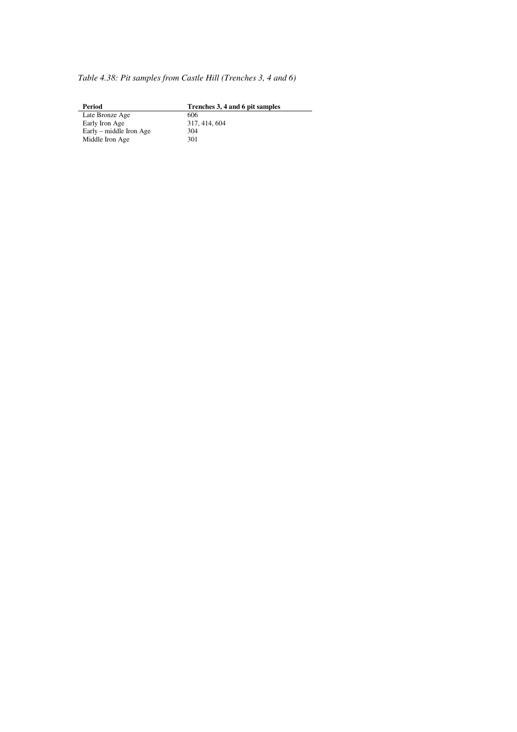*Table 4.38: Pit samples from Castle Hill (Trenches 3, 4 and 6)*

| Period | Trenches 3, 4 and 6 pit samples |
|---|---|
| Late Bronze Age | 606 |
| Early Iron Age | 317, 414, 604 |
| Early – middle Iron Age | 304 |
| Middle Iron Age | 301 |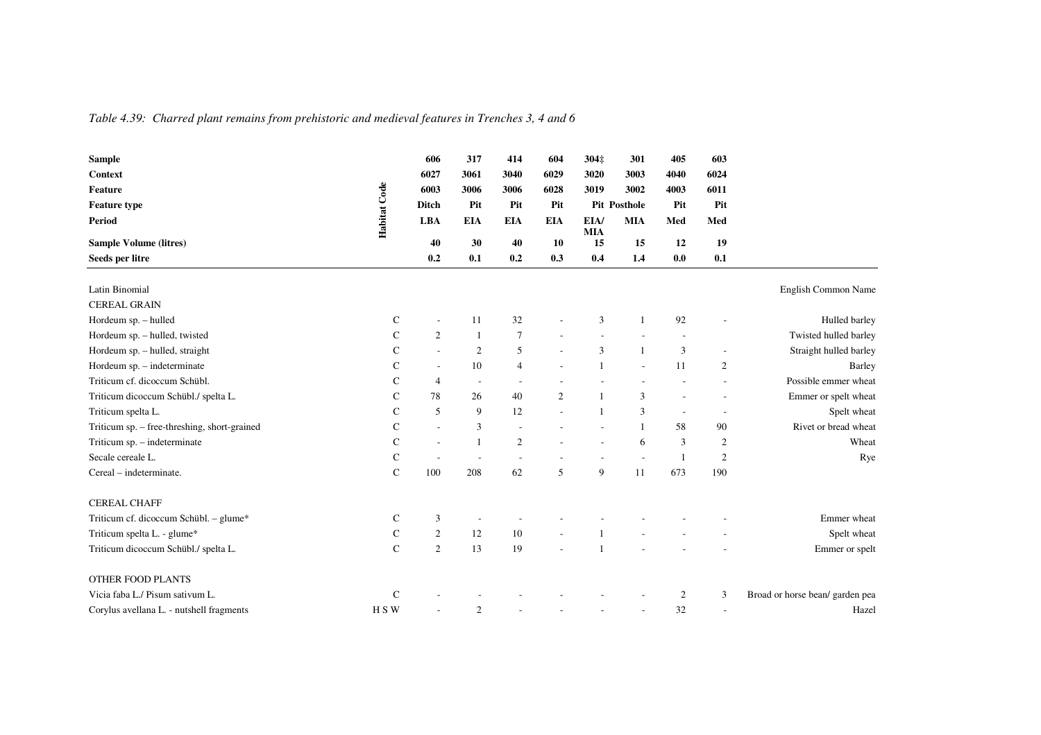*Table 4.39: Charred plant remains from prehistoric and medieval features in Trenches 3, 4 and 6*

| Sample | Habitat Code | 606 | 317 | 414 | 604 | 304‡ | 301 | 405 | 603 | |
|---|---|---|---|---|---|---|---|---|---|---|
| Context | | 6027 | 3061 | 3040 | 6029 | 3020 | 3003 | 4040 | 6024 | |
| Feature | | 6003 | 3006 | 3006 | 6028 | 3019 | 3002 | 4003 | 6011 | |
| Feature type | | Ditch | Pit | Pit | Pit | Pit | Posthole | Pit | Pit | |
| Period | | LBA | EIA | EIA | EIA | EIA/ MIA | MIA | Med | Med | |
| Sample Volume (litres) | | 40 | 30 | 40 | 10 | 15 | 15 | 12 | 19 | |
| Seeds per litre | | 0.2 | 0.1 | 0.2 | 0.3 | 0.4 | 1.4 | 0.0 | 0.1 | |
| Latin Binomial | | | | | | | | | | English Common Name |
| CEREAL GRAIN | | | | | | | | | | |
| Hordeum sp. – hulled | C | - | 11 | 32 | - | 3 | 1 | 92 | - | Hulled barley |
| Hordeum sp. – hulled, twisted | C | 2 | 1 | 7 | - | - | - | - | | Twisted hulled barley |
| Hordeum sp. – hulled, straight | C | - | 2 | 5 | - | 3 | 1 | 3 | - | Straight hulled barley |
| Hordeum sp. – indeterminate | C | - | 10 | 4 | - | 1 | - | 11 | 2 | Barley |
| Triticum cf. dicoccum Schübl. | C | 4 | - | - | - | - | - | - | - | Possible emmer wheat |
| Triticum dicoccum Schübl./ spelta L. | C | 78 | 26 | 40 | 2 | 1 | 3 | - | - | Emmer or spelt wheat |
| Triticum spelta L. | C | 5 | 9 | 12 | - | 1 | 3 | - | - | Spelt wheat |
| Triticum sp. – free-threshing, short-grained | C | - | 3 | - | - | - | 1 | 58 | 90 | Rivet or bread wheat |
| Triticum sp. – indeterminate | C | - | 1 | 2 | - | - | 6 | 3 | 2 | Wheat |
| Secale cereale L. | C | - | - | - | - | - | - | 1 | 2 | Rye |
| Cereal – indeterminate. | C | 100 | 208 | 62 | 5 | 9 | 11 | 673 | 190 | |
| CEREAL CHAFF | | | | | | | | | | |
| Triticum cf. dicoccum Schübl. – glume* | C | 3 | - | - | - | - | - | - | - | Emmer wheat |
| Triticum spelta L. - glume* | C | 2 | 12 | 10 | - | 1 | - | - | - | Spelt wheat |
| Triticum dicoccum Schübl./ spelta L. | C | 2 | 13 | 19 | - | 1 | - | - | - | Emmer or spelt |
| OTHER FOOD PLANTS | | | | | | | | | | |
| Vicia faba L./ Pisum sativum L. | C | - | - | - | - | - | - | 2 | 3 | Broad or horse bean/ garden pea |
| Corylus avellana L. - nutshell fragments | H S W | - | 2 | - | - | - | - | 32 | - | Hazel |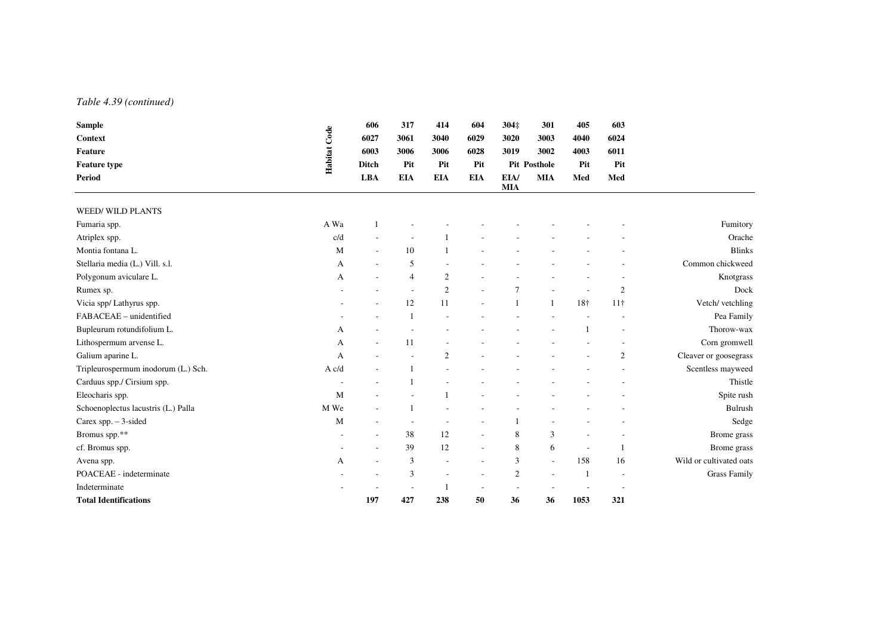*Table 4.39 (continued)*

| Sample | Habitat Code | 606 | 317 | 414 | 604 | 304‡ | 301 | 405 | 603 | |
|---|---|---|---|---|---|---|---|---|---|---|
| Context | | 6027 | 3061 | 3040 | 6029 | 3020 | 3003 | 4040 | 6024 | |
| Feature | | 6003 | 3006 | 3006 | 6028 | 3019 | 3002 | 4003 | 6011 | |
| Feature type | | Ditch | Pit | Pit | Pit | Pit | Posthole | Pit | Pit | |
| Period | | LBA | EIA | EIA | EIA | EIA/ MIA | MIA | Med | Med | |
| WEED/ WILD PLANTS | | | | | | | | | | |
| Fumaria spp. | A Wa | 1 | - | - | - | - | - | - | - | Fumitory |
| Atriplex spp. | c/d | - | - | 1 | - | - | - | - | - | Orache |
| Montia fontana L. | M | - | 10 | 1 | - | - | - | - | - | Blinks |
| Stellaria media (L.) Vill. s.l. | A | - | 5 | - | - | - | - | - | - | Common chickweed |
| Polygonum aviculare L. | A | - | 4 | 2 | - | - | - | - | - | Knotgrass |
| Rumex sp. | - | - | - | 2 | - | 7 | - | - | 2 | Dock |
| Vicia spp/ Lathyrus spp. | - | - | 12 | 11 | - | 1 | 1 | 18† | 11† | Vetch/ vetchling |
| FABACEAE – unidentified | - | - | 1 | - | - | - | - | - | - | Pea Family |
| Bupleurum rotundifolium L. | A | - | - | - | - | - | - | 1 | - | Thorow-wax |
| Lithospermum arvense L. | A | - | 11 | - | - | - | - | - | - | Corn gromwell |
| Galium aparine L. | A | - | - | 2 | - | - | - | - | 2 | Cleaver or goosegrass |
| Tripleurospermum inodorum (L.) Sch. | A c/d | - | 1 | - | - | - | - | - | - | Scentless mayweed |
| Carduus spp./ Cirsium spp. | - | - | 1 | - | - | - | - | - | - | Thistle |
| Eleocharis spp. | M | - | - | 1 | - | - | - | - | - | Spite rush |
| Schoenoplectus lacustris (L.) Palla | M We | - | 1 | - | - | - | - | - | - | Bulrush |
| Carex spp. – 3-sided | M | - | - | - | - | 1 | - | - | - | Sedge |
| Bromus spp.** | - | - | 38 | 12 | - | 8 | 3 | - | - | Brome grass |
| cf. Bromus spp. | - | - | 39 | 12 | - | 8 | 6 | - | 1 | Brome grass |
| Avena spp. | A | - | 3 | - | - | 3 | - | 158 | 16 | Wild or cultivated oats |
| POACEAE - indeterminate | - | - | 3 | - | - | 2 | - | 1 | - | Grass Family |
| Indeterminate | - | - | - | 1 | - | - | - | - | - | |
| **Total Identifications** | | **197** | **427** | **238** | **50** | **36** | **36** | **1053** | **321** | |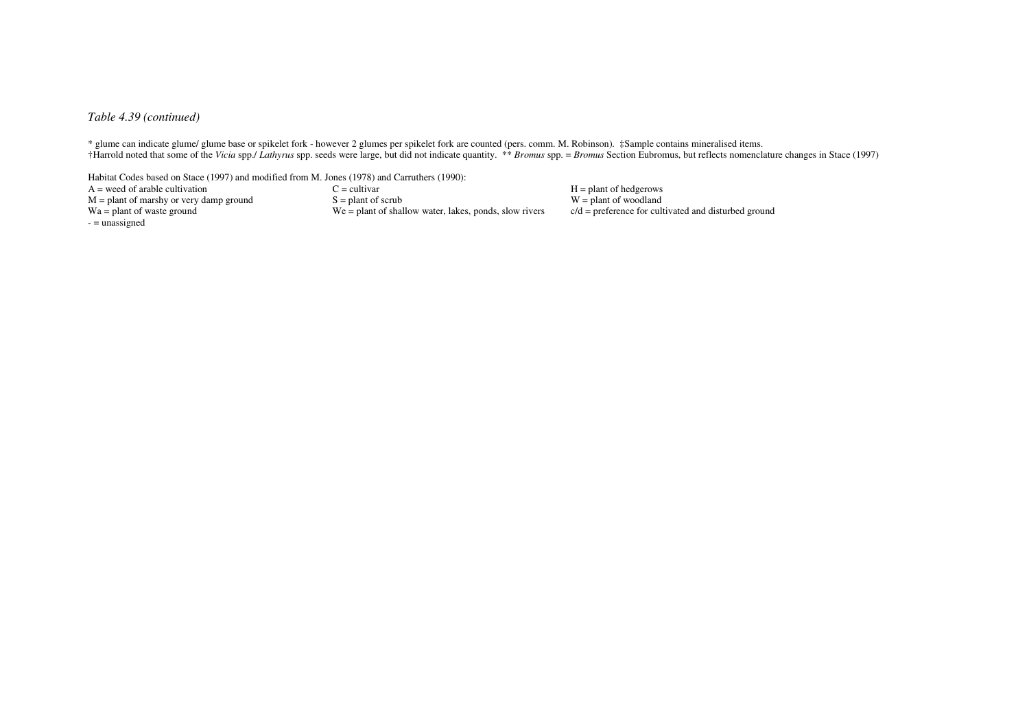*Table 4.39 (continued)*

* glume can indicate glume/ glume base or spikelet fork - however 2 glumes per spikelet fork are counted (pers. comm. M. Robinson). ‡Sample contains mineralised items.
†Harrold noted that some of the *Vicia* spp./ *Lathyrus* spp. seeds were large, but did not indicate quantity. ** *Bromus* spp. = *Bromus* Section Eubromus, but reflects nomenclature changes in Stace (1997)

Habitat Codes based on Stace (1997) and modified from M. Jones (1978) and Carruthers (1990):

A = weed of arable cultivation
C = cultivar
H = plant of hedgerows
M = plant of marshy or very damp ground
S = plant of scrub
W = plant of woodland
Wa = plant of waste ground
We = plant of shallow water, lakes, ponds, slow rivers
c/d = preference for cultivated and disturbed ground
- = unassigned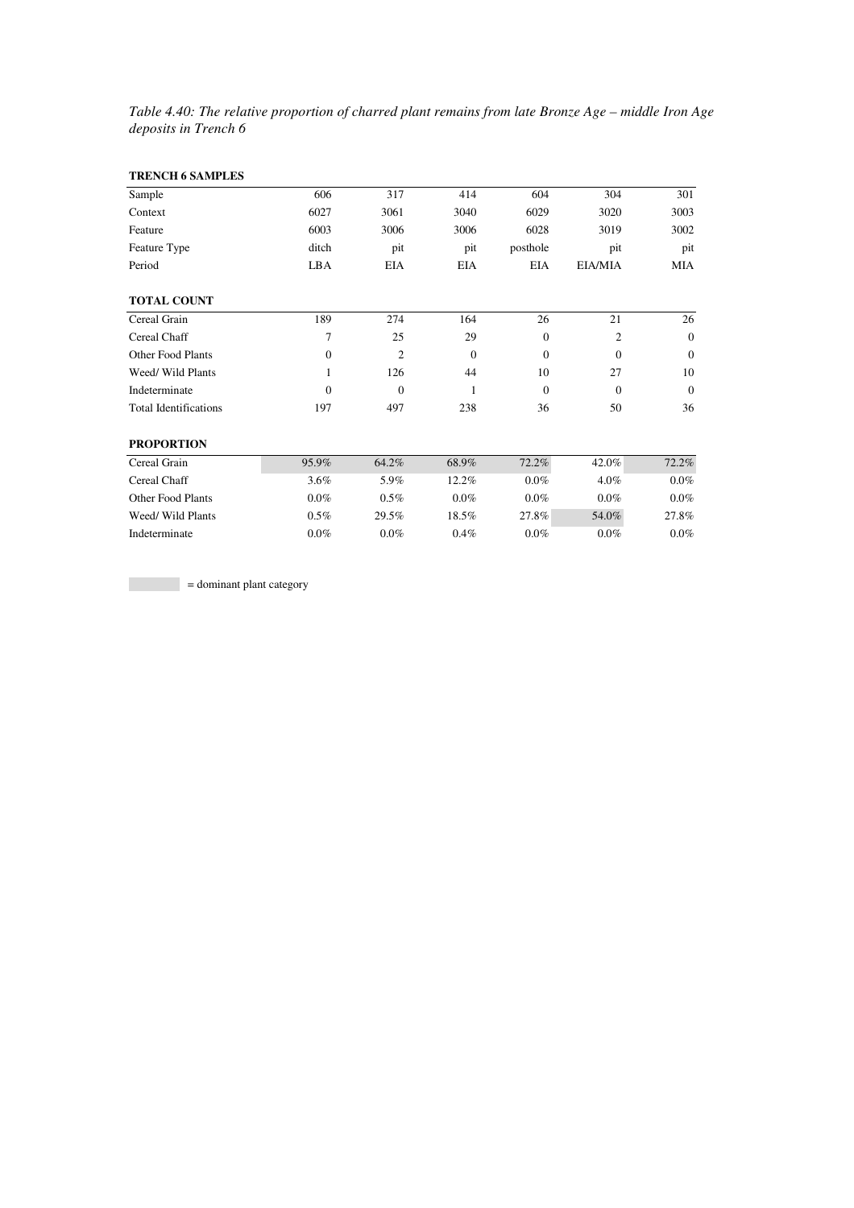*Table 4.40: The relative proportion of charred plant remains from late Bronze Age – middle Iron Age deposits in Trench 6*

**TRENCH 6 SAMPLES**

| Sample | 606 | 317 | 414 | 604 | 304 | 301 |
|---|---|---|---|---|---|---|
| Context | 6027 | 3061 | 3040 | 6029 | 3020 | 3003 |
| Feature | 6003 | 3006 | 3006 | 6028 | 3019 | 3002 |
| Feature Type | ditch | pit | pit | posthole | pit | pit |
| Period | LBA | EIA | EIA | EIA | EIA/MIA | MIA |
| **TOTAL COUNT** | | | | | | |
| Cereal Grain | 189 | 274 | 164 | 26 | 21 | 26 |
| Cereal Chaff | 7 | 25 | 29 | 0 | 2 | 0 |
| Other Food Plants | 0 | 2 | 0 | 0 | 0 | 0 |
| Weed/ Wild Plants | 1 | 126 | 44 | 10 | 27 | 10 |
| Indeterminate | 0 | 0 | 1 | 0 | 0 | 0 |
| Total Identifications | 197 | 497 | 238 | 36 | 50 | 36 |
| **PROPORTION** | | | | | | |
| Cereal Grain | 95.9% | 64.2% | 68.9% | 72.2% | 42.0% | 72.2% |
| Cereal Chaff | 3.6% | 5.9% | 12.2% | 0.0% | 4.0% | 0.0% |
| Other Food Plants | 0.0% | 0.5% | 0.0% | 0.0% | 0.0% | 0.0% |
| Weed/ Wild Plants | 0.5% | 29.5% | 18.5% | 27.8% | 54.0% | 27.8% |
| Indeterminate | 0.0% | 0.0% | 0.4% | 0.0% | 0.0% | 0.0% |

(shaded) = dominant plant category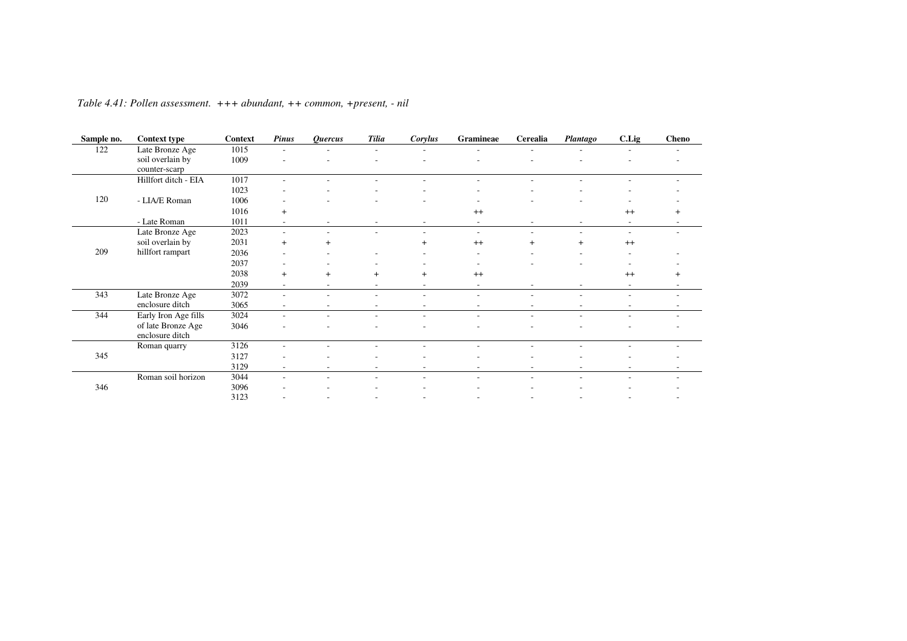*Table 4.41: Pollen assessment. +++ abundant, ++ common, +present, - nil*

| Sample no. | Context type | Context | *Pinus* | *Quercus* | *Tilia* | *Corylus* | Gramineae | Cerealia | *Plantago* | C.Lig | Cheno |
|---|---|---|---|---|---|---|---|---|---|---|---|
| 122 | Late Bronze Age | 1015 | - | - | - | - | - | - | - | - | - |
| | soil overlain by counter-scarp | 1009 | - | - | - | - | - | - | - | - | - |
| | Hillfort ditch - EIA | 1017 | - | - | - | - | - | - | - | - | - |
| | | 1023 | - | - | - | - | - | - | - | - | - |
| 120 | - LIA/E Roman | 1006 | - | - | - | - | - | - | - | - | - |
| | | 1016 | + | | | | ++ | | | ++ | + |
| | - Late Roman | 1011 | - | - | - | - | - | - | - | - | - |
| | Late Bronze Age | 2023 | - | - | - | - | - | - | - | - | - |
| | soil overlain by | 2031 | + | + | | + | ++ | + | + | ++ | |
| 209 | hillfort rampart | 2036 | - | - | - | - | - | - | - | - | - |
| | | 2037 | - | - | - | - | - | - | - | - | - |
| | | 2038 | + | + | + | + | ++ | | | ++ | + |
| | | 2039 | - | - | - | - | - | - | - | - | - |
| 343 | Late Bronze Age | 3072 | - | - | - | - | - | - | - | - | - |
| | enclosure ditch | 3065 | - | - | - | - | - | - | - | - | - |
| 344 | Early Iron Age fills | 3024 | - | - | - | - | - | - | - | - | - |
| | of late Bronze Age enclosure ditch | 3046 | - | - | - | - | - | - | - | - | - |
| | Roman quarry | 3126 | - | - | - | - | - | - | - | - | - |
| 345 | | 3127 | - | - | - | - | - | - | - | - | - |
| | | 3129 | - | - | - | - | - | - | - | - | - |
| | Roman soil horizon | 3044 | - | - | - | - | - | - | - | - | - |
| 346 | | 3096 | - | - | - | - | - | - | - | - | - |
| | | 3123 | - | - | - | - | - | - | - | - | - |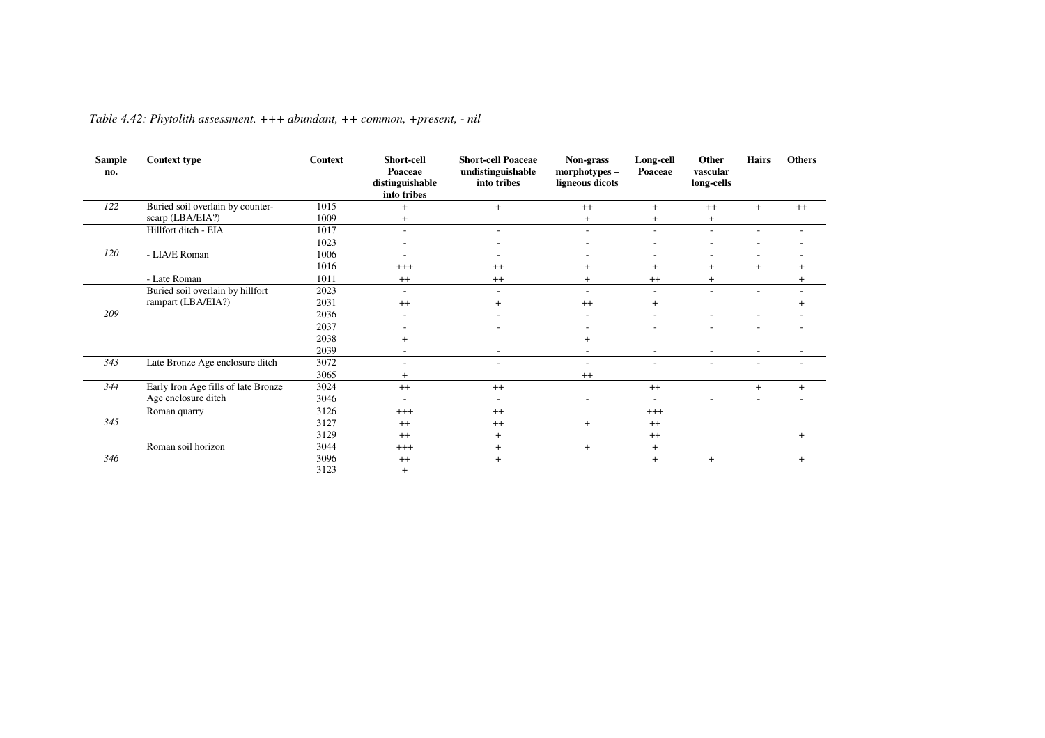*Table 4.42: Phytolith assessment. +++ abundant, ++ common, +present, - nil*

| Sample no. | Context type | Context | Short-cell Poaceae distinguishable into tribes | Short-cell Poaceae undistinguishable into tribes | Non-grass morphotypes – ligneous dicots | Long-cell Poaceae | Other vascular long-cells | Hairs | Others |
|---|---|---|---|---|---|---|---|---|---|
| *122* | Buried soil overlain by counter-scarp (LBA/EIA?) | 1015 | + | + | ++ | + | ++ | + | ++ |
| | | 1009 | + | | + | + | + | | |
| | Hillfort ditch - EIA | 1017 | - | - | - | - | - | - | - |
| | | 1023 | - | - | - | - | - | - | - |
| *120* | - LIA/E Roman | 1006 | - | - | - | - | - | - | - |
| | | 1016 | +++ | ++ | + | + | + | + | + |
| | - Late Roman | 1011 | ++ | ++ | + | ++ | + | | + |
| | Buried soil overlain by hillfort rampart (LBA/EIA?) | 2023 | - | - | - | - | - | - | - |
| | | 2031 | ++ | + | ++ | + | | | + |
| *209* | | 2036 | - | - | - | - | - | - | - |
| | | 2037 | - | - | - | - | - | - | - |
| | | 2038 | + | | + | | | | |
| | | 2039 | - | - | - | - | - | - | - |
| *343* | Late Bronze Age enclosure ditch | 3072 | - | - | - | - | - | - | - |
| | | 3065 | + | | ++ | | | | |
| *344* | Early Iron Age fills of late Bronze Age enclosure ditch | 3024 | ++ | ++ | | ++ | | + | + |
| | | 3046 | - | - | - | - | - | - | - |
| | Roman quarry | 3126 | +++ | ++ | | +++ | | | |
| *345* | | 3127 | ++ | ++ | + | ++ | | | |
| | | 3129 | ++ | + | | ++ | | | + |
| | Roman soil horizon | 3044 | +++ | + | + | + | | | |
| *346* | | 3096 | ++ | + | | + | + | | + |
| | | 3123 | + | | | | | | |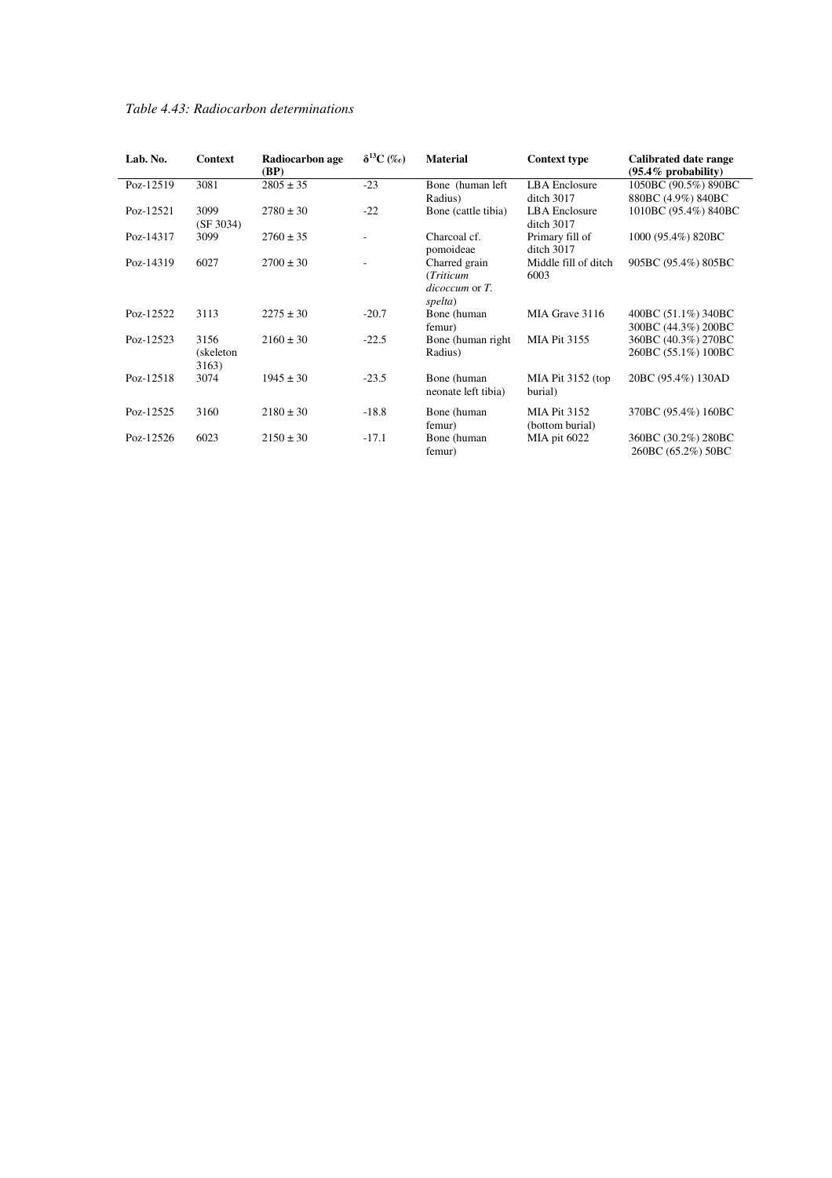*Table 4.43: Radiocarbon determinations*

| Lab. No. | Context | Radiocarbon age (BP) | $\delta^{13}C$ (‰) | Material | Context type | Calibrated date range (95.4% probability) |
|---|---|---|---|---|---|---|
| Poz-12519 | 3081 | 2805 ± 35 | -23 | Bone (human left Radius) | LBA Enclosure ditch 3017 | 1050BC (90.5%) 890BC 880BC (4.9%) 840BC |
| Poz-12521 | 3099 (SF 3034) | 2780 ± 30 | -22 | Bone (cattle tibia) | LBA Enclosure ditch 3017 | 1010BC (95.4%) 840BC |
| Poz-14317 | 3099 | 2760 ± 35 | - | Charcoal cf. pomoideae | Primary fill of ditch 3017 | 1000 (95.4%) 820BC |
| Poz-14319 | 6027 | 2700 ± 30 | - | Charred grain (*Triticum dicoccum* or *T. spelta*) | Middle fill of ditch 6003 | 905BC (95.4%) 805BC |
| Poz-12522 | 3113 | 2275 ± 30 | -20.7 | Bone (human femur) | MIA Grave 3116 | 400BC (51.1%) 340BC 300BC (44.3%) 200BC |
| Poz-12523 | 3156 (skeleton 3163) | 2160 ± 30 | -22.5 | Bone (human right Radius) | MIA Pit 3155 | 360BC (40.3%) 270BC 260BC (55.1%) 100BC |
| Poz-12518 | 3074 | 1945 ± 30 | -23.5 | Bone (human neonate left tibia) | MIA Pit 3152 (top burial) | 20BC (95.4%) 130AD |
| Poz-12525 | 3160 | 2180 ± 30 | -18.8 | Bone (human femur) | MIA Pit 3152 (bottom burial) | 370BC (95.4%) 160BC |
| Poz-12526 | 6023 | 2150 ± 30 | -17.1 | Bone (human femur) | MIA pit 6022 | 360BC (30.2%) 280BC 260BC (65.2%) 50BC |